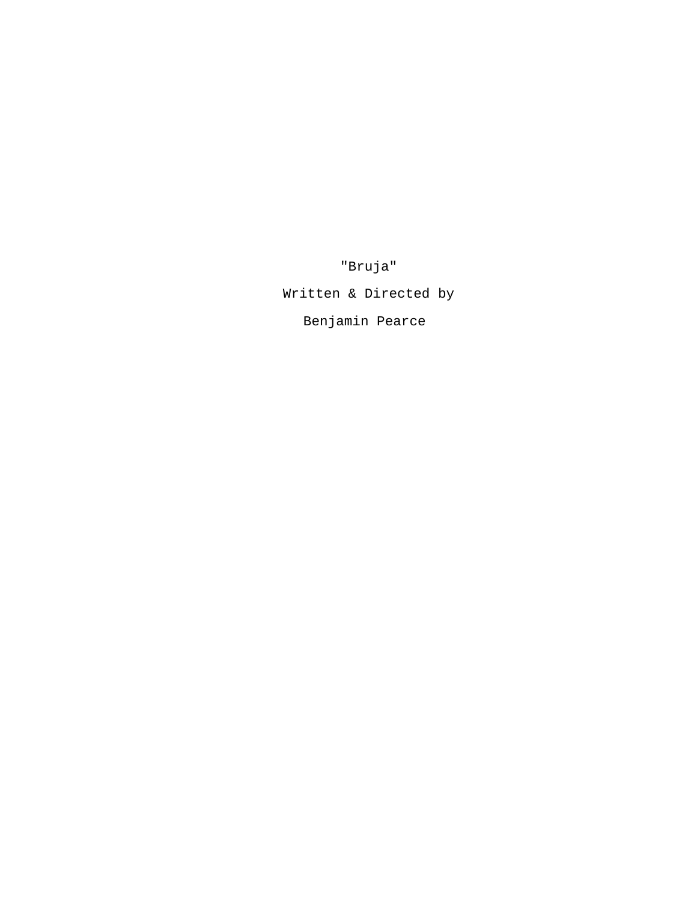"Bruja"

Written & Directed by

Benjamin Pearce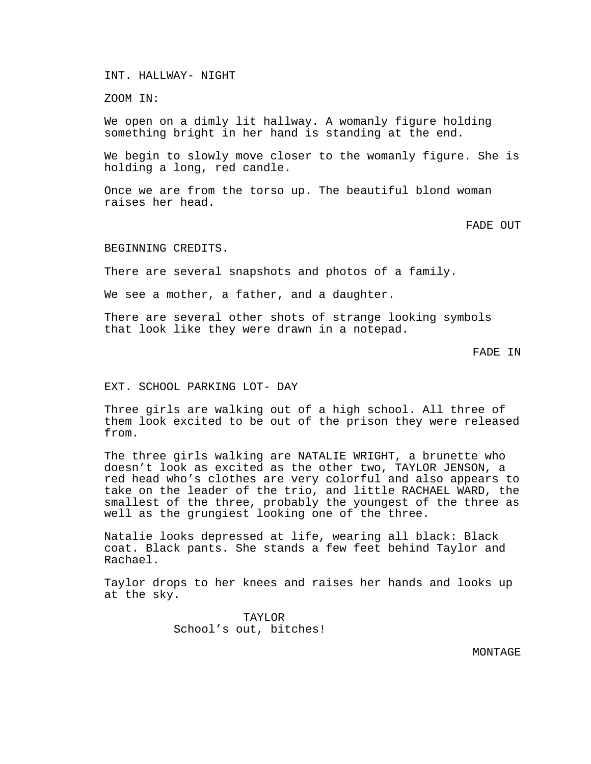INT. HALLWAY- NIGHT

ZOOM IN:

We open on a dimly lit hallway. A womanly figure holding something bright in her hand is standing at the end.

We begin to slowly move closer to the womanly figure. She is holding a long, red candle.

Once we are from the torso up. The beautiful blond woman raises her head.

FADE OUT

BEGINNING CREDITS.

There are several snapshots and photos of a family.

We see a mother, a father, and a daughter.

There are several other shots of strange looking symbols that look like they were drawn in a notepad.

FADE IN

EXT. SCHOOL PARKING LOT- DAY

Three girls are walking out of a high school. All three of them look excited to be out of the prison they were released from.

The three girls walking are NATALIE WRIGHT, a brunette who doesn't look as excited as the other two, TAYLOR JENSON, a red head who's clothes are very colorful and also appears to take on the leader of the trio, and little RACHAEL WARD, the smallest of the three, probably the youngest of the three as well as the grungiest looking one of the three.

Natalie looks depressed at life, wearing all black: Black coat. Black pants. She stands a few feet behind Taylor and Rachael.

Taylor drops to her knees and raises her hands and looks up at the sky.

TAYLOR
School's out, bitches!

MONTAGE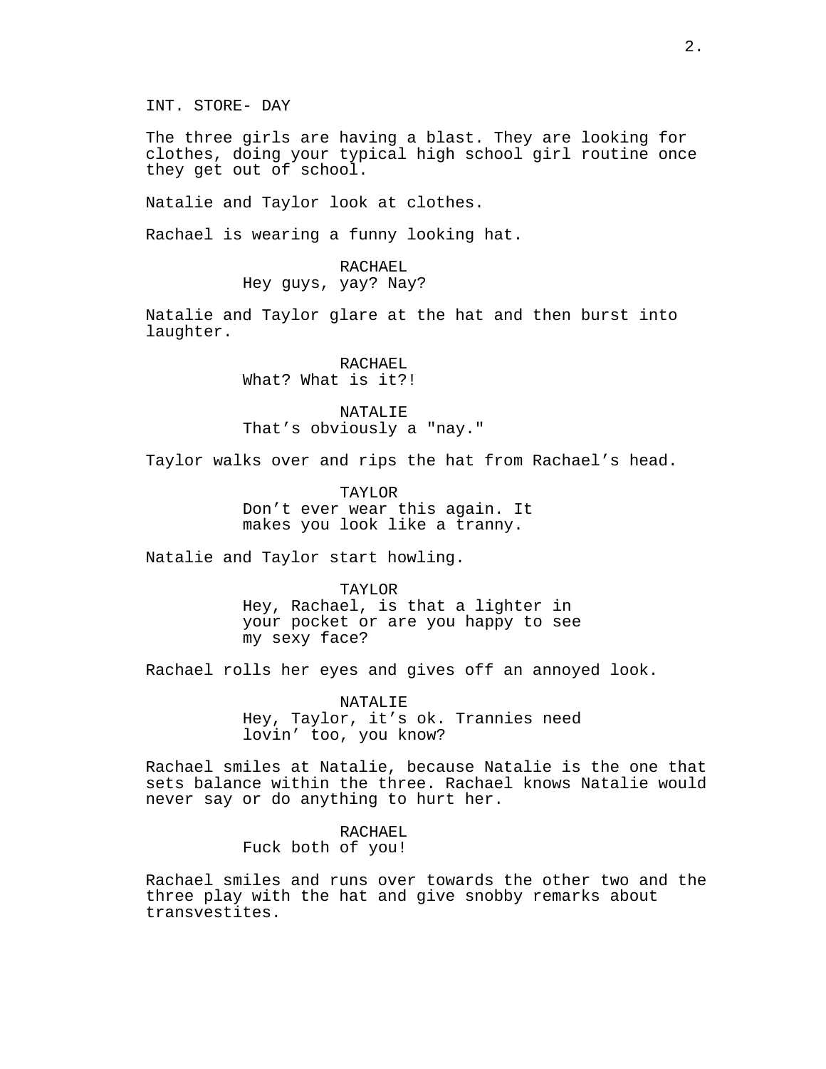INT. STORE- DAY

The three girls are having a blast. They are looking for clothes, doing your typical high school girl routine once they get out of school.

Natalie and Taylor look at clothes.

Rachael is wearing a funny looking hat.

RACHAEL
Hey guys, yay? Nay?

Natalie and Taylor glare at the hat and then burst into laughter.

RACHAEL
What? What is it?!

NATALIE
That's obviously a "nay."

Taylor walks over and rips the hat from Rachael's head.

TAYLOR
Don't ever wear this again. It makes you look like a tranny.

Natalie and Taylor start howling.

TAYLOR
Hey, Rachael, is that a lighter in your pocket or are you happy to see my sexy face?

Rachael rolls her eyes and gives off an annoyed look.

NATALIE
Hey, Taylor, it's ok. Trannies need lovin' too, you know?

Rachael smiles at Natalie, because Natalie is the one that sets balance within the three. Rachael knows Natalie would never say or do anything to hurt her.

RACHAEL
Fuck both of you!

Rachael smiles and runs over towards the other two and the three play with the hat and give snobby remarks about transvestites.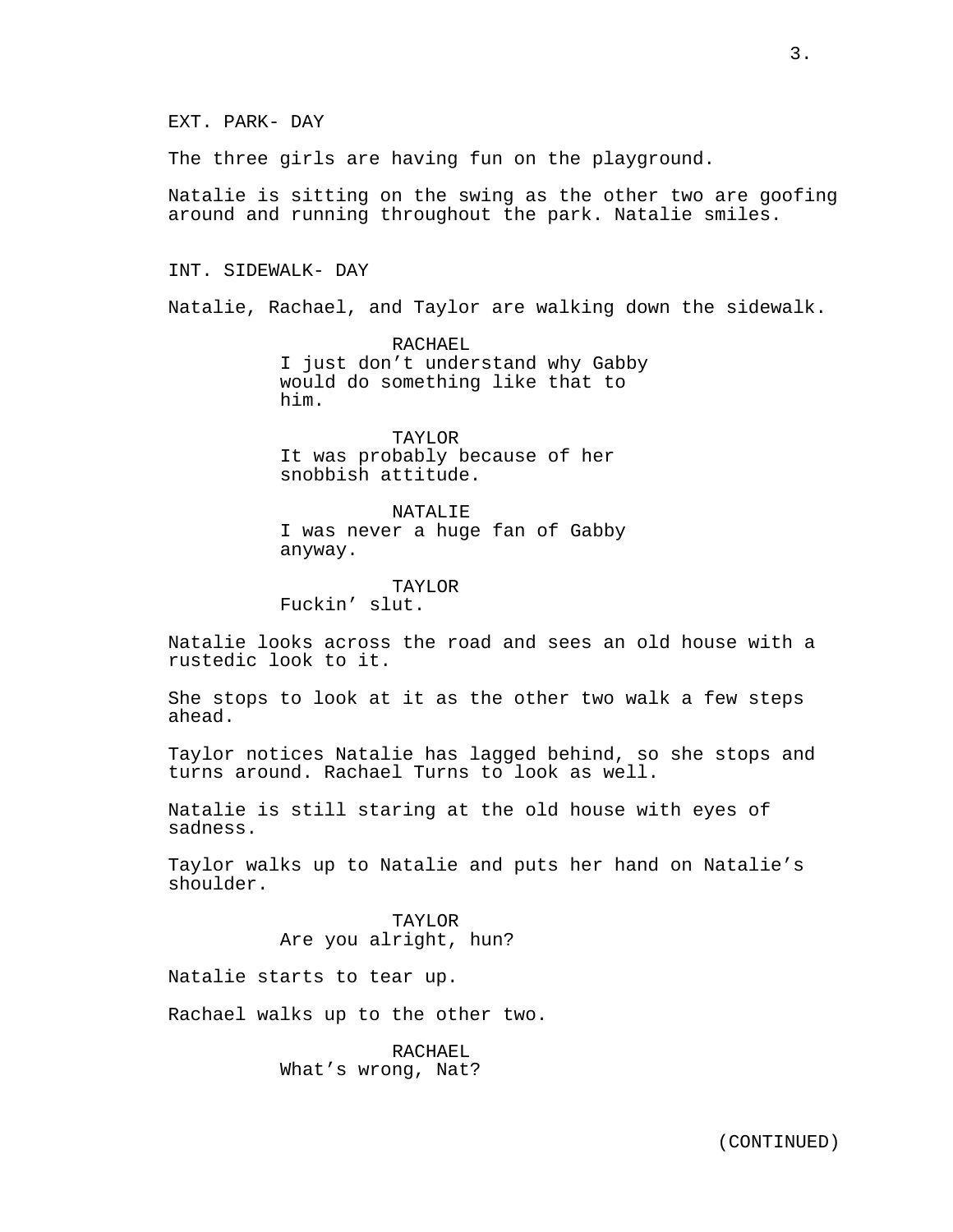EXT. PARK- DAY

The three girls are having fun on the playground.

Natalie is sitting on the swing as the other two are goofing around and running throughout the park. Natalie smiles.

INT. SIDEWALK- DAY

Natalie, Rachael, and Taylor are walking down the sidewalk.

RACHAEL
I just don't understand why Gabby would do something like that to him.

TAYLOR
It was probably because of her snobbish attitude.

NATALIE
I was never a huge fan of Gabby anyway.

TAYLOR
Fuckin' slut.

Natalie looks across the road and sees an old house with a rustedic look to it.

She stops to look at it as the other two walk a few steps ahead.

Taylor notices Natalie has lagged behind, so she stops and turns around. Rachael Turns to look as well.

Natalie is still staring at the old house with eyes of sadness.

Taylor walks up to Natalie and puts her hand on Natalie's shoulder.

TAYLOR
Are you alright, hun?

Natalie starts to tear up.

Rachael walks up to the other two.

RACHAEL
What's wrong, Nat?

(CONTINUED)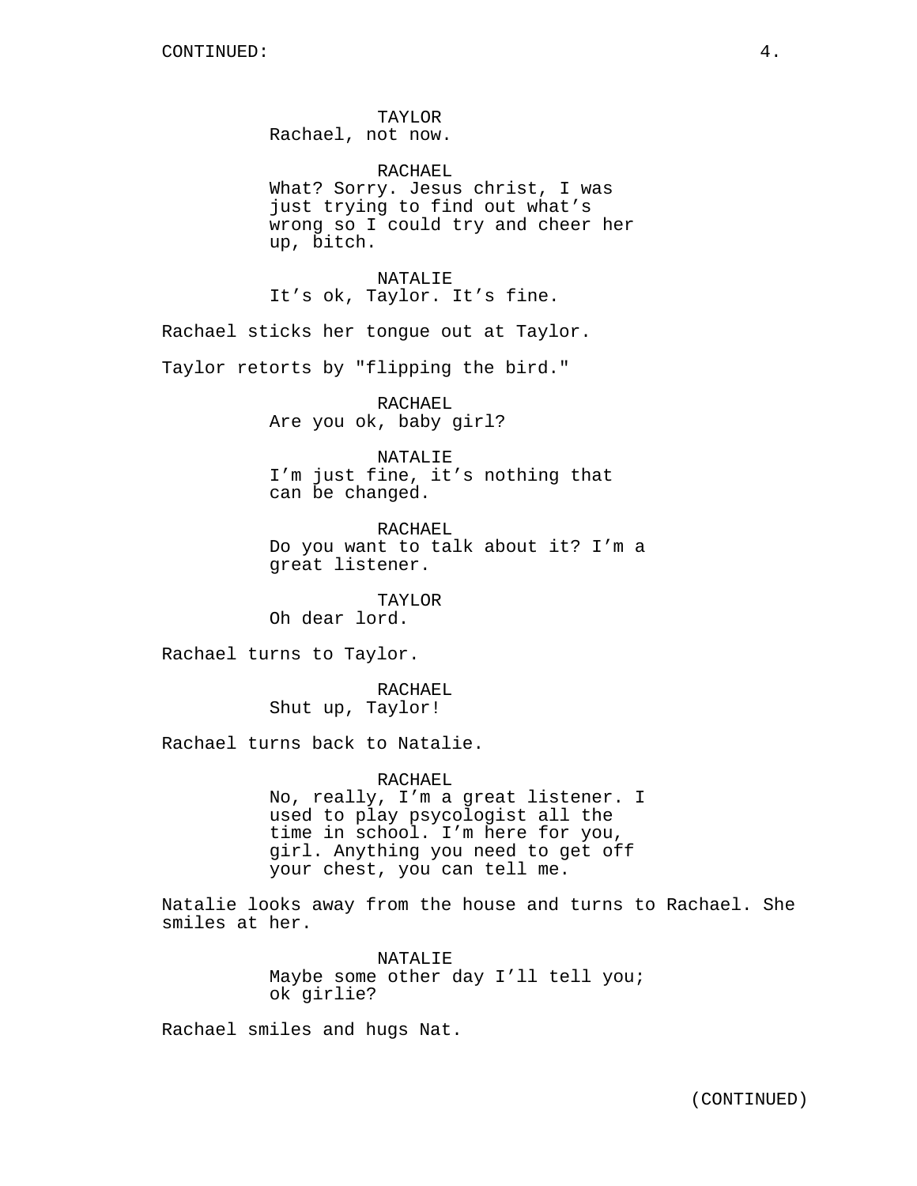CONTINUED:

TAYLOR
Rachael, not now.

RACHAEL
What? Sorry. Jesus christ, I was just trying to find out what’s wrong so I could try and cheer her up, bitch.

NATALIE
It’s ok, Taylor. It’s fine.

Rachael sticks her tongue out at Taylor.

Taylor retorts by "flipping the bird."

RACHAEL
Are you ok, baby girl?

NATALIE
I’m just fine, it’s nothing that can be changed.

RACHAEL
Do you want to talk about it? I’m a great listener.

TAYLOR
Oh dear lord.

Rachael turns to Taylor.

RACHAEL
Shut up, Taylor!

Rachael turns back to Natalie.

RACHAEL
No, really, I’m a great listener. I used to play psycologist all the time in school. I’m here for you, girl. Anything you need to get off your chest, you can tell me.

Natalie looks away from the house and turns to Rachael. She smiles at her.

NATALIE
Maybe some other day I’ll tell you; ok girlie?

Rachael smiles and hugs Nat.

(CONTINUED)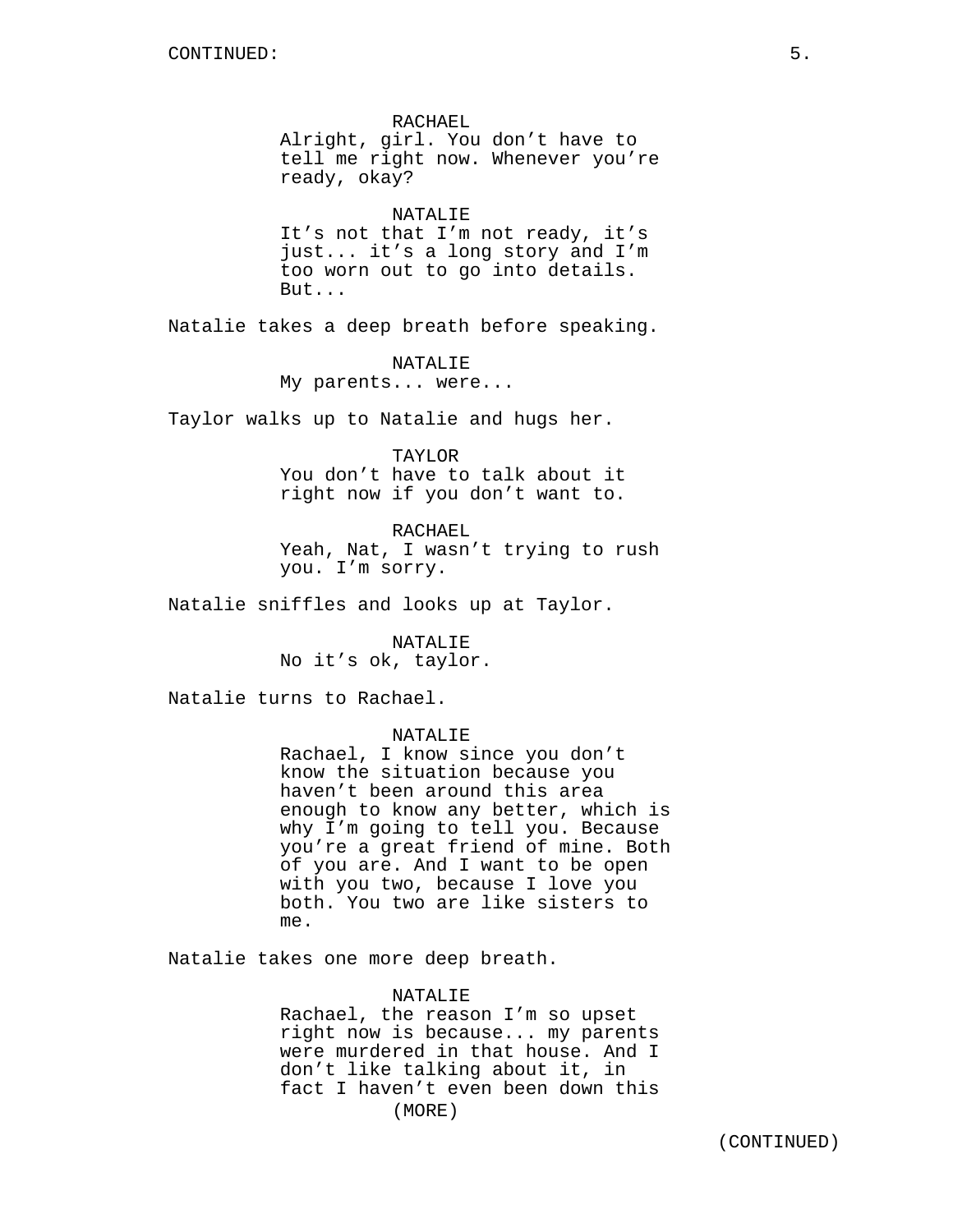RACHAEL
Alright, girl. You don’t have to tell me right now. Whenever you’re ready, okay?

NATALIE
It’s not that I’m not ready, it’s just... it’s a long story and I’m too worn out to go into details. But...

Natalie takes a deep breath before speaking.

NATALIE
My parents... were...

Taylor walks up to Natalie and hugs her.

TAYLOR
You don’t have to talk about it right now if you don’t want to.

RACHAEL
Yeah, Nat, I wasn’t trying to rush you. I’m sorry.

Natalie sniffles and looks up at Taylor.

NATALIE
No it’s ok, taylor.

Natalie turns to Rachael.

NATALIE
Rachael, I know since you don’t know the situation because you haven’t been around this area enough to know any better, which is why I’m going to tell you. Because you’re a great friend of mine. Both of you are. And I want to be open with you two, because I love you both. You two are like sisters to me.

Natalie takes one more deep breath.

NATALIE
Rachael, the reason I’m so upset right now is because... my parents were murdered in that house. And I don’t like talking about it, in fact I haven’t even been down this
(MORE)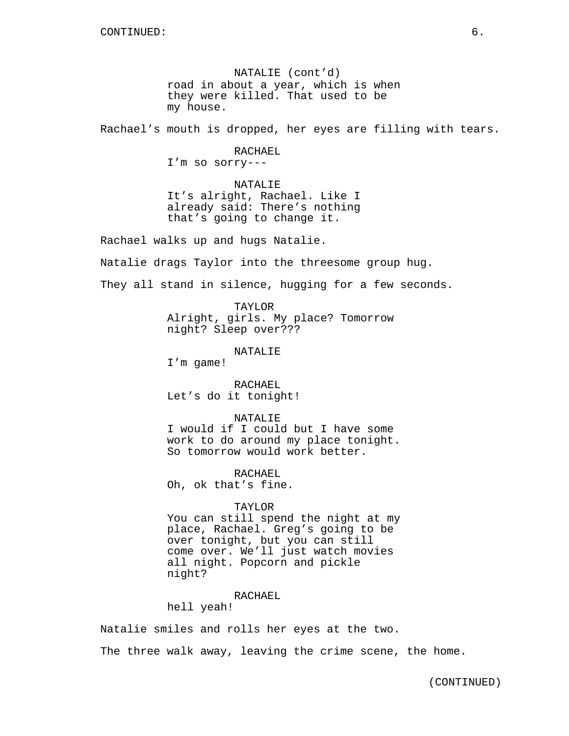CONTINUED:

NATALIE (cont'd)
road in about a year, which is when they were killed. That used to be my house.

Rachael's mouth is dropped, her eyes are filling with tears.

RACHAEL
I'm so sorry---

NATALIE
It's alright, Rachael. Like I already said: There's nothing that's going to change it.

Rachael walks up and hugs Natalie.

Natalie drags Taylor into the threesome group hug.

They all stand in silence, hugging for a few seconds.

TAYLOR
Alright, girls. My place? Tomorrow night? Sleep over???

NATALIE
I'm game!

RACHAEL
Let's do it tonight!

NATALIE
I would if I could but I have some work to do around my place tonight. So tomorrow would work better.

RACHAEL
Oh, ok that's fine.

TAYLOR
You can still spend the night at my place, Rachael. Greg's going to be over tonight, but you can still come over. We'll just watch movies all night. Popcorn and pickle night?

RACHAEL
hell yeah!

Natalie smiles and rolls her eyes at the two.

The three walk away, leaving the crime scene, the home.

(CONTINUED)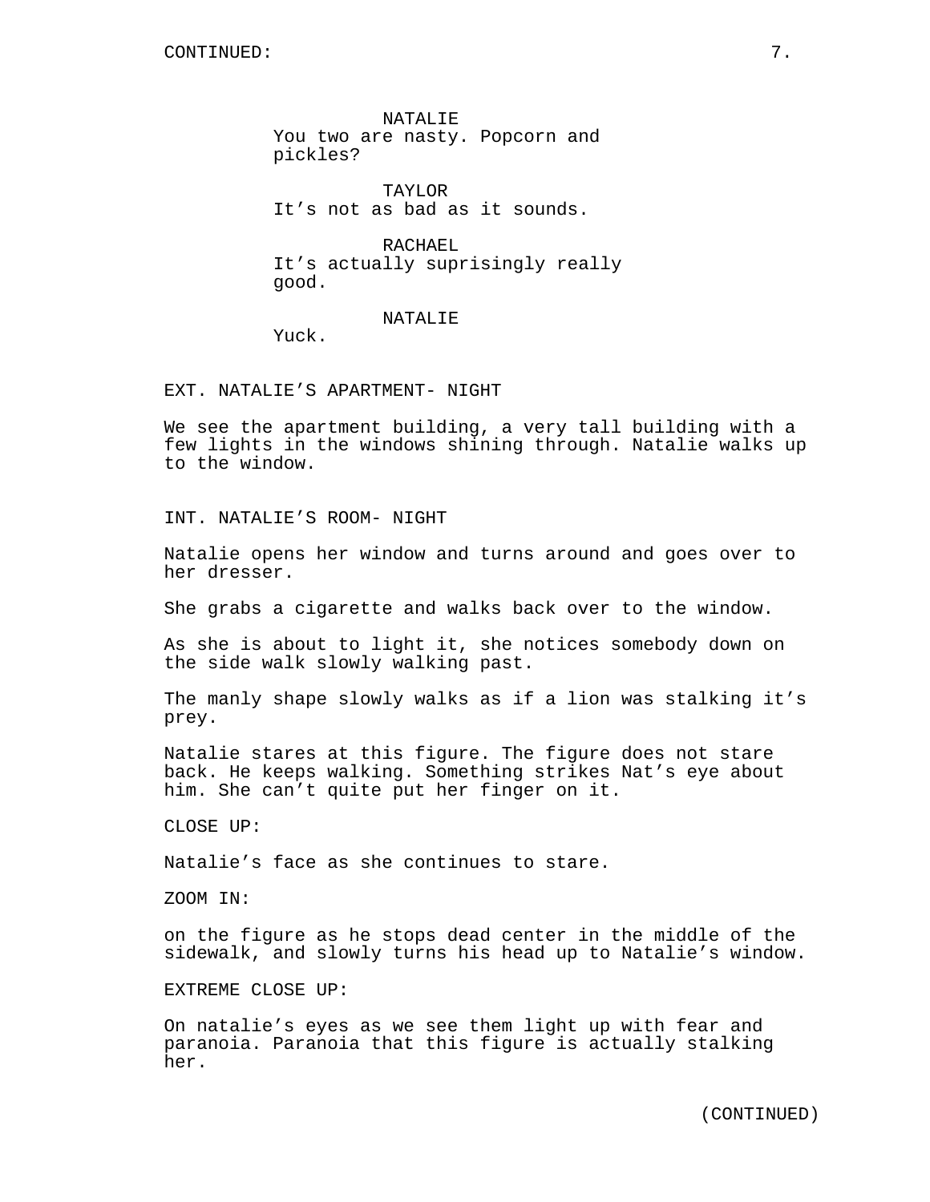NATALIE
You two are nasty. Popcorn and pickles?

TAYLOR
It’s not as bad as it sounds.

RACHAEL
It’s actually suprisingly really good.

NATALIE
Yuck.

EXT. NATALIE’S APARTMENT- NIGHT

We see the apartment building, a very tall building with a few lights in the windows shining through. Natalie walks up to the window.

INT. NATALIE’S ROOM- NIGHT

Natalie opens her window and turns around and goes over to her dresser.

She grabs a cigarette and walks back over to the window.

As she is about to light it, she notices somebody down on the side walk slowly walking past.

The manly shape slowly walks as if a lion was stalking it’s prey.

Natalie stares at this figure. The figure does not stare back. He keeps walking. Something strikes Nat’s eye about him. She can’t quite put her finger on it.

CLOSE UP:

Natalie’s face as she continues to stare.

ZOOM IN:

on the figure as he stops dead center in the middle of the sidewalk, and slowly turns his head up to Natalie’s window.

EXTREME CLOSE UP:

On natalie’s eyes as we see them light up with fear and paranoia. Paranoia that this figure is actually stalking her.

(CONTINUED)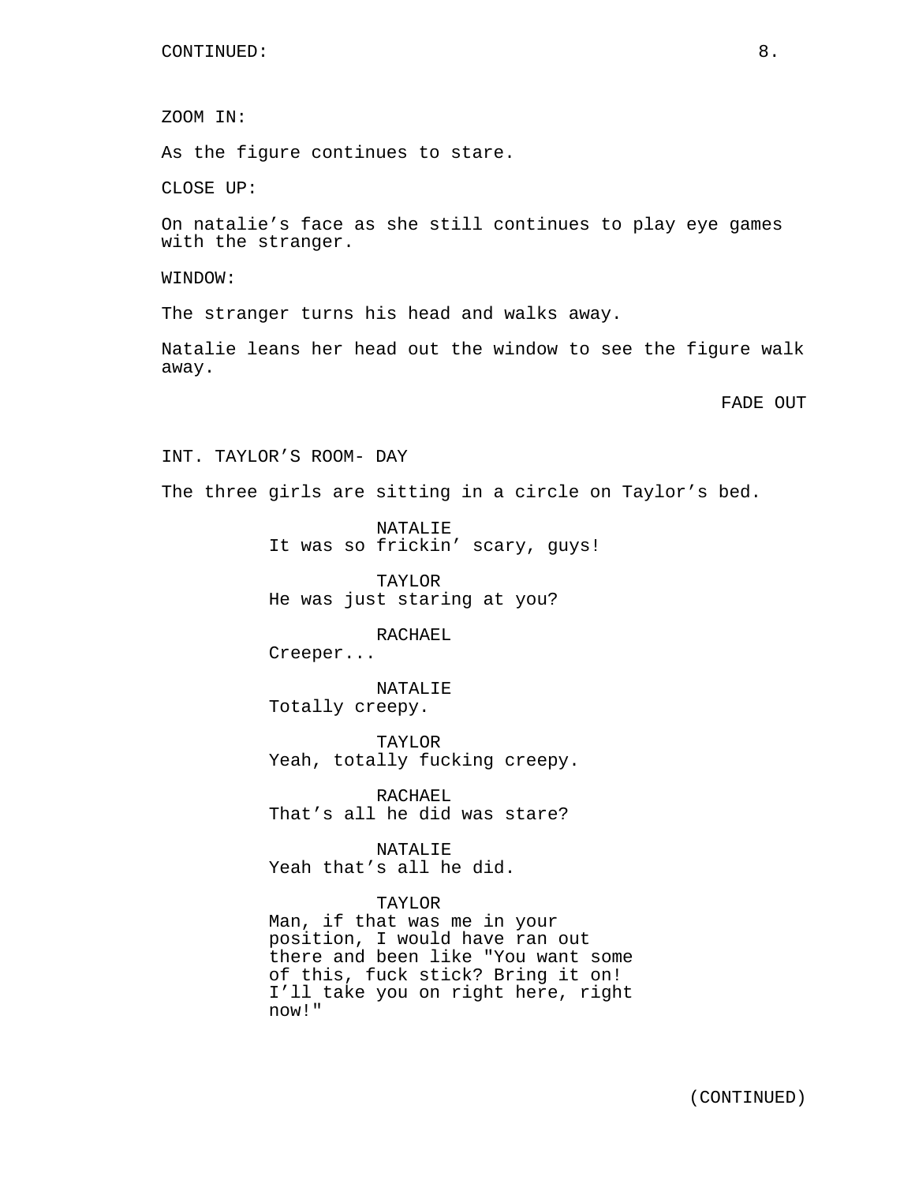ZOOM IN:

As the figure continues to stare.

CLOSE UP:

On natalie's face as she still continues to play eye games with the stranger.

WINDOW:

The stranger turns his head and walks away.

Natalie leans her head out the window to see the figure walk away.

FADE OUT

INT. TAYLOR'S ROOM- DAY

The three girls are sitting in a circle on Taylor's bed.

NATALIE
It was so frickin' scary, guys!

TAYLOR
He was just staring at you?

RACHAEL
Creeper...

NATALIE
Totally creepy.

TAYLOR
Yeah, totally fucking creepy.

RACHAEL
That's all he did was stare?

NATALIE
Yeah that's all he did.

TAYLOR
Man, if that was me in your position, I would have ran out there and been like "You want some of this, fuck stick? Bring it on! I'll take you on right here, right now!"

(CONTINUED)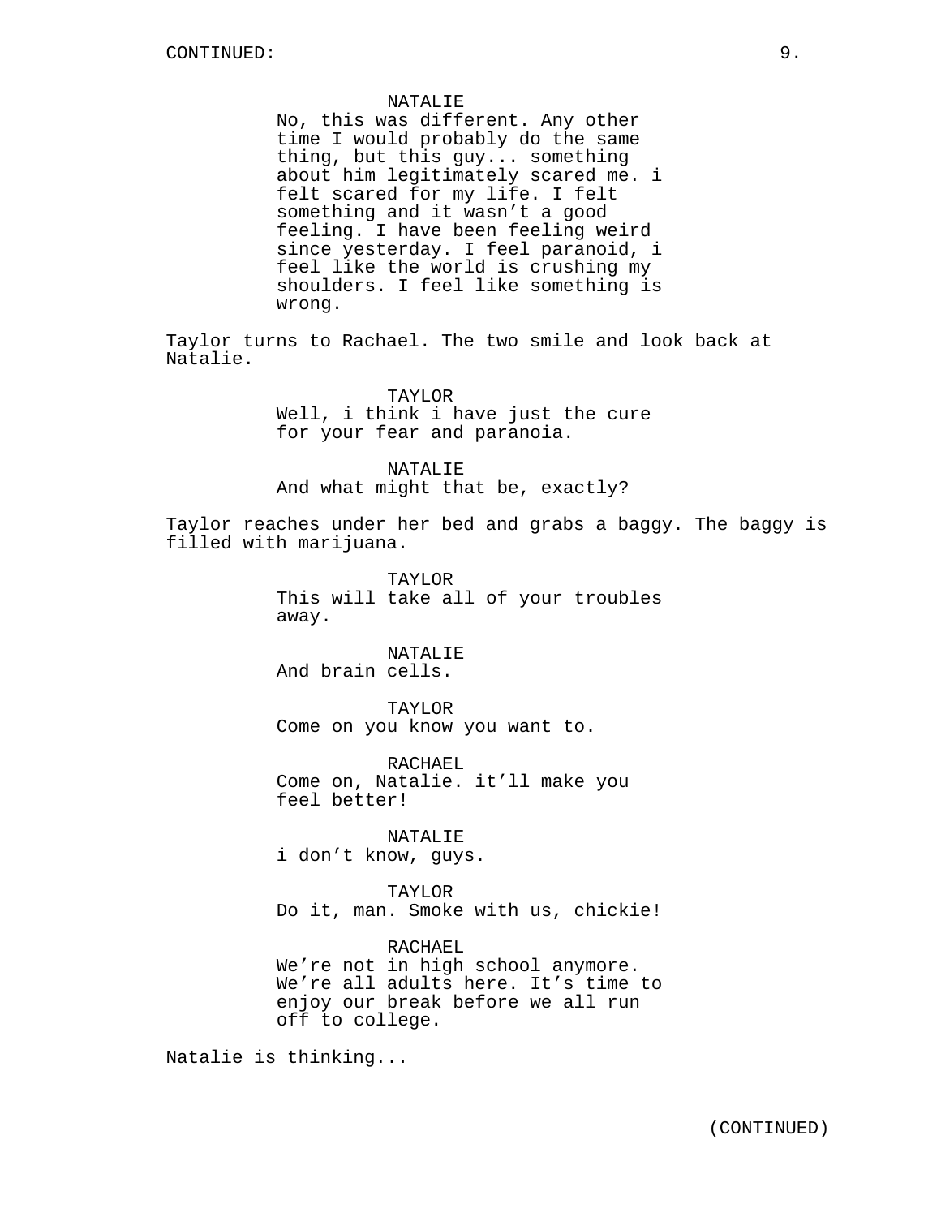NATALIE
No, this was different. Any other time I would probably do the same thing, but this guy... something about him legitimately scared me. i felt scared for my life. I felt something and it wasn’t a good feeling. I have been feeling weird since yesterday. I feel paranoid, i feel like the world is crushing my shoulders. I feel like something is wrong.

Taylor turns to Rachael. The two smile and look back at Natalie.

TAYLOR
Well, i think i have just the cure for your fear and paranoia.

NATALIE
And what might that be, exactly?

Taylor reaches under her bed and grabs a baggy. The baggy is filled with marijuana.

TAYLOR
This will take all of your troubles away.

NATALIE
And brain cells.

TAYLOR
Come on you know you want to.

RACHAEL
Come on, Natalie. it’ll make you feel better!

NATALIE
i don’t know, guys.

TAYLOR
Do it, man. Smoke with us, chickie!

RACHAEL
We’re not in high school anymore. We’re all adults here. It’s time to enjoy our break before we all run off to college.

Natalie is thinking...

(CONTINUED)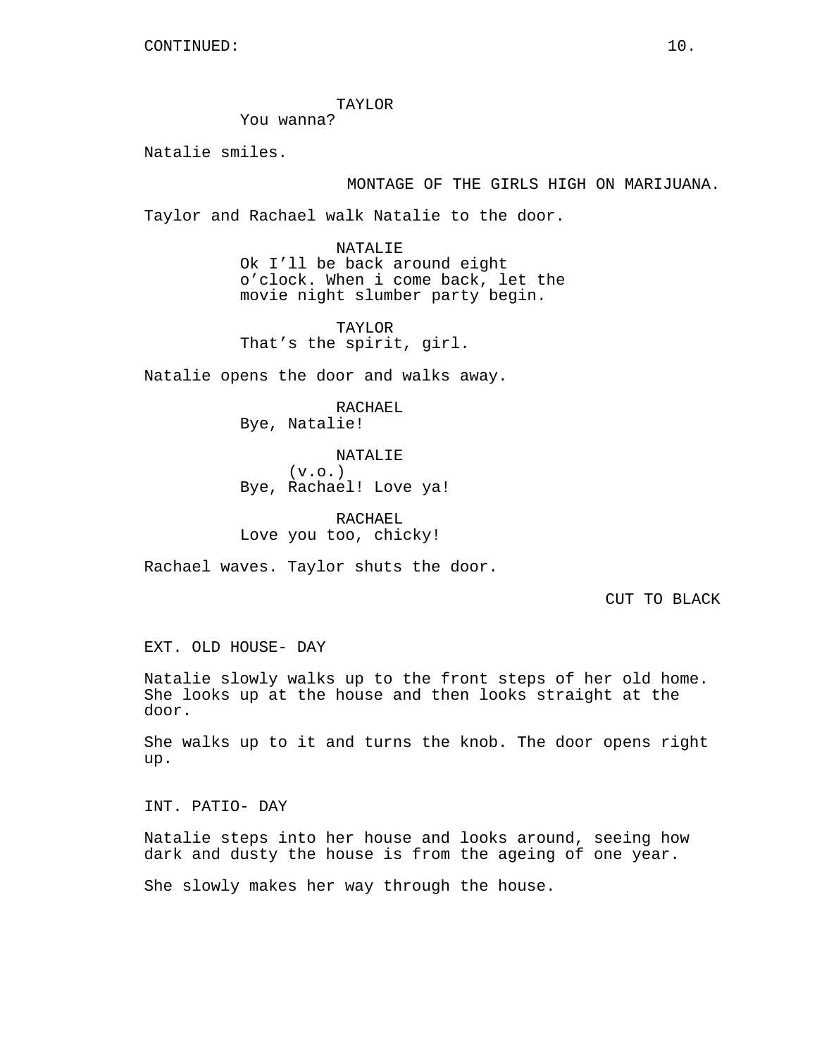TAYLOR
You wanna?

Natalie smiles.

MONTAGE OF THE GIRLS HIGH ON MARIJUANA.

Taylor and Rachael walk Natalie to the door.

NATALIE
Ok I'll be back around eight o'clock. When i come back, let the movie night slumber party begin.

TAYLOR
That's the spirit, girl.

Natalie opens the door and walks away.

RACHAEL
Bye, Natalie!

NATALIE
(v.o.)
Bye, Rachael! Love ya!

RACHAEL
Love you too, chicky!

Rachael waves. Taylor shuts the door.

CUT TO BLACK

EXT. OLD HOUSE- DAY

Natalie slowly walks up to the front steps of her old home. She looks up at the house and then looks straight at the door.

She walks up to it and turns the knob. The door opens right up.

INT. PATIO- DAY

Natalie steps into her house and looks around, seeing how dark and dusty the house is from the ageing of one year.

She slowly makes her way through the house.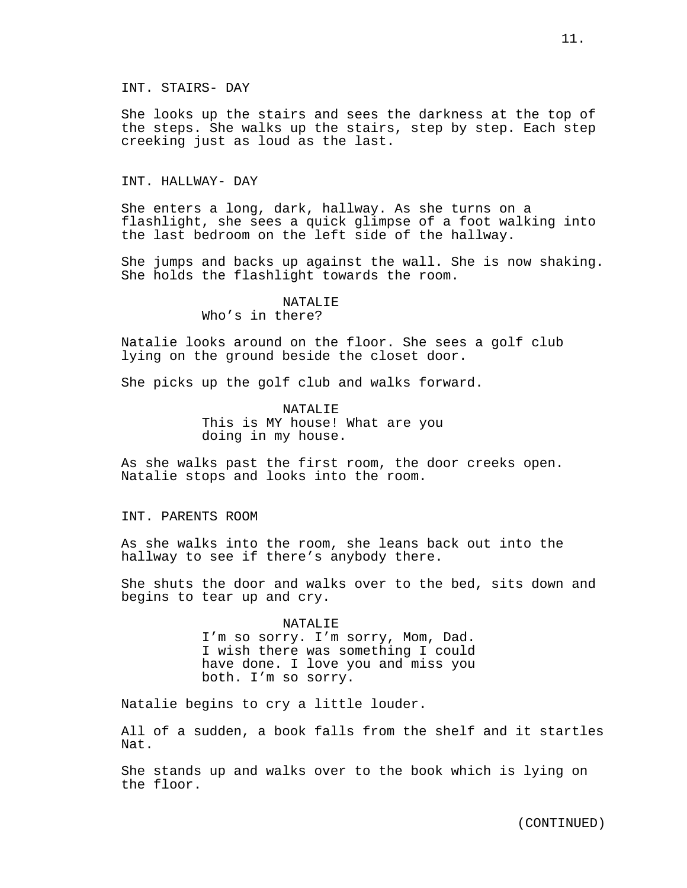INT. STAIRS- DAY

She looks up the stairs and sees the darkness at the top of the steps. She walks up the stairs, step by step. Each step creeking just as loud as the last.

INT. HALLWAY- DAY

She enters a long, dark, hallway. As she turns on a flashlight, she sees a quick glimpse of a foot walking into the last bedroom on the left side of the hallway.

She jumps and backs up against the wall. She is now shaking. She holds the flashlight towards the room.

NATALIE
Who’s in there?

Natalie looks around on the floor. She sees a golf club lying on the ground beside the closet door.

She picks up the golf club and walks forward.

NATALIE
This is MY house! What are you doing in my house.

As she walks past the first room, the door creeks open. Natalie stops and looks into the room.

INT. PARENTS ROOM

As she walks into the room, she leans back out into the hallway to see if there’s anybody there.

She shuts the door and walks over to the bed, sits down and begins to tear up and cry.

NATALIE
I’m so sorry. I’m sorry, Mom, Dad. I wish there was something I could have done. I love you and miss you both. I’m so sorry.

Natalie begins to cry a little louder.

All of a sudden, a book falls from the shelf and it startles Nat.

She stands up and walks over to the book which is lying on the floor.

(CONTINUED)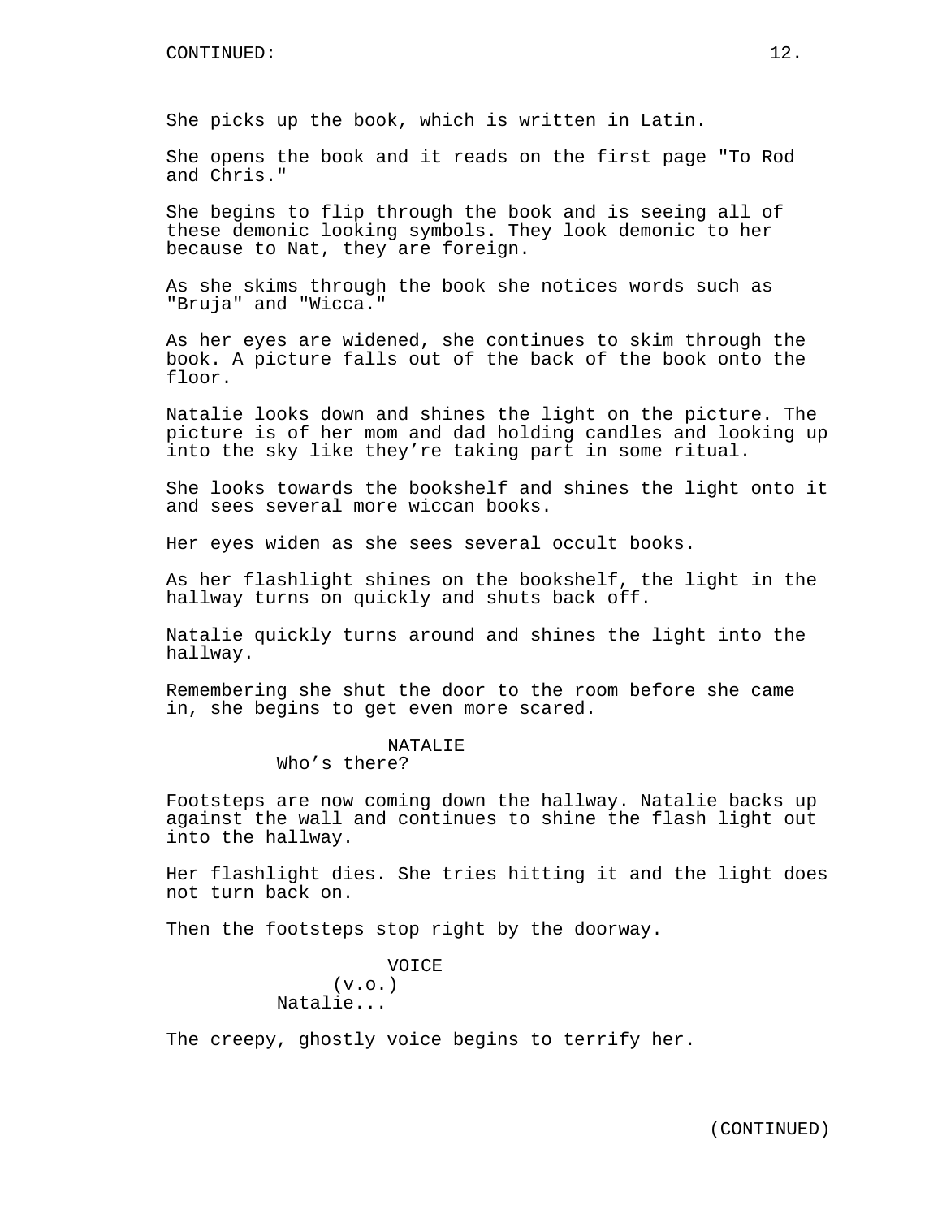She picks up the book, which is written in Latin.

She opens the book and it reads on the first page "To Rod and Chris."

She begins to flip through the book and is seeing all of these demonic looking symbols. They look demonic to her because to Nat, they are foreign.

As she skims through the book she notices words such as "Bruja" and "Wicca."

As her eyes are widened, she continues to skim through the book. A picture falls out of the back of the book onto the floor.

Natalie looks down and shines the light on the picture. The picture is of her mom and dad holding candles and looking up into the sky like they’re taking part in some ritual.

She looks towards the bookshelf and shines the light onto it and sees several more wiccan books.

Her eyes widen as she sees several occult books.

As her flashlight shines on the bookshelf, the light in the hallway turns on quickly and shuts back off.

Natalie quickly turns around and shines the light into the hallway.

Remembering she shut the door to the room before she came in, she begins to get even more scared.

NATALIE
Who’s there?

Footsteps are now coming down the hallway. Natalie backs up against the wall and continues to shine the flash light out into the hallway.

Her flashlight dies. She tries hitting it and the light does not turn back on.

Then the footsteps stop right by the doorway.

VOICE
(v.o.)
Natalie...

The creepy, ghostly voice begins to terrify her.

(CONTINUED)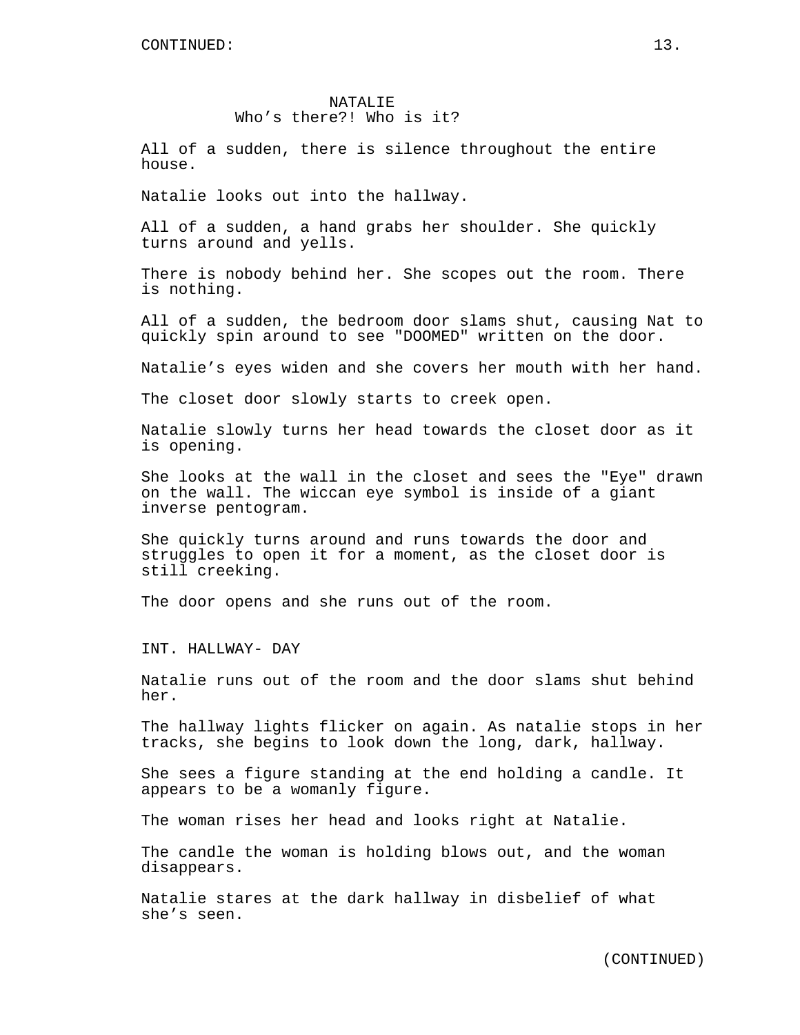NATALIE
Who’s there?! Who is it?

All of a sudden, there is silence throughout the entire house.

Natalie looks out into the hallway.

All of a sudden, a hand grabs her shoulder. She quickly turns around and yells.

There is nobody behind her. She scopes out the room. There is nothing.

All of a sudden, the bedroom door slams shut, causing Nat to quickly spin around to see "DOOMED" written on the door.

Natalie’s eyes widen and she covers her mouth with her hand.

The closet door slowly starts to creek open.

Natalie slowly turns her head towards the closet door as it is opening.

She looks at the wall in the closet and sees the "Eye" drawn on the wall. The wiccan eye symbol is inside of a giant inverse pentogram.

She quickly turns around and runs towards the door and struggles to open it for a moment, as the closet door is still creeking.

The door opens and she runs out of the room.

INT. HALLWAY- DAY

Natalie runs out of the room and the door slams shut behind her.

The hallway lights flicker on again. As natalie stops in her tracks, she begins to look down the long, dark, hallway.

She sees a figure standing at the end holding a candle. It appears to be a womanly figure.

The woman rises her head and looks right at Natalie.

The candle the woman is holding blows out, and the woman disappears.

Natalie stares at the dark hallway in disbelief of what she’s seen.

(CONTINUED)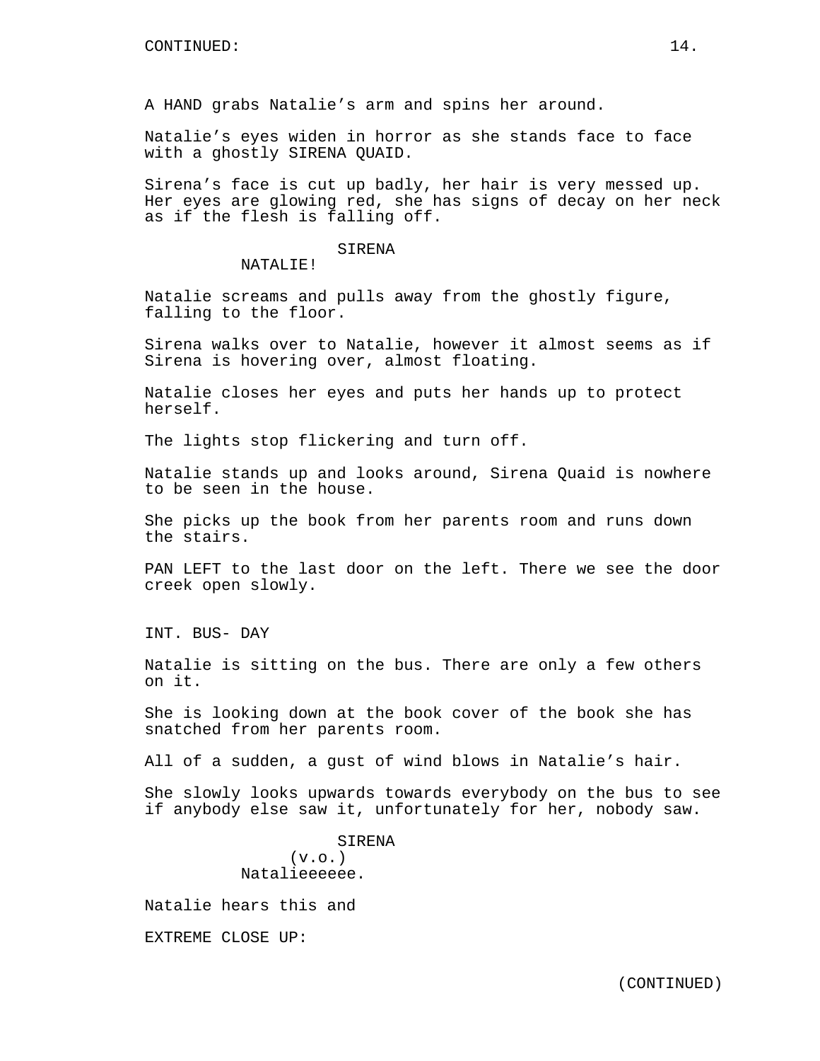CONTINUED:

A HAND grabs Natalie’s arm and spins her around.

Natalie’s eyes widen in horror as she stands face to face with a ghostly SIRENA QUAID.

Sirena’s face is cut up badly, her hair is very messed up. Her eyes are glowing red, she has signs of decay on her neck as if the flesh is falling off.

SIRENA
NATALIE!

Natalie screams and pulls away from the ghostly figure, falling to the floor.

Sirena walks over to Natalie, however it almost seems as if Sirena is hovering over, almost floating.

Natalie closes her eyes and puts her hands up to protect herself.

The lights stop flickering and turn off.

Natalie stands up and looks around, Sirena Quaid is nowhere to be seen in the house.

She picks up the book from her parents room and runs down the stairs.

PAN LEFT to the last door on the left. There we see the door creek open slowly.

INT. BUS- DAY

Natalie is sitting on the bus. There are only a few others on it.

She is looking down at the book cover of the book she has snatched from her parents room.

All of a sudden, a gust of wind blows in Natalie’s hair.

She slowly looks upwards towards everybody on the bus to see if anybody else saw it, unfortunately for her, nobody saw.

SIRENA
(v.o.)
Natalieeeeee.

Natalie hears this and

EXTREME CLOSE UP:

(CONTINUED)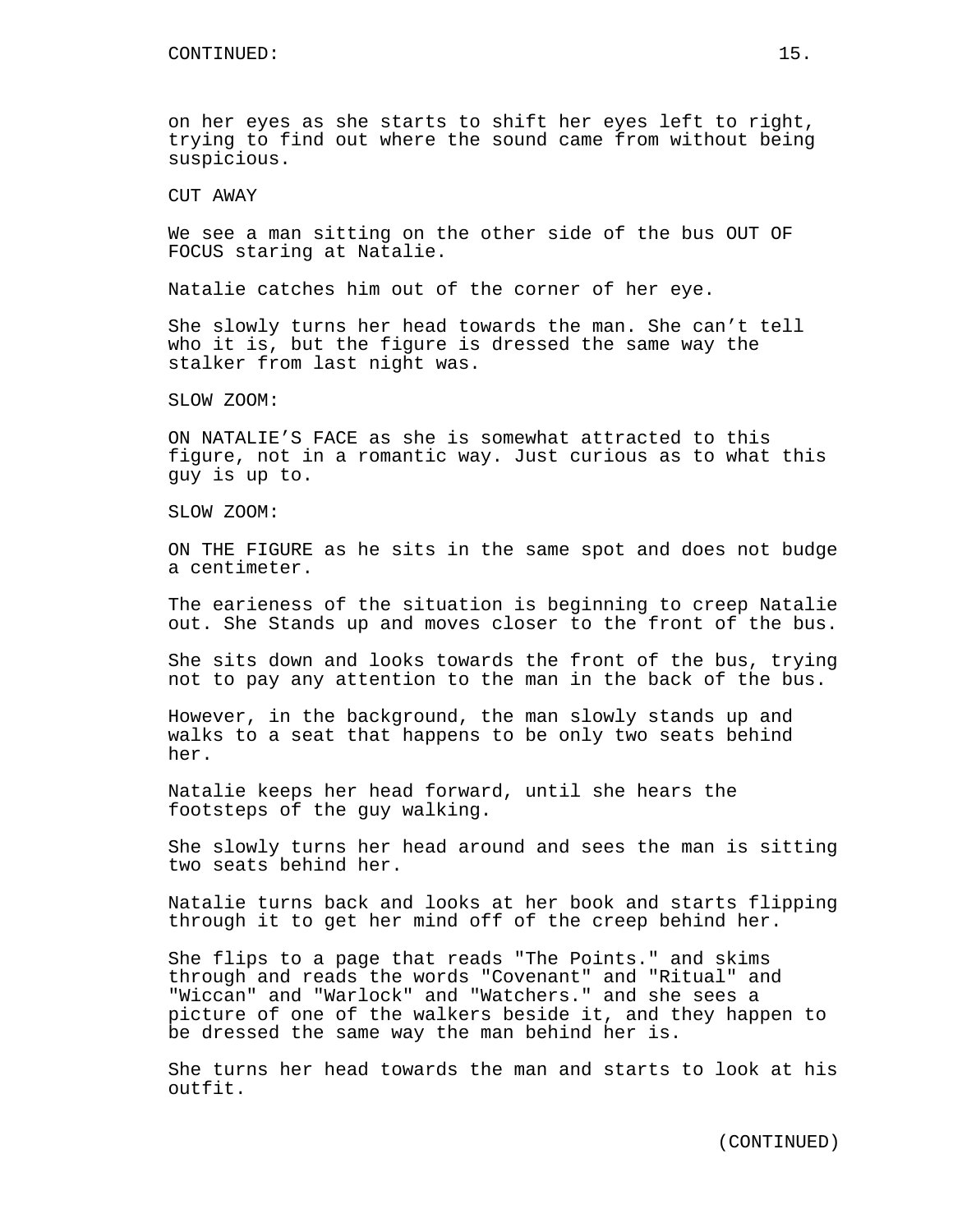CONTINUED:

on her eyes as she starts to shift her eyes left to right, trying to find out where the sound came from without being suspicious.

CUT AWAY

We see a man sitting on the other side of the bus OUT OF FOCUS staring at Natalie.

Natalie catches him out of the corner of her eye.

She slowly turns her head towards the man. She can’t tell who it is, but the figure is dressed the same way the stalker from last night was.

SLOW ZOOM:

ON NATALIE’S FACE as she is somewhat attracted to this figure, not in a romantic way. Just curious as to what this guy is up to.

SLOW ZOOM:

ON THE FIGURE as he sits in the same spot and does not budge a centimeter.

The earieness of the situation is beginning to creep Natalie out. She Stands up and moves closer to the front of the bus.

She sits down and looks towards the front of the bus, trying not to pay any attention to the man in the back of the bus.

However, in the background, the man slowly stands up and walks to a seat that happens to be only two seats behind her.

Natalie keeps her head forward, until she hears the footsteps of the guy walking.

She slowly turns her head around and sees the man is sitting two seats behind her.

Natalie turns back and looks at her book and starts flipping through it to get her mind off of the creep behind her.

She flips to a page that reads "The Points." and skims through and reads the words "Covenant" and "Ritual" and "Wiccan" and "Warlock" and "Watchers." and she sees a picture of one of the walkers beside it, and they happen to be dressed the same way the man behind her is.

She turns her head towards the man and starts to look at his outfit.

(CONTINUED)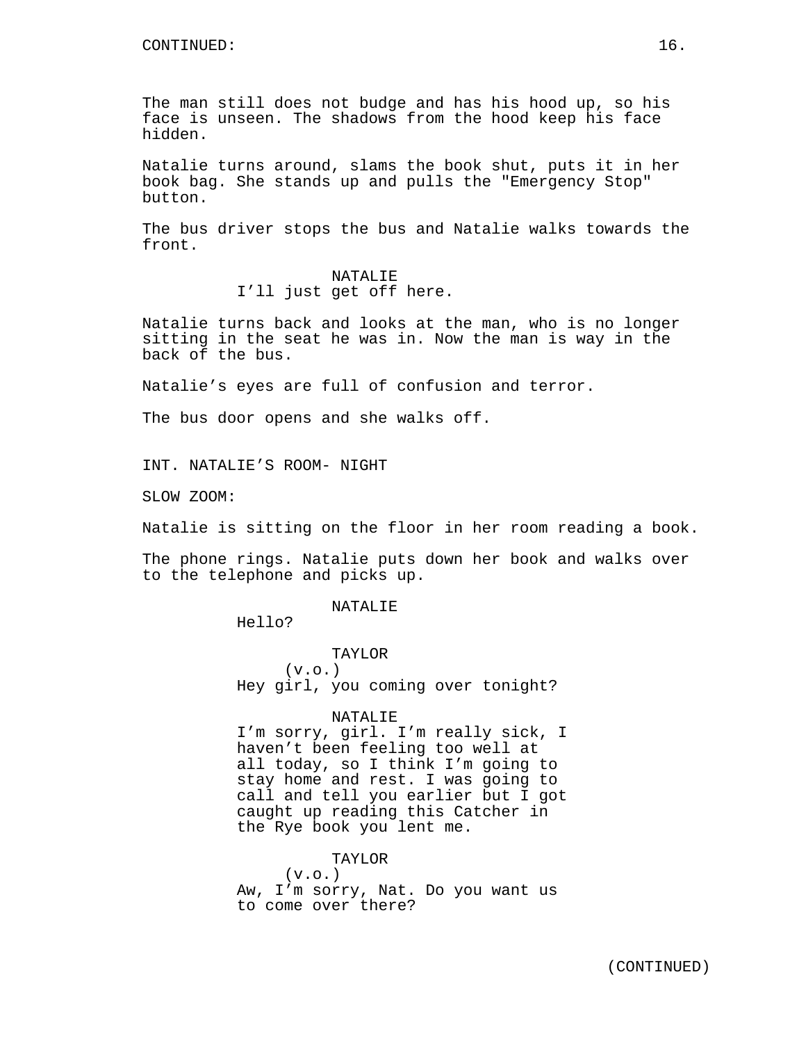The man still does not budge and has his hood up, so his face is unseen. The shadows from the hood keep his face hidden.

Natalie turns around, slams the book shut, puts it in her book bag. She stands up and pulls the "Emergency Stop" button.

The bus driver stops the bus and Natalie walks towards the front.

NATALIE
I'll just get off here.

Natalie turns back and looks at the man, who is no longer sitting in the seat he was in. Now the man is way in the back of the bus.

Natalie's eyes are full of confusion and terror.

The bus door opens and she walks off.

INT. NATALIE'S ROOM- NIGHT

SLOW ZOOM:

Natalie is sitting on the floor in her room reading a book.

The phone rings. Natalie puts down her book and walks over to the telephone and picks up.

NATALIE
Hello?

TAYLOR
(v.o.)
Hey girl, you coming over tonight?

NATALIE
I'm sorry, girl. I'm really sick, I haven't been feeling too well at all today, so I think I'm going to stay home and rest. I was going to call and tell you earlier but I got caught up reading this Catcher in the Rye book you lent me.

TAYLOR
(v.o.)
Aw, I'm sorry, Nat. Do you want us to come over there?

(CONTINUED)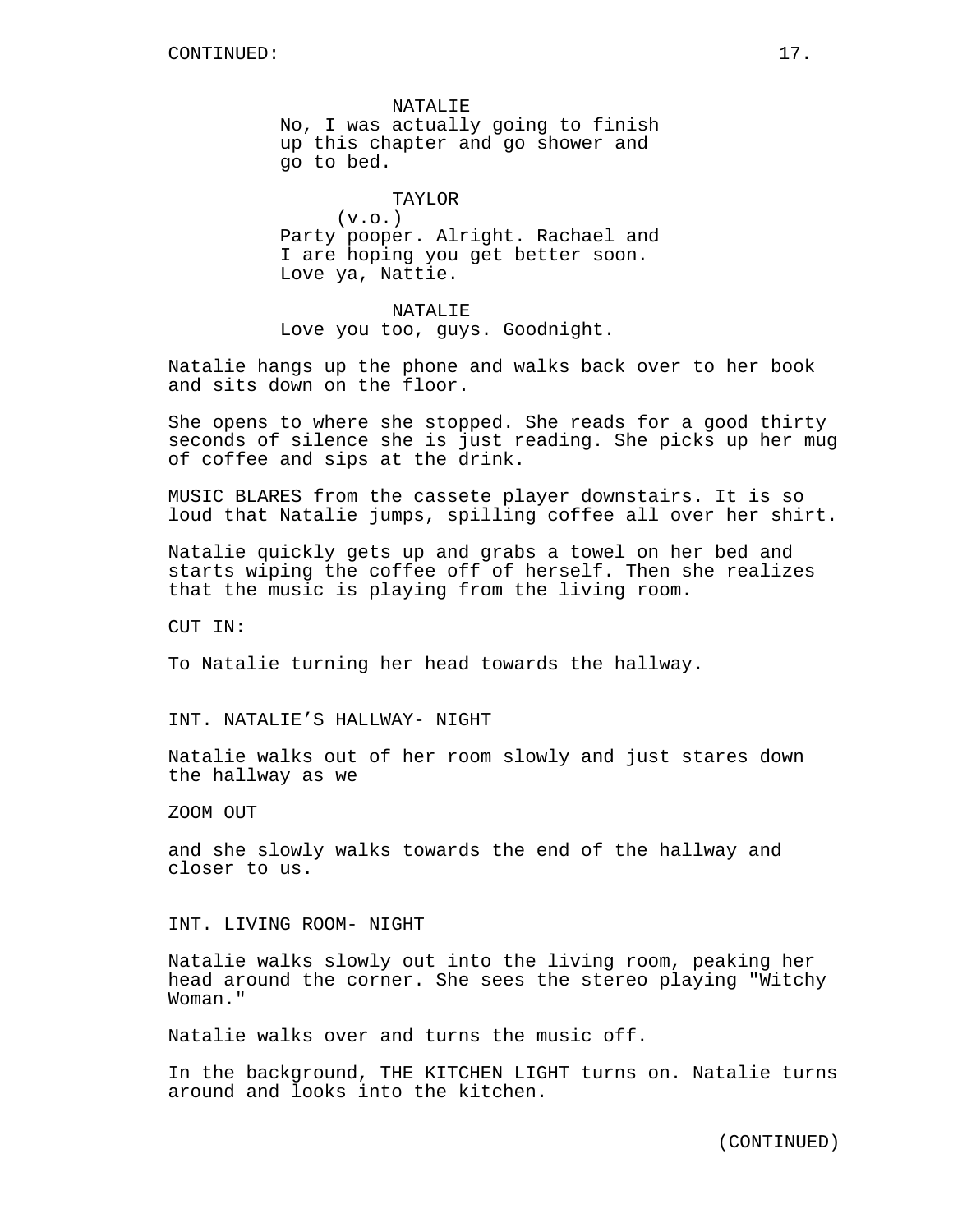CONTINUED:

NATALIE
No, I was actually going to finish up this chapter and go shower and go to bed.

TAYLOR
(v.o.)
Party pooper. Alright. Rachael and I are hoping you get better soon. Love ya, Nattie.

NATALIE
Love you too, guys. Goodnight.

Natalie hangs up the phone and walks back over to her book and sits down on the floor.

She opens to where she stopped. She reads for a good thirty seconds of silence she is just reading. She picks up her mug of coffee and sips at the drink.

MUSIC BLARES from the cassete player downstairs. It is so loud that Natalie jumps, spilling coffee all over her shirt.

Natalie quickly gets up and grabs a towel on her bed and starts wiping the coffee off of herself. Then she realizes that the music is playing from the living room.

CUT IN:

To Natalie turning her head towards the hallway.

INT. NATALIE'S HALLWAY- NIGHT

Natalie walks out of her room slowly and just stares down the hallway as we

ZOOM OUT

and she slowly walks towards the end of the hallway and closer to us.

INT. LIVING ROOM- NIGHT

Natalie walks slowly out into the living room, peaking her head around the corner. She sees the stereo playing "Witchy Woman."

Natalie walks over and turns the music off.

In the background, THE KITCHEN LIGHT turns on. Natalie turns around and looks into the kitchen.

(CONTINUED)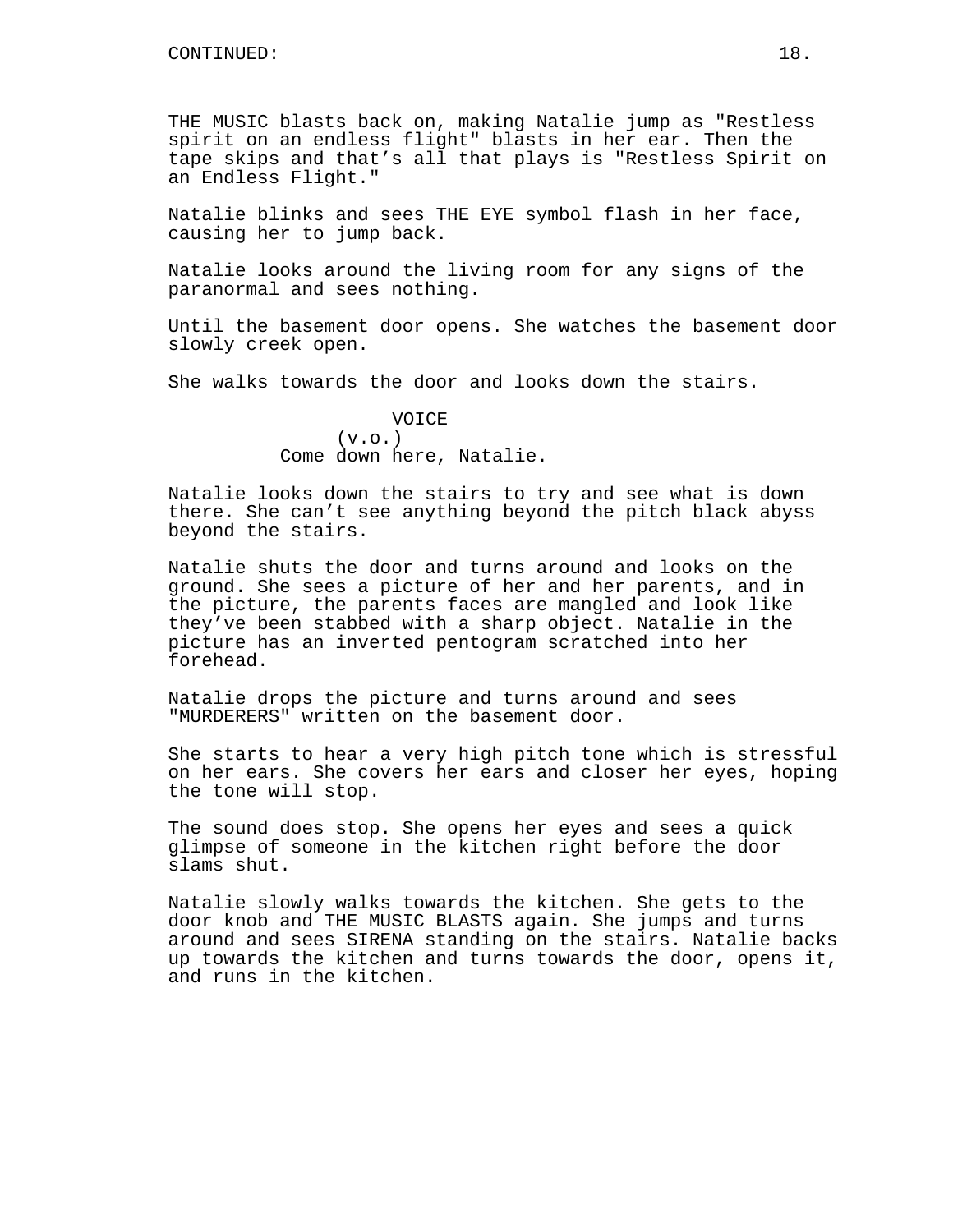CONTINUED:

THE MUSIC blasts back on, making Natalie jump as "Restless spirit on an endless flight" blasts in her ear. Then the tape skips and that's all that plays is "Restless Spirit on an Endless Flight."

Natalie blinks and sees THE EYE symbol flash in her face, causing her to jump back.

Natalie looks around the living room for any signs of the paranormal and sees nothing.

Until the basement door opens. She watches the basement door slowly creek open.

She walks towards the door and looks down the stairs.

VOICE
(v.o.)
Come down here, Natalie.

Natalie looks down the stairs to try and see what is down there. She can't see anything beyond the pitch black abyss beyond the stairs.

Natalie shuts the door and turns around and looks on the ground. She sees a picture of her and her parents, and in the picture, the parents faces are mangled and look like they've been stabbed with a sharp object. Natalie in the picture has an inverted pentogram scratched into her forehead.

Natalie drops the picture and turns around and sees "MURDERERS" written on the basement door.

She starts to hear a very high pitch tone which is stressful on her ears. She covers her ears and closer her eyes, hoping the tone will stop.

The sound does stop. She opens her eyes and sees a quick glimpse of someone in the kitchen right before the door slams shut.

Natalie slowly walks towards the kitchen. She gets to the door knob and THE MUSIC BLASTS again. She jumps and turns around and sees SIRENA standing on the stairs. Natalie backs up towards the kitchen and turns towards the door, opens it, and runs in the kitchen.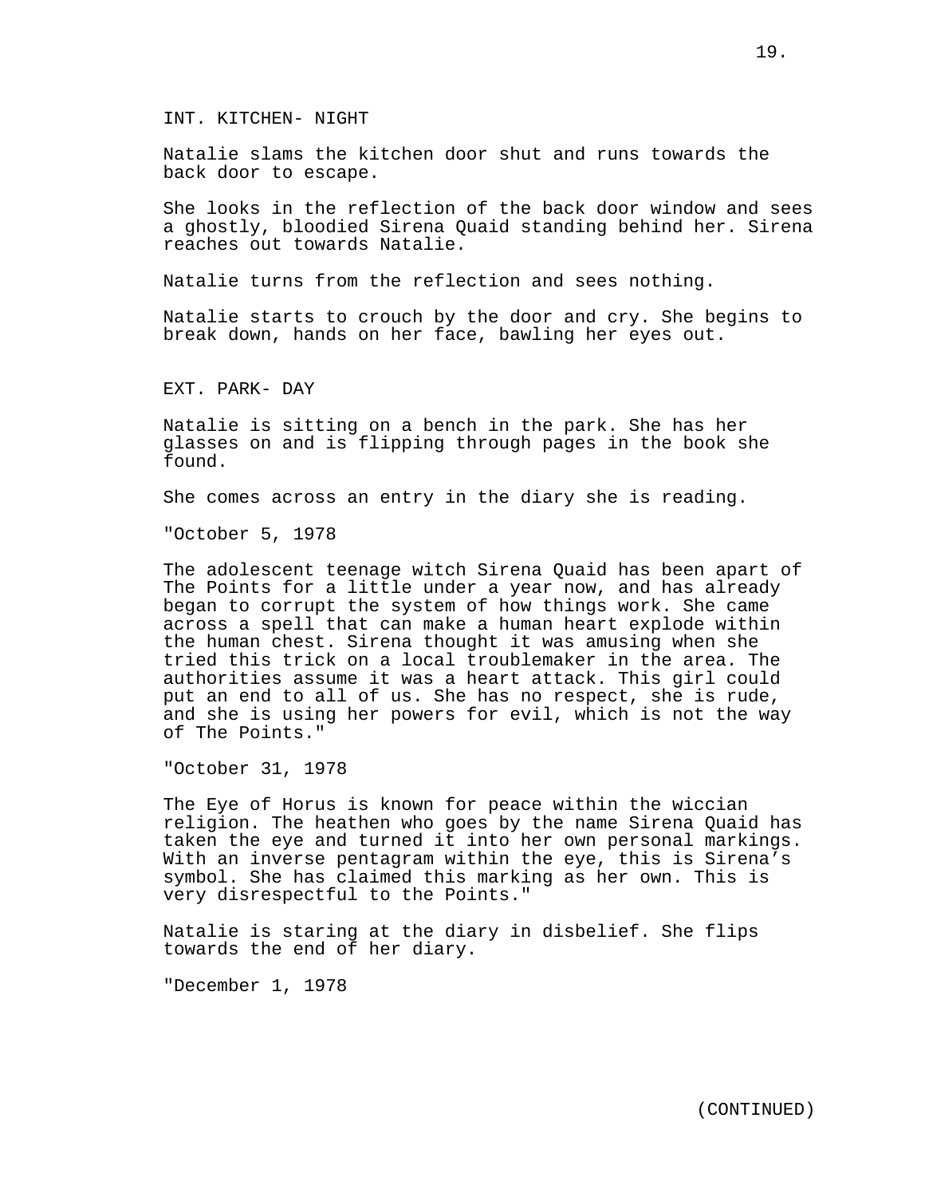INT. KITCHEN- NIGHT

Natalie slams the kitchen door shut and runs towards the back door to escape.

She looks in the reflection of the back door window and sees a ghostly, bloodied Sirena Quaid standing behind her. Sirena reaches out towards Natalie.

Natalie turns from the reflection and sees nothing.

Natalie starts to crouch by the door and cry. She begins to break down, hands on her face, bawling her eyes out.

EXT. PARK- DAY

Natalie is sitting on a bench in the park. She has her glasses on and is flipping through pages in the book she found.

She comes across an entry in the diary she is reading.

"October 5, 1978

The adolescent teenage witch Sirena Quaid has been apart of The Points for a little under a year now, and has already began to corrupt the system of how things work. She came across a spell that can make a human heart explode within the human chest. Sirena thought it was amusing when she tried this trick on a local troublemaker in the area. The authorities assume it was a heart attack. This girl could put an end to all of us. She has no respect, she is rude, and she is using her powers for evil, which is not the way of The Points."

"October 31, 1978

The Eye of Horus is known for peace within the wiccian religion. The heathen who goes by the name Sirena Quaid has taken the eye and turned it into her own personal markings. With an inverse pentagram within the eye, this is Sirena's symbol. She has claimed this marking as her own. This is very disrespectful to the Points."

Natalie is staring at the diary in disbelief. She flips towards the end of her diary.

"December 1, 1978

(CONTINUED)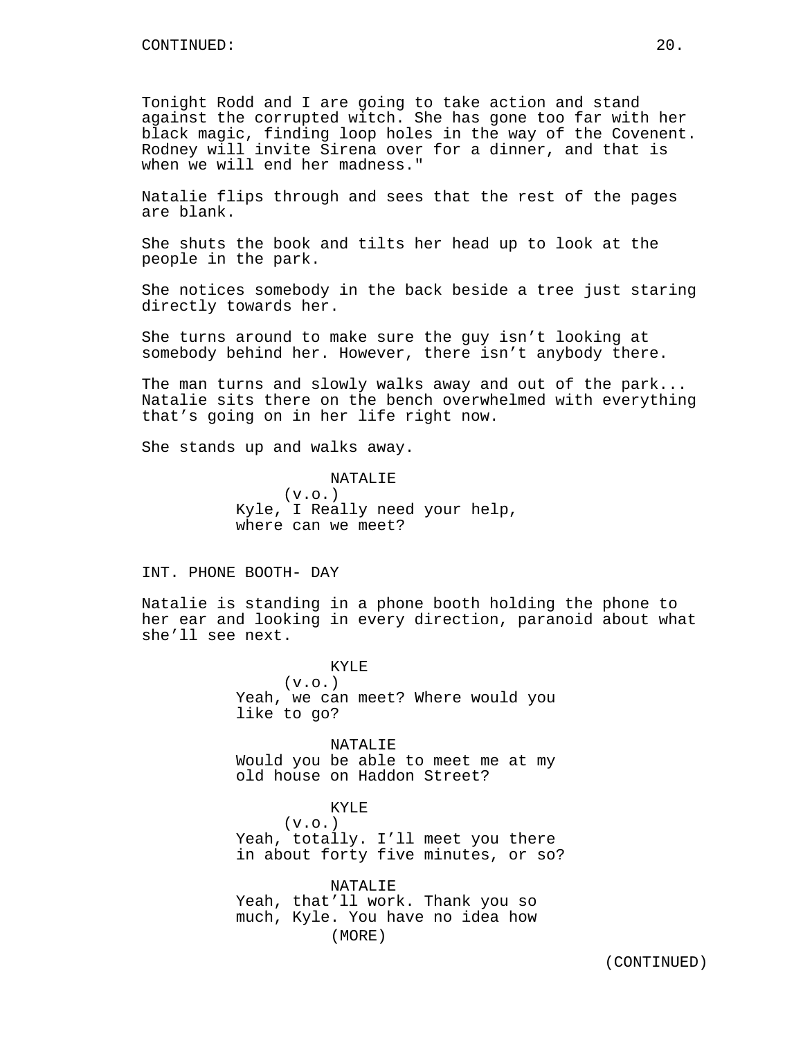Tonight Rodd and I are going to take action and stand against the corrupted witch. She has gone too far with her black magic, finding loop holes in the way of the Covenent. Rodney will invite Sirena over for a dinner, and that is when we will end her madness."

Natalie flips through and sees that the rest of the pages are blank.

She shuts the book and tilts her head up to look at the people in the park.

She notices somebody in the back beside a tree just staring directly towards her.

She turns around to make sure the guy isn't looking at somebody behind her. However, there isn't anybody there.

The man turns and slowly walks away and out of the park... Natalie sits there on the bench overwhelmed with everything that's going on in her life right now.

She stands up and walks away.

NATALIE
(v.o.)
Kyle, I Really need your help, where can we meet?

INT. PHONE BOOTH- DAY

Natalie is standing in a phone booth holding the phone to her ear and looking in every direction, paranoid about what she'll see next.

KYLE
(v.o.)
Yeah, we can meet? Where would you like to go?

NATALIE
Would you be able to meet me at my old house on Haddon Street?

KYLE
(v.o.)
Yeah, totally. I'll meet you there in about forty five minutes, or so?

NATALIE
Yeah, that'll work. Thank you so much, Kyle. You have no idea how
(MORE)

(CONTINUED)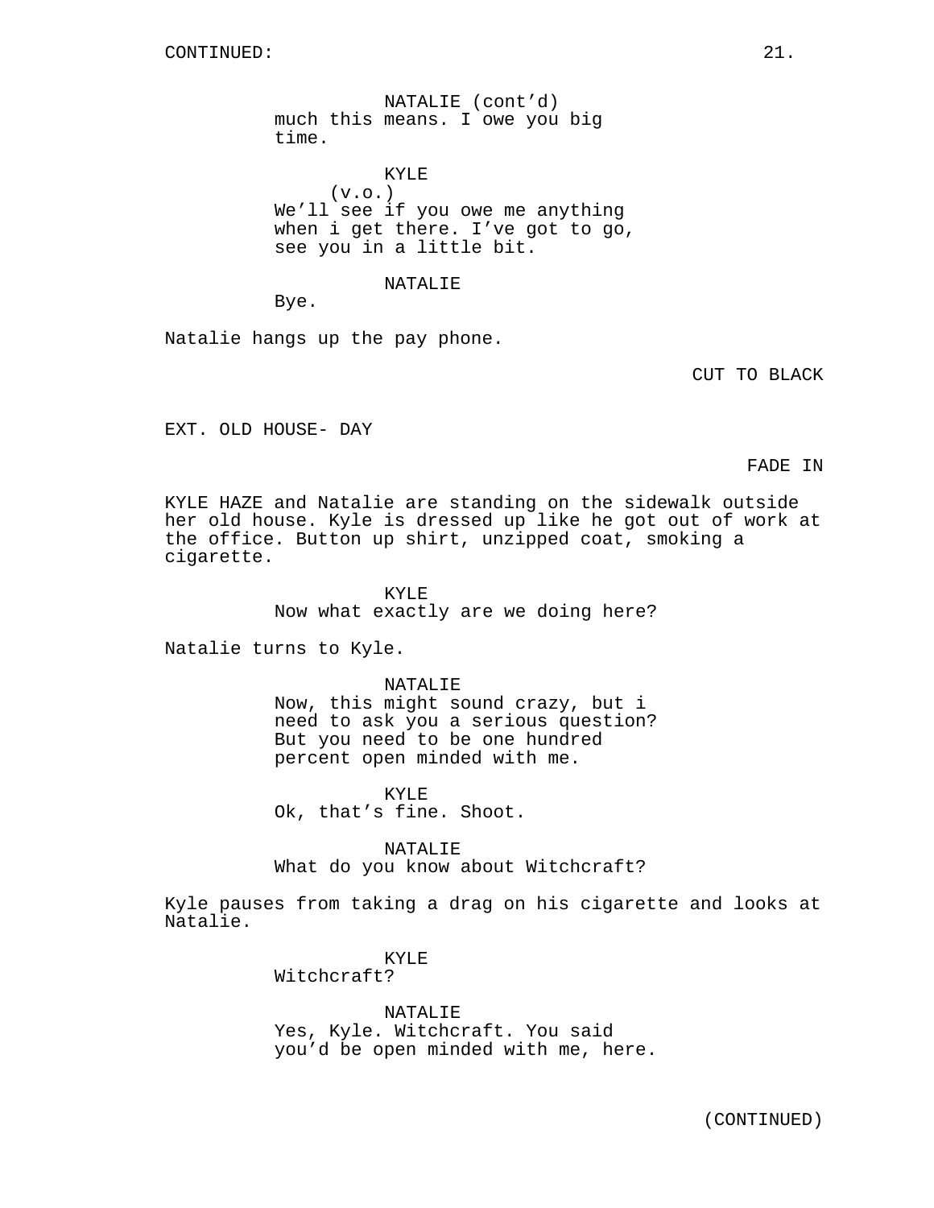NATALIE (cont'd)
much this means. I owe you big time.

KYLE
(v.o.)
We'll see if you owe me anything when i get there. I've got to go, see you in a little bit.

NATALIE
Bye.

Natalie hangs up the pay phone.

CUT TO BLACK

EXT. OLD HOUSE- DAY

FADE IN

KYLE HAZE and Natalie are standing on the sidewalk outside her old house. Kyle is dressed up like he got out of work at the office. Button up shirt, unzipped coat, smoking a cigarette.

KYLE
Now what exactly are we doing here?

Natalie turns to Kyle.

NATALIE
Now, this might sound crazy, but i need to ask you a serious question? But you need to be one hundred percent open minded with me.

KYLE
Ok, that's fine. Shoot.

NATALIE
What do you know about Witchcraft?

Kyle pauses from taking a drag on his cigarette and looks at Natalie.

KYLE
Witchcraft?

NATALIE
Yes, Kyle. Witchcraft. You said you'd be open minded with me, here.

(CONTINUED)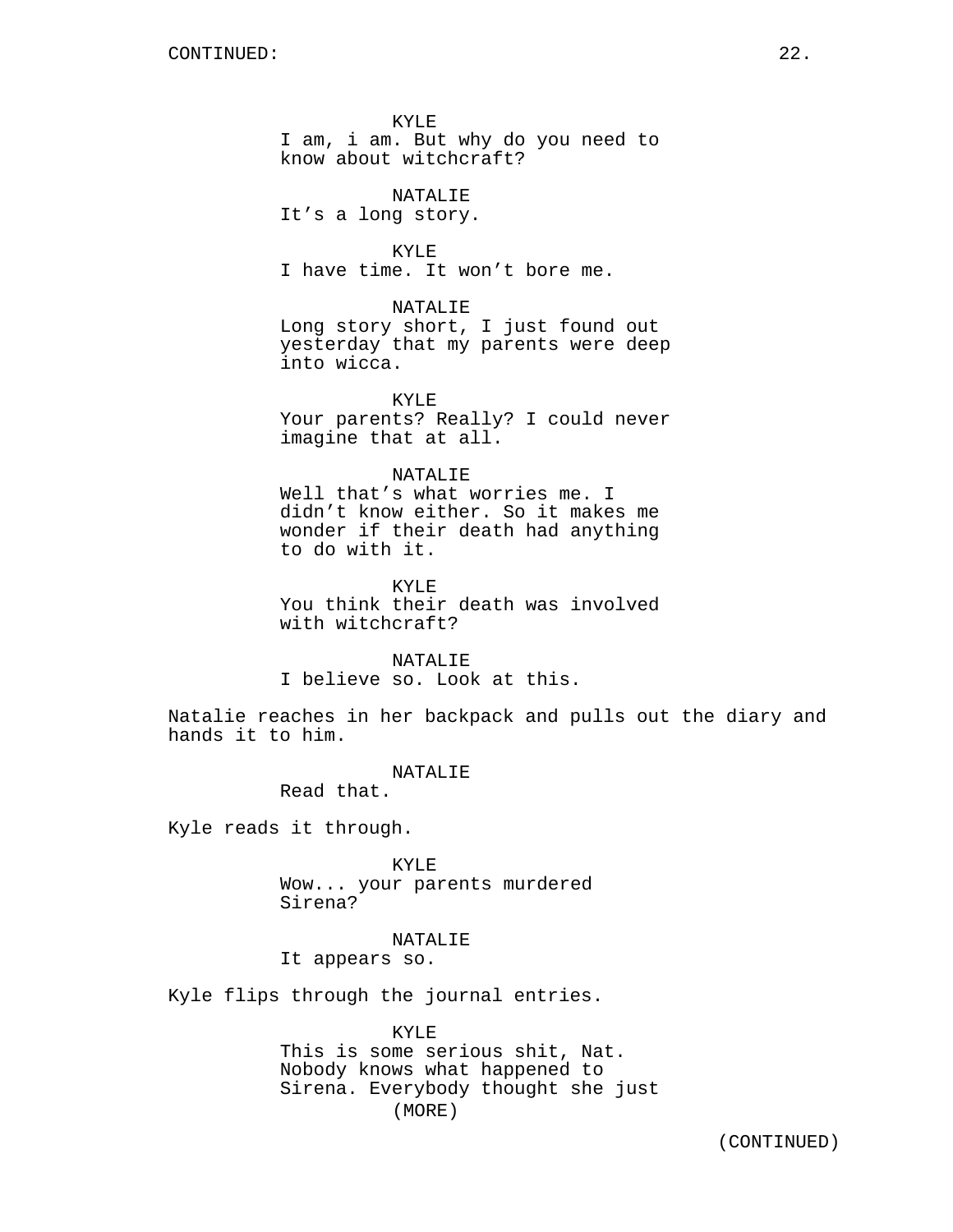KYLE
I am, i am. But why do you need to know about witchcraft?

NATALIE
It's a long story.

KYLE
I have time. It won't bore me.

NATALIE
Long story short, I just found out yesterday that my parents were deep into wicca.

KYLE
Your parents? Really? I could never imagine that at all.

NATALIE
Well that's what worries me. I didn't know either. So it makes me wonder if their death had anything to do with it.

KYLE
You think their death was involved with witchcraft?

NATALIE
I believe so. Look at this.

Natalie reaches in her backpack and pulls out the diary and hands it to him.

NATALIE
Read that.

Kyle reads it through.

KYLE
Wow... your parents murdered Sirena?

NATALIE
It appears so.

Kyle flips through the journal entries.

KYLE
This is some serious shit, Nat. Nobody knows what happened to Sirena. Everybody thought she just
(MORE)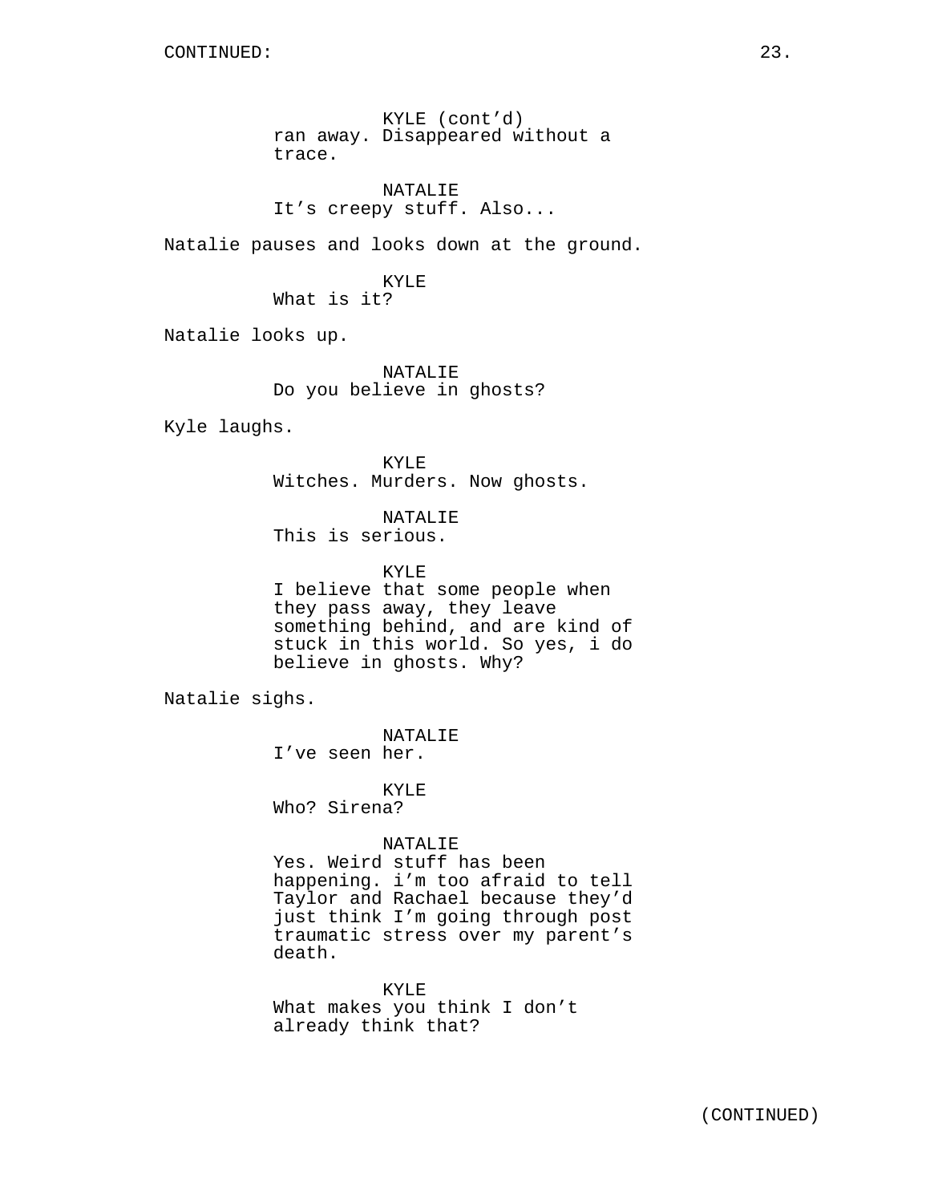KYLE (cont'd)
ran away. Disappeared without a trace.

NATALIE
It's creepy stuff. Also...

Natalie pauses and looks down at the ground.

KYLE
What is it?

Natalie looks up.

NATALIE
Do you believe in ghosts?

Kyle laughs.

KYLE
Witches. Murders. Now ghosts.

NATALIE
This is serious.

KYLE
I believe that some people when they pass away, they leave something behind, and are kind of stuck in this world. So yes, i do believe in ghosts. Why?

Natalie sighs.

NATALIE
I've seen her.

KYLE
Who? Sirena?

NATALIE
Yes. Weird stuff has been happening. i'm too afraid to tell Taylor and Rachael because they'd just think I'm going through post traumatic stress over my parent's death.

KYLE
What makes you think I don't already think that?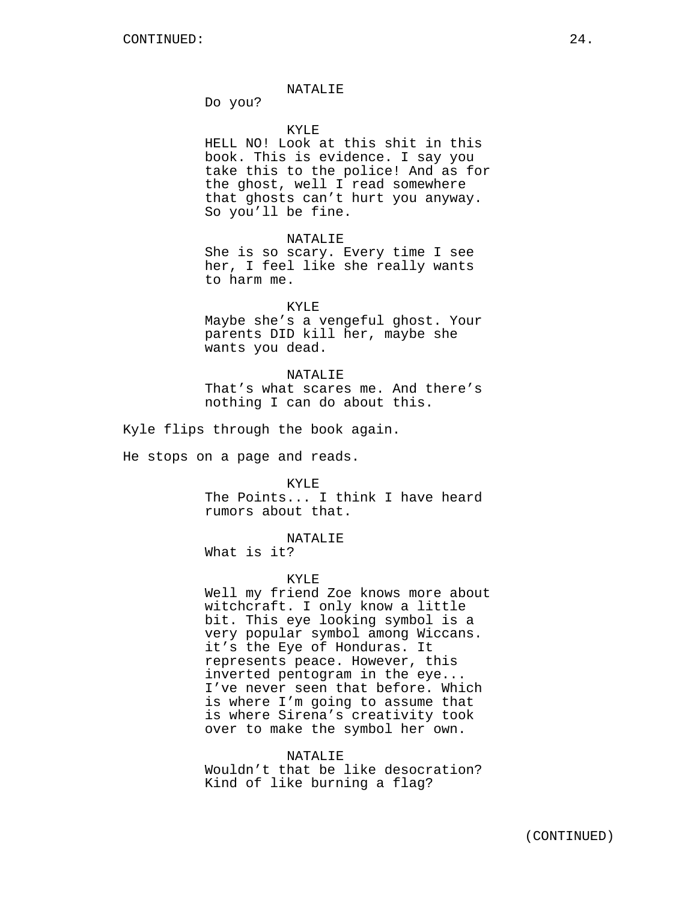NATALIE

Do you?

KYLE

HELL NO! Look at this shit in this book. This is evidence. I say you take this to the police! And as for the ghost, well I read somewhere that ghosts can’t hurt you anyway. So you’ll be fine.

NATALIE

She is so scary. Every time I see her, I feel like she really wants to harm me.

KYLE

Maybe she’s a vengeful ghost. Your parents DID kill her, maybe she wants you dead.

NATALIE

That’s what scares me. And there’s nothing I can do about this.

Kyle flips through the book again.

He stops on a page and reads.

KYLE

The Points... I think I have heard rumors about that.

NATALIE

What is it?

KYLE

Well my friend Zoe knows more about witchcraft. I only know a little bit. This eye looking symbol is a very popular symbol among Wiccans. it’s the Eye of Honduras. It represents peace. However, this inverted pentogram in the eye... I’ve never seen that before. Which is where I’m going to assume that is where Sirena’s creativity took over to make the symbol her own.

NATALIE

Wouldn’t that be like desocration? Kind of like burning a flag?

(CONTINUED)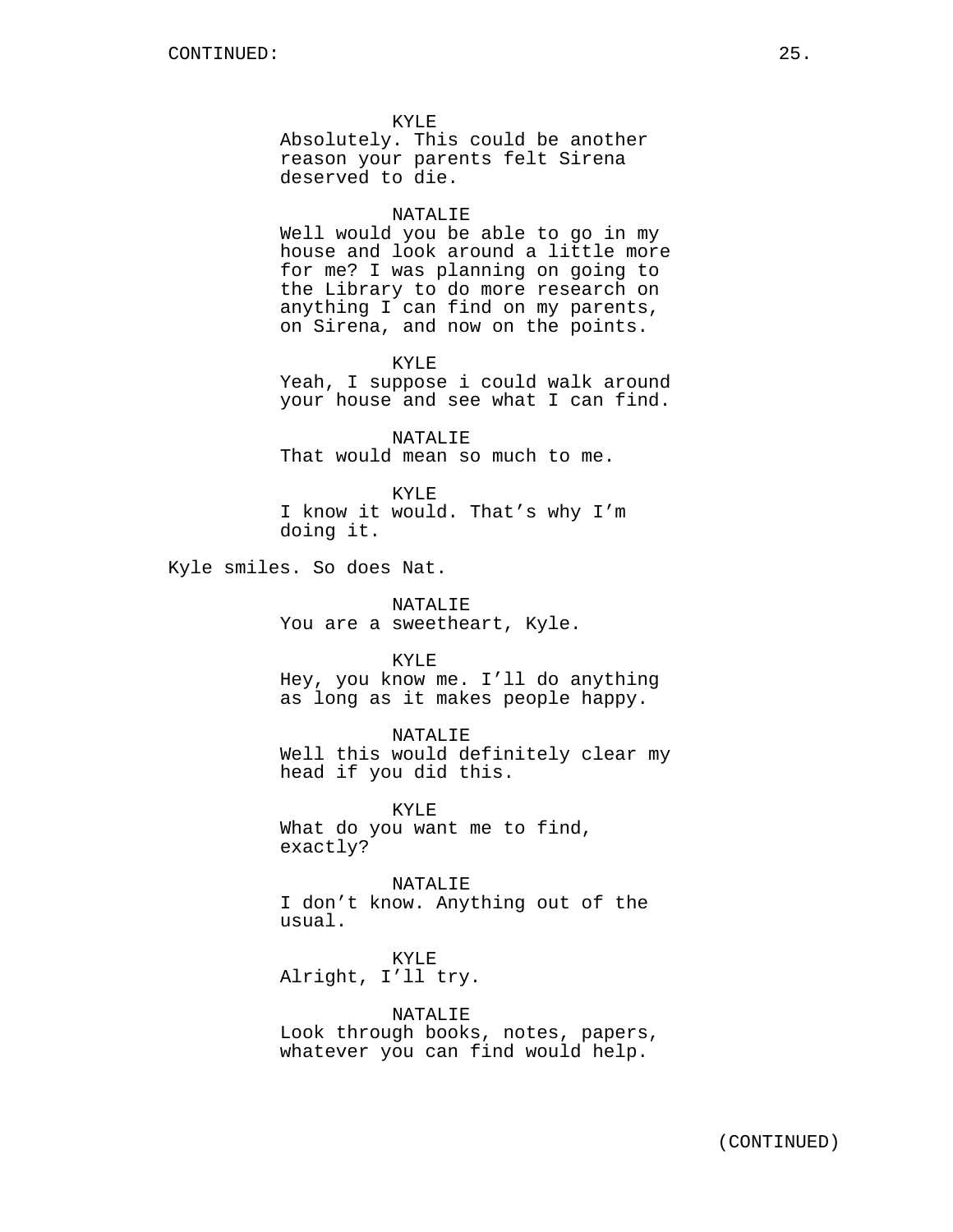KYLE
Absolutely. This could be another reason your parents felt Sirena deserved to die.

NATALIE
Well would you be able to go in my house and look around a little more for me? I was planning on going to the Library to do more research on anything I can find on my parents, on Sirena, and now on the points.

KYLE
Yeah, I suppose i could walk around your house and see what I can find.

NATALIE
That would mean so much to me.

KYLE
I know it would. That's why I'm doing it.

Kyle smiles. So does Nat.

NATALIE
You are a sweetheart, Kyle.

KYLE
Hey, you know me. I'll do anything as long as it makes people happy.

NATALIE
Well this would definitely clear my head if you did this.

KYLE
What do you want me to find, exactly?

NATALIE
I don't know. Anything out of the usual.

KYLE
Alright, I'll try.

NATALIE
Look through books, notes, papers, whatever you can find would help.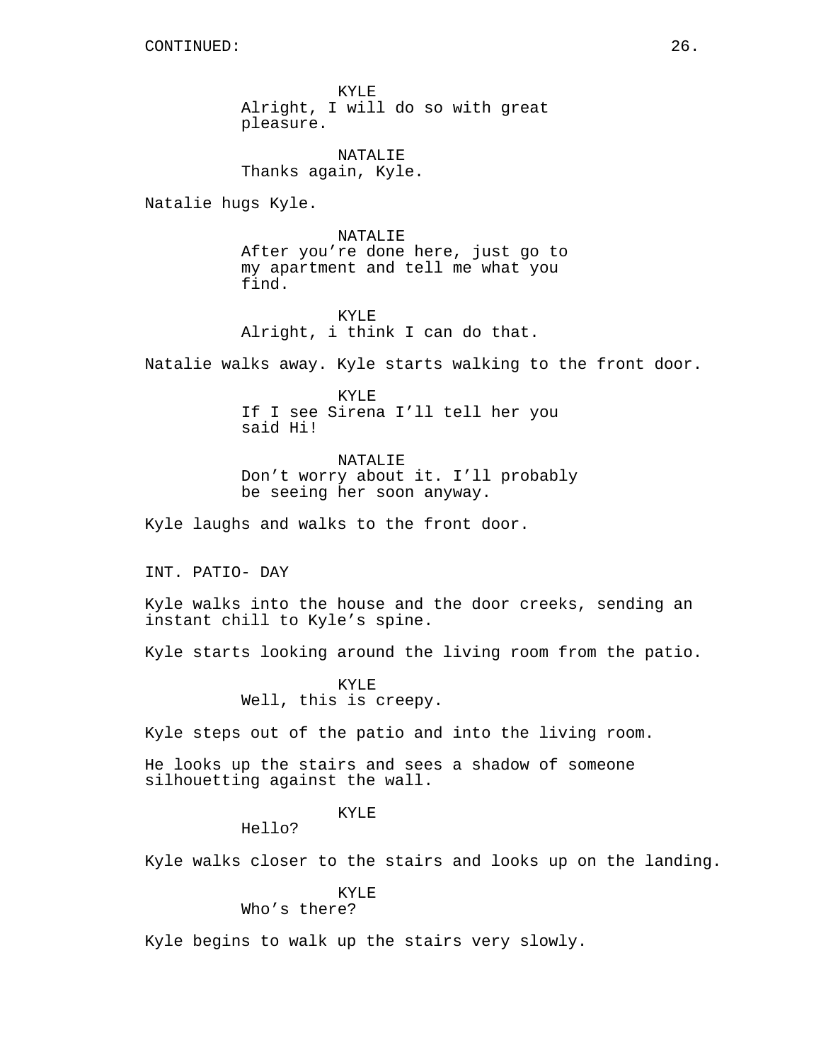CONTINUED:

KYLE
Alright, I will do so with great pleasure.

NATALIE
Thanks again, Kyle.

Natalie hugs Kyle.

NATALIE
After you're done here, just go to my apartment and tell me what you find.

KYLE
Alright, i think I can do that.

Natalie walks away. Kyle starts walking to the front door.

KYLE
If I see Sirena I'll tell her you said Hi!

NATALIE
Don't worry about it. I'll probably be seeing her soon anyway.

Kyle laughs and walks to the front door.

INT. PATIO- DAY

Kyle walks into the house and the door creeks, sending an instant chill to Kyle's spine.

Kyle starts looking around the living room from the patio.

KYLE
Well, this is creepy.

Kyle steps out of the patio and into the living room.

He looks up the stairs and sees a shadow of someone silhouetting against the wall.

KYLE
Hello?

Kyle walks closer to the stairs and looks up on the landing.

KYLE
Who's there?

Kyle begins to walk up the stairs very slowly.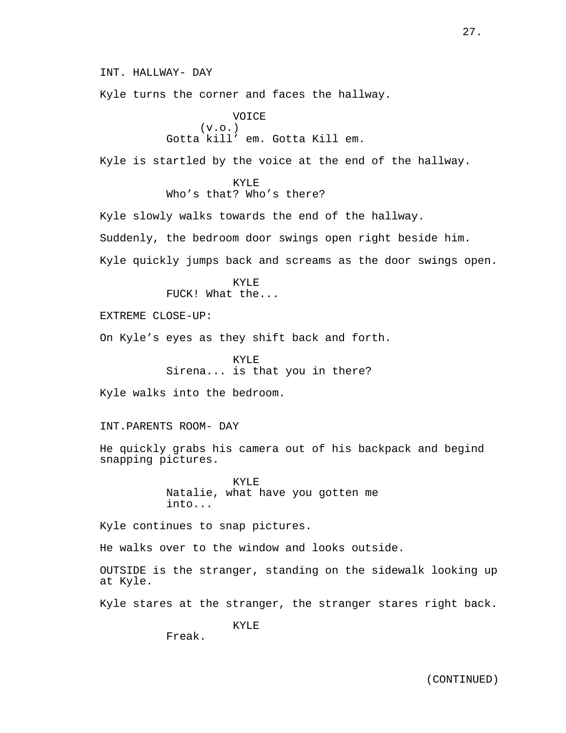INT. HALLWAY- DAY

Kyle turns the corner and faces the hallway.

VOICE
(v.o.)
Gotta kill' em. Gotta Kill em.

Kyle is startled by the voice at the end of the hallway.

KYLE
Who's that? Who's there?

Kyle slowly walks towards the end of the hallway.

Suddenly, the bedroom door swings open right beside him.

Kyle quickly jumps back and screams as the door swings open.

KYLE
FUCK! What the...

EXTREME CLOSE-UP:

On Kyle's eyes as they shift back and forth.

KYLE
Sirena... is that you in there?

Kyle walks into the bedroom.

INT.PARENTS ROOM- DAY

He quickly grabs his camera out of his backpack and begind snapping pictures.

KYLE
Natalie, what have you gotten me into...

Kyle continues to snap pictures.

He walks over to the window and looks outside.

OUTSIDE is the stranger, standing on the sidewalk looking up at Kyle.

Kyle stares at the stranger, the stranger stares right back.

KYLE
Freak.

(CONTINUED)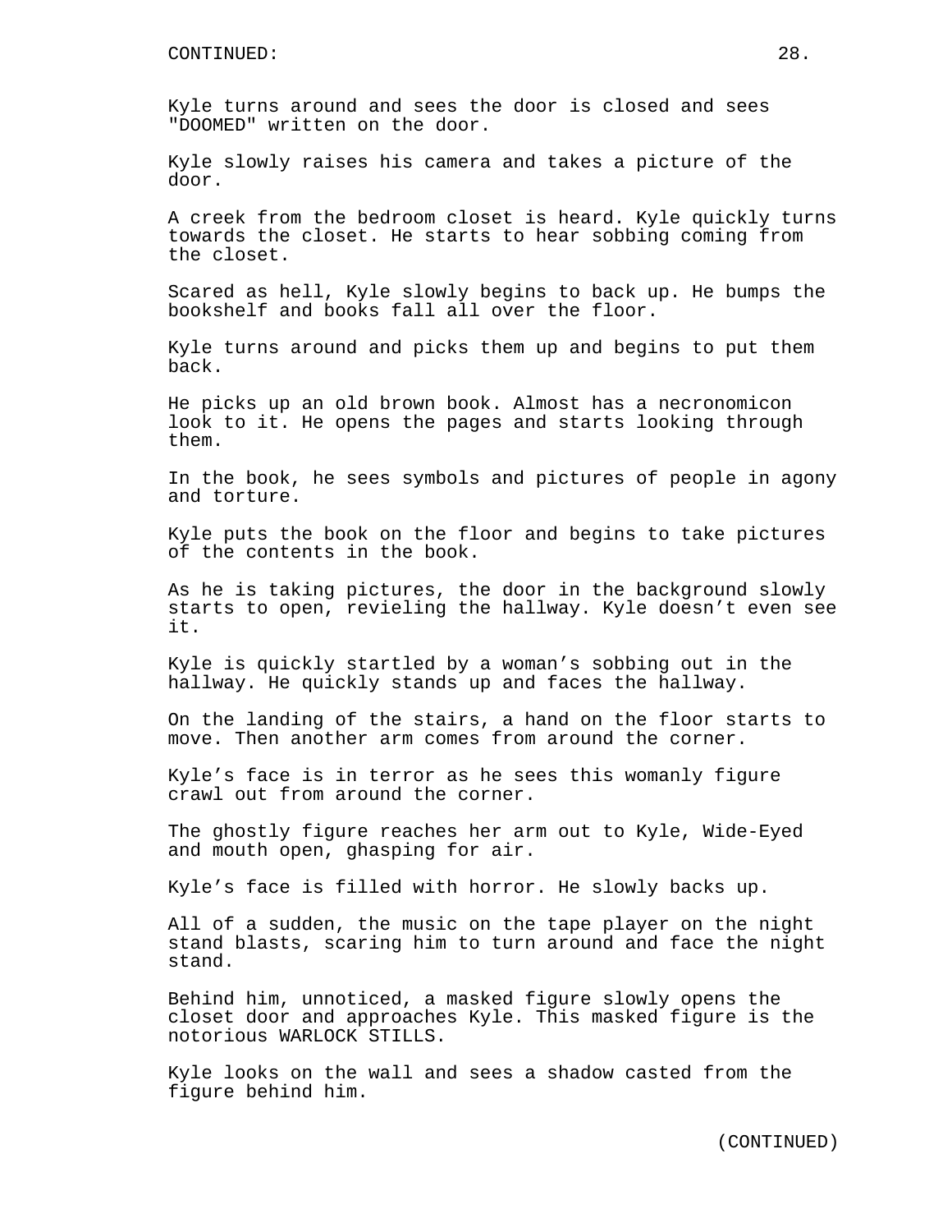CONTINUED:

Kyle turns around and sees the door is closed and sees "DOOMED" written on the door.

Kyle slowly raises his camera and takes a picture of the door.

A creek from the bedroom closet is heard. Kyle quickly turns towards the closet. He starts to hear sobbing coming from the closet.

Scared as hell, Kyle slowly begins to back up. He bumps the bookshelf and books fall all over the floor.

Kyle turns around and picks them up and begins to put them back.

He picks up an old brown book. Almost has a necronomicon look to it. He opens the pages and starts looking through them.

In the book, he sees symbols and pictures of people in agony and torture.

Kyle puts the book on the floor and begins to take pictures of the contents in the book.

As he is taking pictures, the door in the background slowly starts to open, revieling the hallway. Kyle doesn't even see it.

Kyle is quickly startled by a woman's sobbing out in the hallway. He quickly stands up and faces the hallway.

On the landing of the stairs, a hand on the floor starts to move. Then another arm comes from around the corner.

Kyle's face is in terror as he sees this womanly figure crawl out from around the corner.

The ghostly figure reaches her arm out to Kyle, Wide-Eyed and mouth open, ghasping for air.

Kyle's face is filled with horror. He slowly backs up.

All of a sudden, the music on the tape player on the night stand blasts, scaring him to turn around and face the night stand.

Behind him, unnoticed, a masked figure slowly opens the closet door and approaches Kyle. This masked figure is the notorious WARLOCK STILLS.

Kyle looks on the wall and sees a shadow casted from the figure behind him.

(CONTINUED)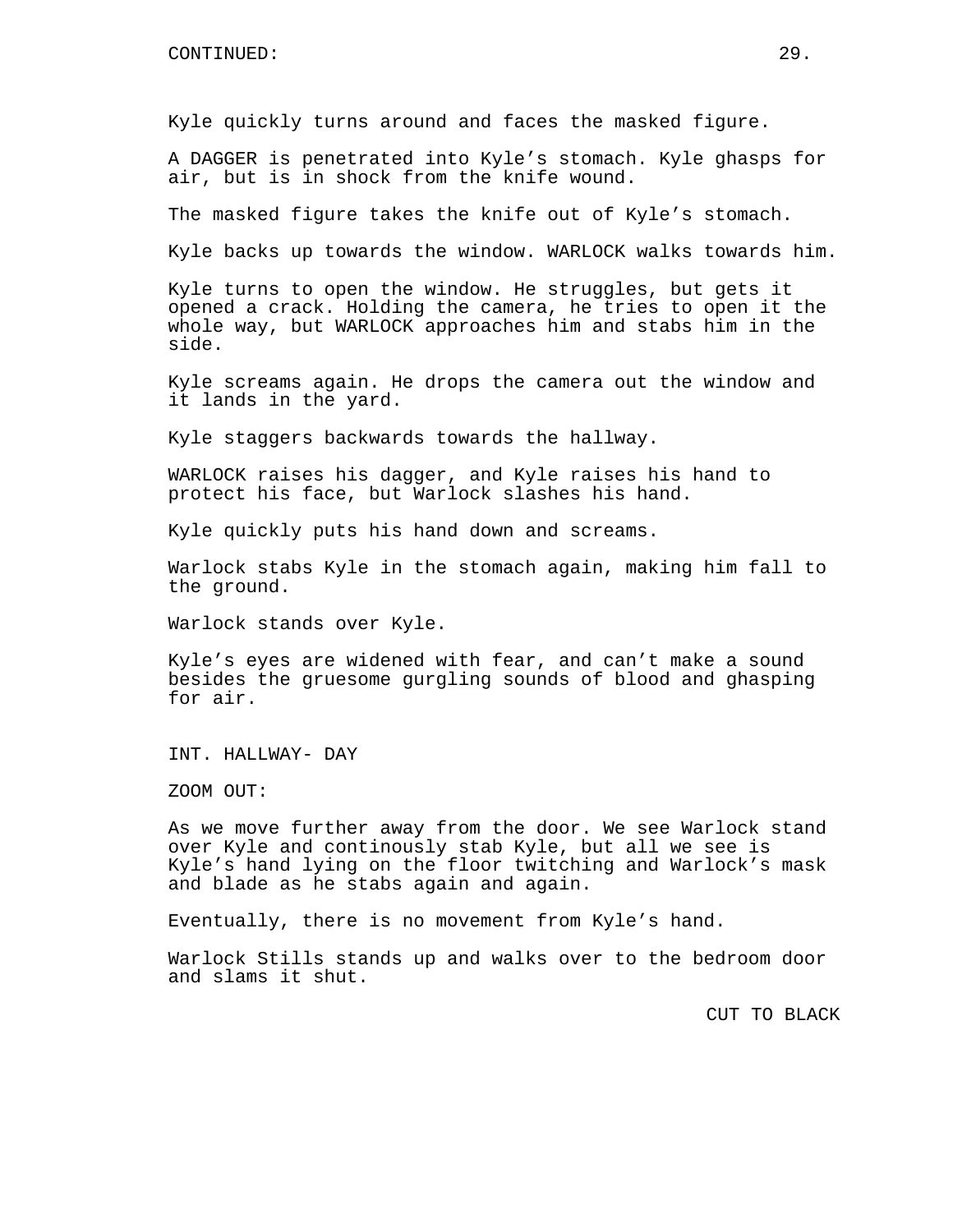CONTINUED:

Kyle quickly turns around and faces the masked figure.

A DAGGER is penetrated into Kyle's stomach. Kyle ghasps for air, but is in shock from the knife wound.

The masked figure takes the knife out of Kyle's stomach.

Kyle backs up towards the window. WARLOCK walks towards him.

Kyle turns to open the window. He struggles, but gets it opened a crack. Holding the camera, he tries to open it the whole way, but WARLOCK approaches him and stabs him in the side.

Kyle screams again. He drops the camera out the window and it lands in the yard.

Kyle staggers backwards towards the hallway.

WARLOCK raises his dagger, and Kyle raises his hand to protect his face, but Warlock slashes his hand.

Kyle quickly puts his hand down and screams.

Warlock stabs Kyle in the stomach again, making him fall to the ground.

Warlock stands over Kyle.

Kyle's eyes are widened with fear, and can't make a sound besides the gruesome gurgling sounds of blood and ghasping for air.

INT. HALLWAY- DAY

ZOOM OUT:

As we move further away from the door. We see Warlock stand over Kyle and continously stab Kyle, but all we see is Kyle's hand lying on the floor twitching and Warlock's mask and blade as he stabs again and again.

Eventually, there is no movement from Kyle's hand.

Warlock Stills stands up and walks over to the bedroom door and slams it shut.

CUT TO BLACK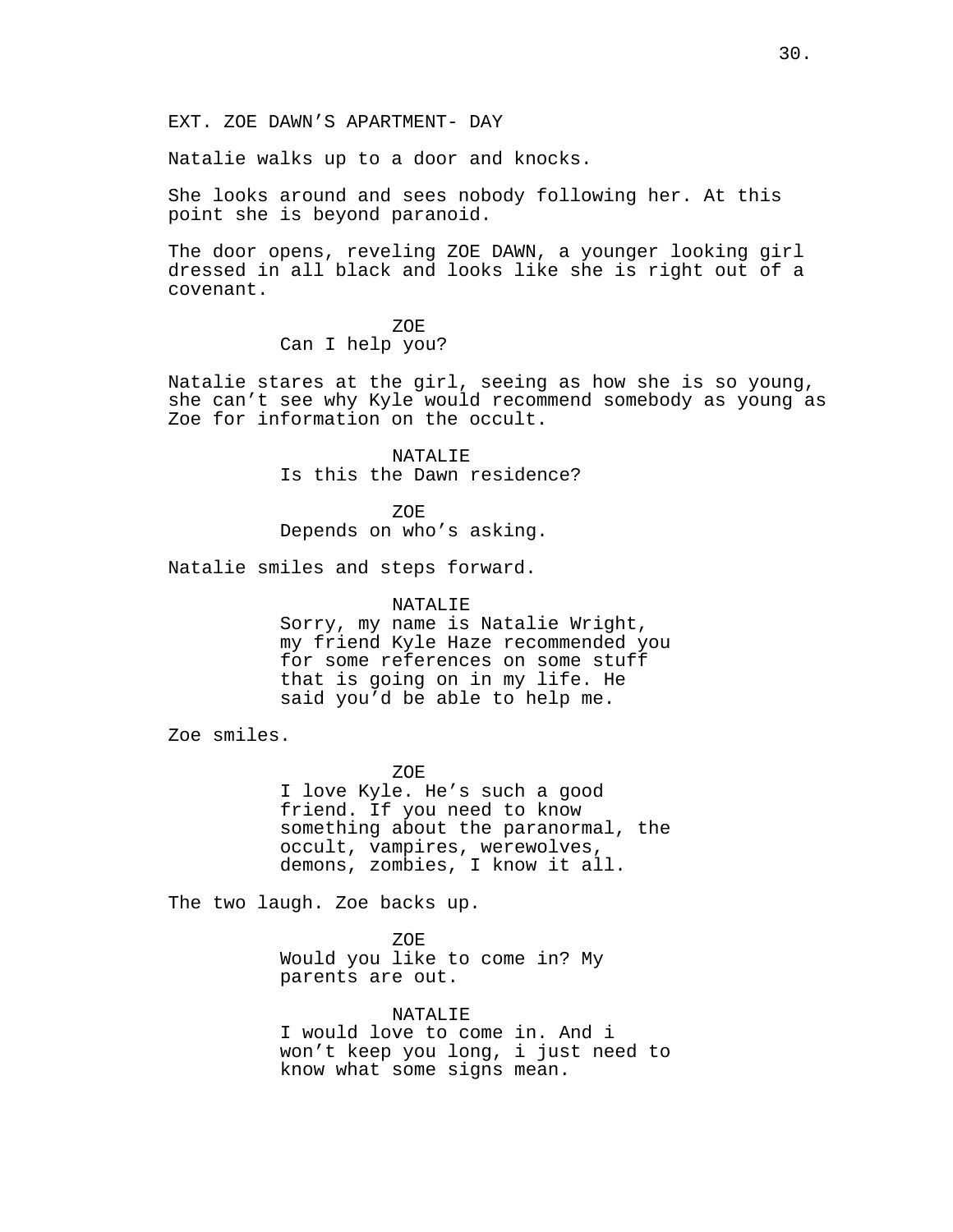EXT. ZOE DAWN’S APARTMENT- DAY

Natalie walks up to a door and knocks.

She looks around and sees nobody following her. At this point she is beyond paranoid.

The door opens, reveling ZOE DAWN, a younger looking girl dressed in all black and looks like she is right out of a covenant.

ZOE
Can I help you?

Natalie stares at the girl, seeing as how she is so young, she can’t see why Kyle would recommend somebody as young as Zoe for information on the occult.

NATALIE
Is this the Dawn residence?

ZOE
Depends on who’s asking.

Natalie smiles and steps forward.

NATALIE
Sorry, my name is Natalie Wright, my friend Kyle Haze recommended you for some references on some stuff that is going on in my life. He said you’d be able to help me.

Zoe smiles.

ZOE
I love Kyle. He’s such a good friend. If you need to know something about the paranormal, the occult, vampires, werewolves, demons, zombies, I know it all.

The two laugh. Zoe backs up.

ZOE
Would you like to come in? My parents are out.

NATALIE
I would love to come in. And i won’t keep you long, i just need to know what some signs mean.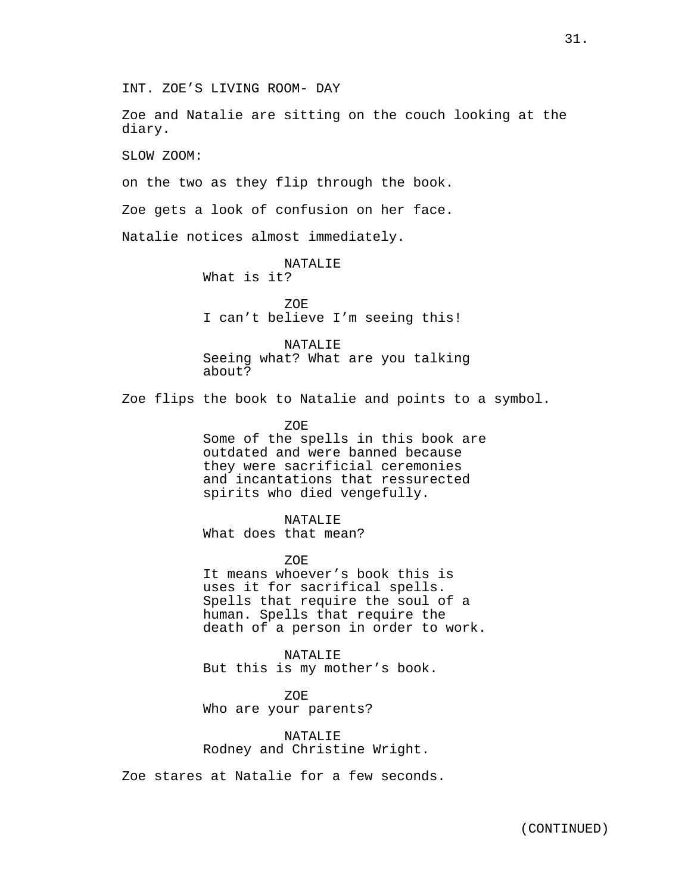INT. ZOE'S LIVING ROOM- DAY

Zoe and Natalie are sitting on the couch looking at the diary.

SLOW ZOOM:

on the two as they flip through the book.

Zoe gets a look of confusion on her face.

Natalie notices almost immediately.

NATALIE
What is it?

ZOE
I can't believe I'm seeing this!

NATALIE
Seeing what? What are you talking about?

Zoe flips the book to Natalie and points to a symbol.

ZOE
Some of the spells in this book are outdated and were banned because they were sacrificial ceremonies and incantations that ressurected spirits who died vengefully.

NATALIE
What does that mean?

ZOE
It means whoever's book this is uses it for sacrifical spells. Spells that require the soul of a human. Spells that require the death of a person in order to work.

NATALIE
But this is my mother's book.

ZOE
Who are your parents?

NATALIE
Rodney and Christine Wright.

Zoe stares at Natalie for a few seconds.

(CONTINUED)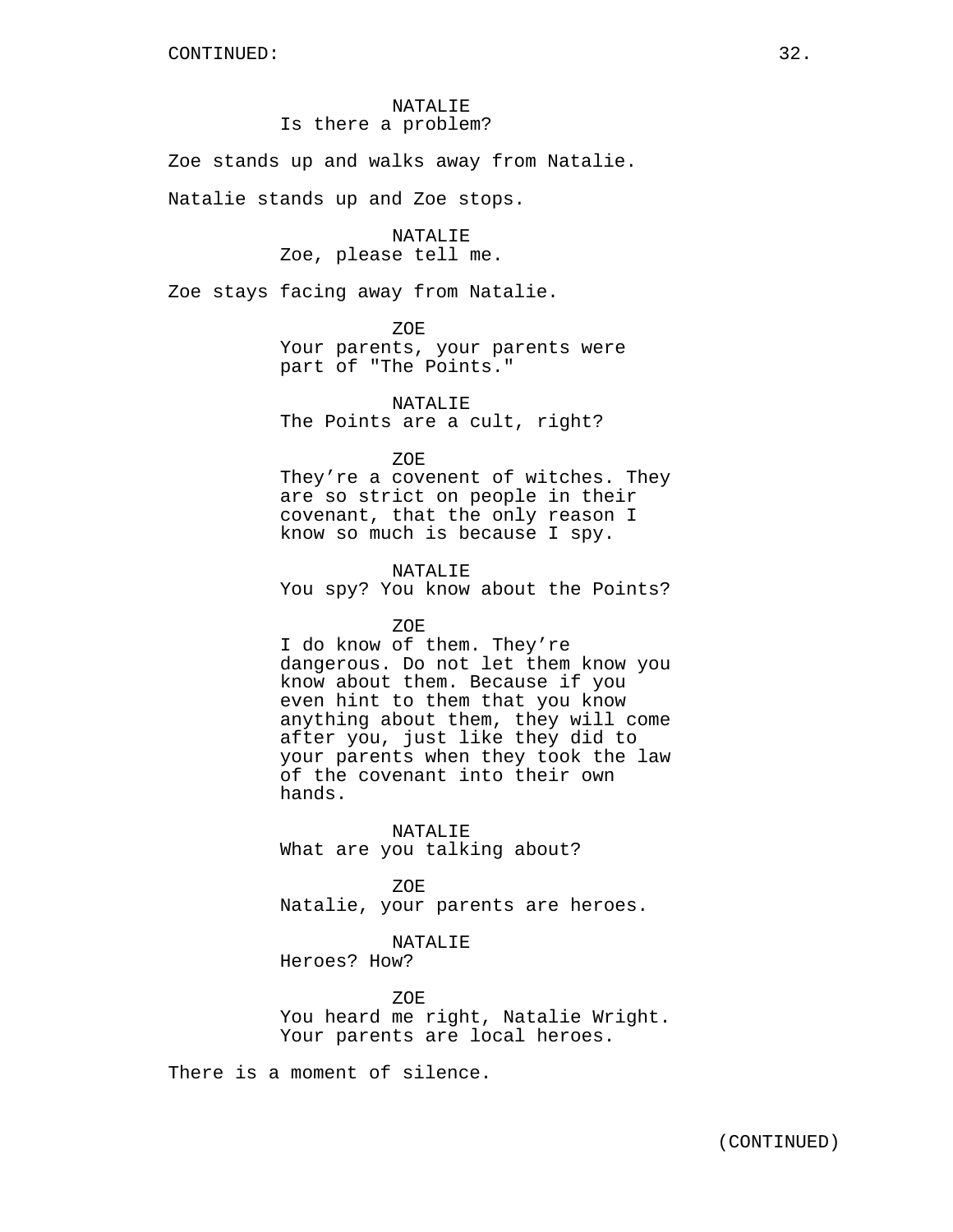NATALIE
Is there a problem?

Zoe stands up and walks away from Natalie.

Natalie stands up and Zoe stops.

NATALIE
Zoe, please tell me.

Zoe stays facing away from Natalie.

ZOE
Your parents, your parents were part of "The Points."

NATALIE
The Points are a cult, right?

ZOE
They're a covenent of witches. They are so strict on people in their covenant, that the only reason I know so much is because I spy.

NATALIE
You spy? You know about the Points?

ZOE
I do know of them. They're dangerous. Do not let them know you know about them. Because if you even hint to them that you know anything about them, they will come after you, just like they did to your parents when they took the law of the covenant into their own hands.

NATALIE
What are you talking about?

ZOE
Natalie, your parents are heroes.

NATALIE
Heroes? How?

ZOE
You heard me right, Natalie Wright. Your parents are local heroes.

There is a moment of silence.

(CONTINUED)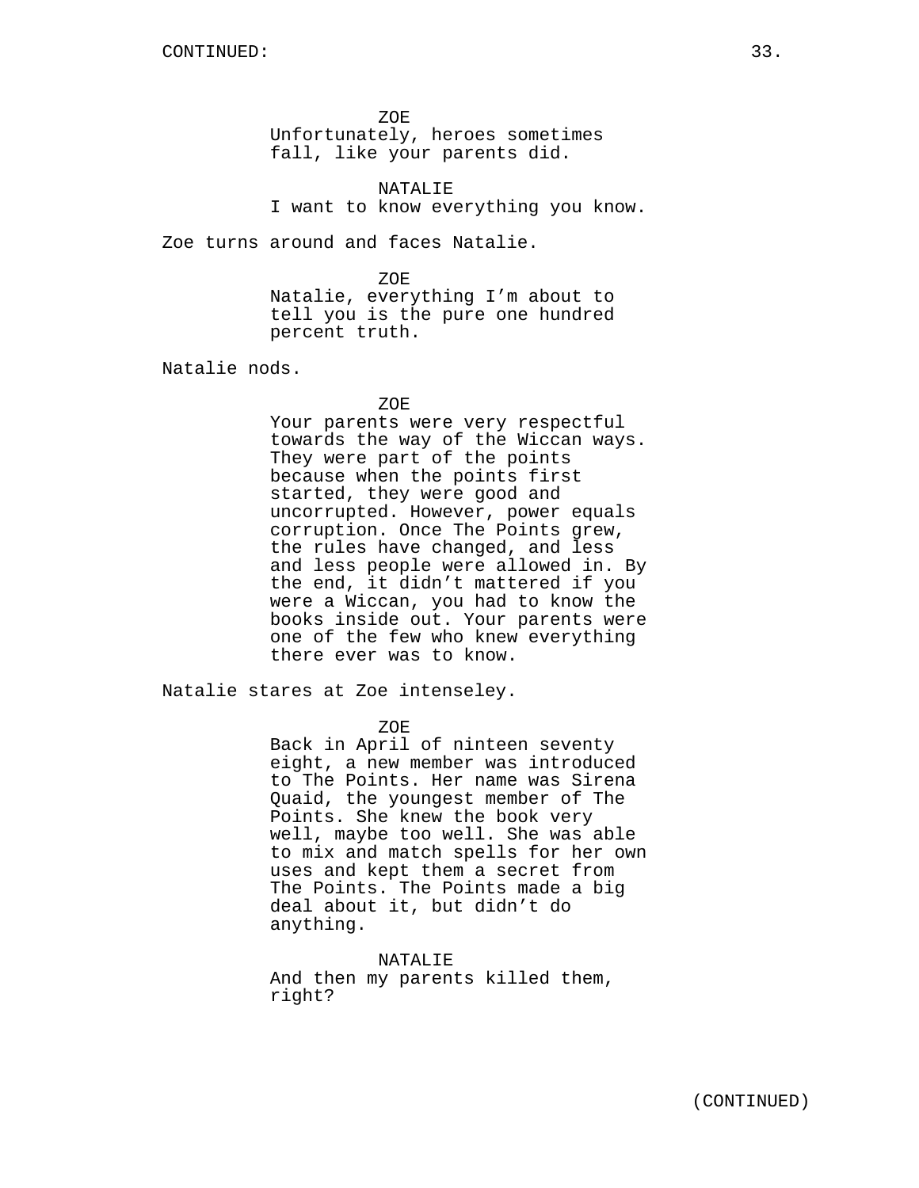ZOE
Unfortunately, heroes sometimes fall, like your parents did.

NATALIE
I want to know everything you know.

Zoe turns around and faces Natalie.

ZOE
Natalie, everything I'm about to tell you is the pure one hundred percent truth.

Natalie nods.

ZOE
Your parents were very respectful towards the way of the Wiccan ways. They were part of the points because when the points first started, they were good and uncorrupted. However, power equals corruption. Once The Points grew, the rules have changed, and less and less people were allowed in. By the end, it didn't mattered if you were a Wiccan, you had to know the books inside out. Your parents were one of the few who knew everything there ever was to know.

Natalie stares at Zoe intenseley.

ZOE
Back in April of ninteen seventy eight, a new member was introduced to The Points. Her name was Sirena Quaid, the youngest member of The Points. She knew the book very well, maybe too well. She was able to mix and match spells for her own uses and kept them a secret from The Points. The Points made a big deal about it, but didn't do anything.

NATALIE
And then my parents killed them, right?

(CONTINUED)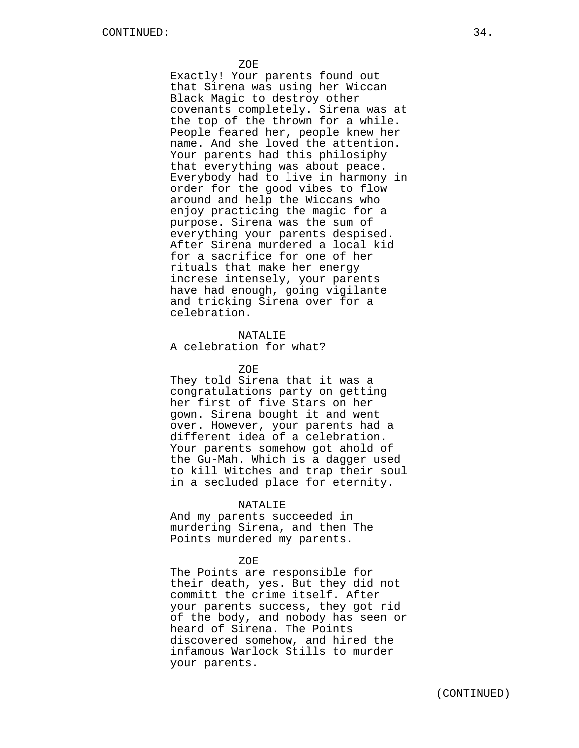ZOE
Exactly! Your parents found out that Sirena was using her Wiccan Black Magic to destroy other covenants completely. Sirena was at the top of the thrown for a while. People feared her, people knew her name. And she loved the attention. Your parents had this philosiphy that everything was about peace. Everybody had to live in harmony in order for the good vibes to flow around and help the Wiccans who enjoy practicing the magic for a purpose. Sirena was the sum of everything your parents despised. After Sirena murdered a local kid for a sacrifice for one of her rituals that make her energy increse intensely, your parents have had enough, going vigilante and tricking Sirena over for a celebration.

NATALIE
A celebration for what?

ZOE
They told Sirena that it was a congratulations party on getting her first of five Stars on her gown. Sirena bought it and went over. However, your parents had a different idea of a celebration. Your parents somehow got ahold of the Gu-Mah. Which is a dagger used to kill Witches and trap their soul in a secluded place for eternity.

NATALIE
And my parents succeeded in murdering Sirena, and then The Points murdered my parents.

ZOE
The Points are responsible for their death, yes. But they did not committ the crime itself. After your parents success, they got rid of the body, and nobody has seen or heard of Sirena. The Points discovered somehow, and hired the infamous Warlock Stills to murder your parents.

(CONTINUED)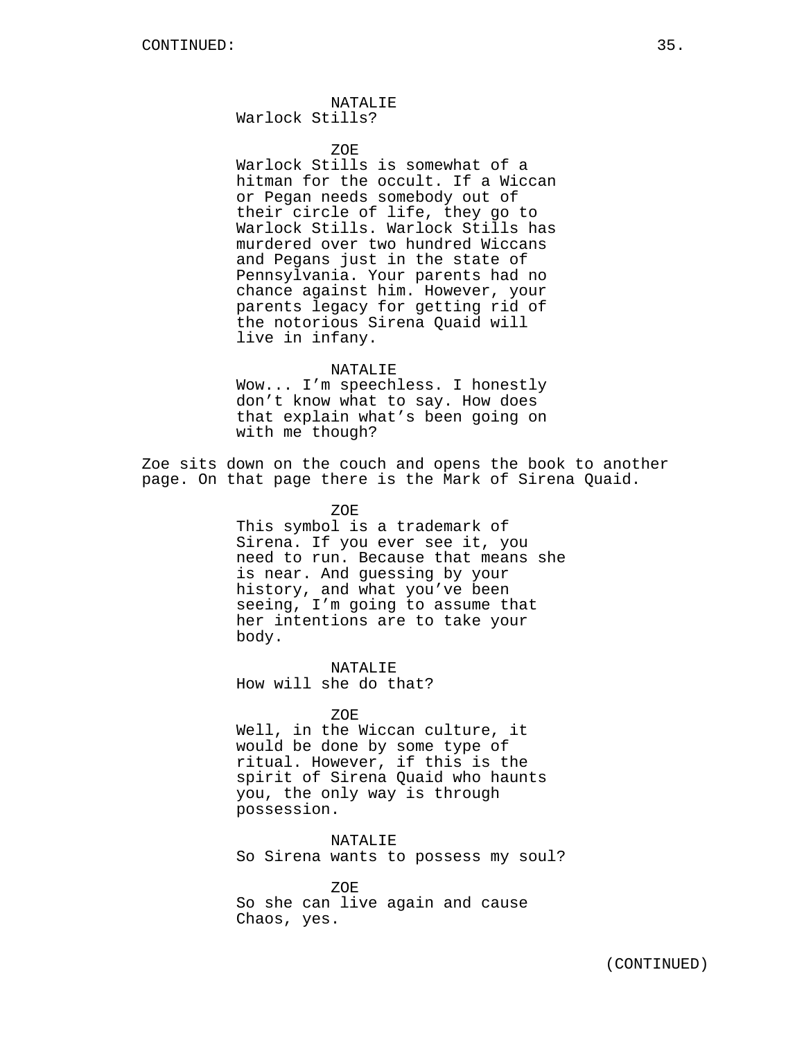CONTINUED:

NATALIE
Warlock Stills?

ZOE
Warlock Stills is somewhat of a hitman for the occult. If a Wiccan or Pegan needs somebody out of their circle of life, they go to Warlock Stills. Warlock Stills has murdered over two hundred Wiccans and Pegans just in the state of Pennsylvania. Your parents had no chance against him. However, your parents legacy for getting rid of the notorious Sirena Quaid will live in infany.

NATALIE
Wow... I'm speechless. I honestly don't know what to say. How does that explain what's been going on with me though?

Zoe sits down on the couch and opens the book to another page. On that page there is the Mark of Sirena Quaid.

ZOE
This symbol is a trademark of Sirena. If you ever see it, you need to run. Because that means she is near. And guessing by your history, and what you've been seeing, I'm going to assume that her intentions are to take your body.

NATALIE
How will she do that?

ZOE
Well, in the Wiccan culture, it would be done by some type of ritual. However, if this is the spirit of Sirena Quaid who haunts you, the only way is through possession.

NATALIE
So Sirena wants to possess my soul?

ZOE
So she can live again and cause Chaos, yes.

(CONTINUED)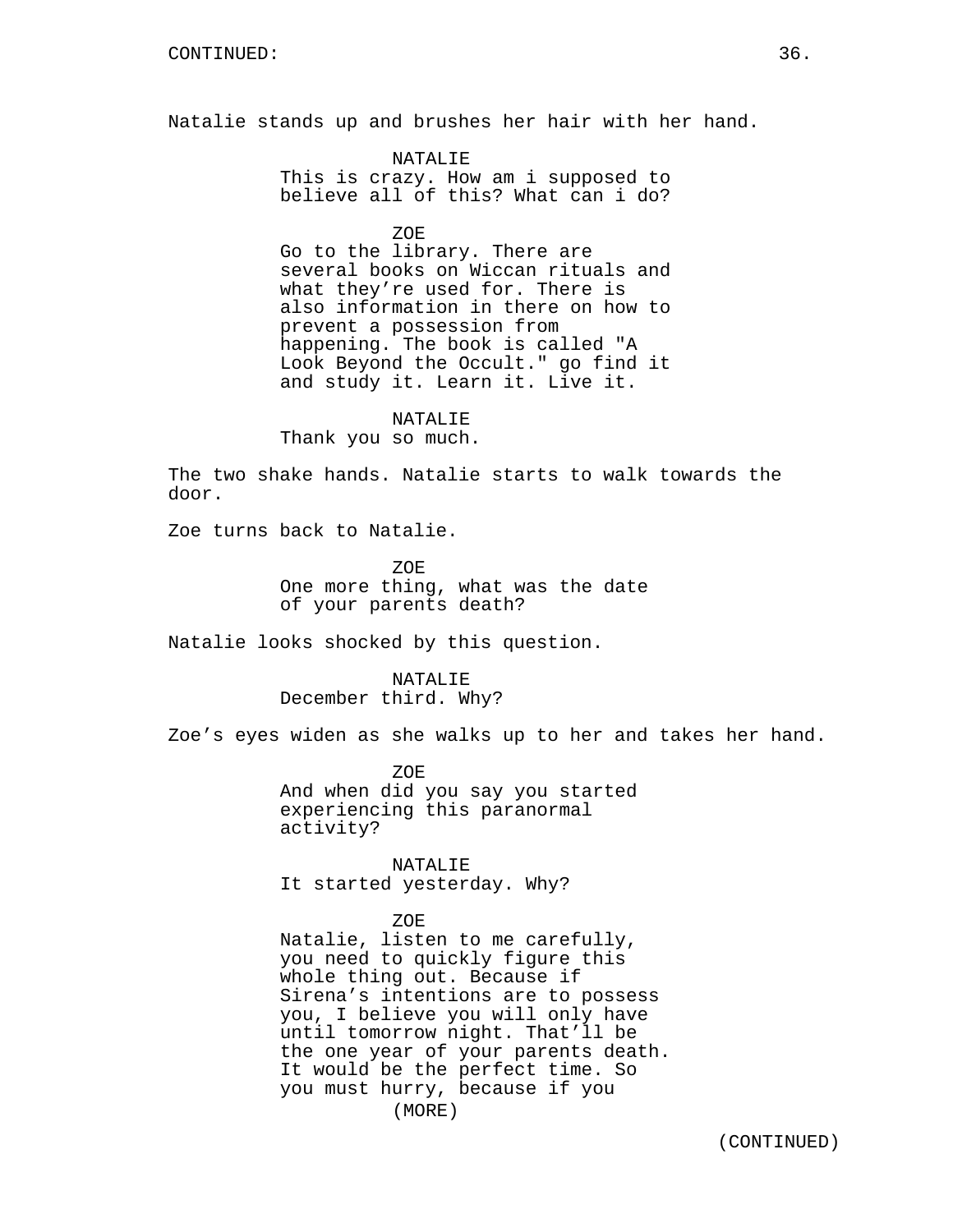Natalie stands up and brushes her hair with her hand.

NATALIE
This is crazy. How am i supposed to believe all of this? What can i do?

ZOE
Go to the library. There are several books on Wiccan rituals and what they're used for. There is also information in there on how to prevent a possession from happening. The book is called "A Look Beyond the Occult." go find it and study it. Learn it. Live it.

NATALIE
Thank you so much.

The two shake hands. Natalie starts to walk towards the door.

Zoe turns back to Natalie.

ZOE
One more thing, what was the date of your parents death?

Natalie looks shocked by this question.

NATALIE
December third. Why?

Zoe's eyes widen as she walks up to her and takes her hand.

ZOE
And when did you say you started experiencing this paranormal activity?

NATALIE
It started yesterday. Why?

ZOE
Natalie, listen to me carefully, you need to quickly figure this whole thing out. Because if Sirena's intentions are to possess you, I believe you will only have until tomorrow night. That'll be the one year of your parents death. It would be the perfect time. So you must hurry, because if you
(MORE)

(CONTINUED)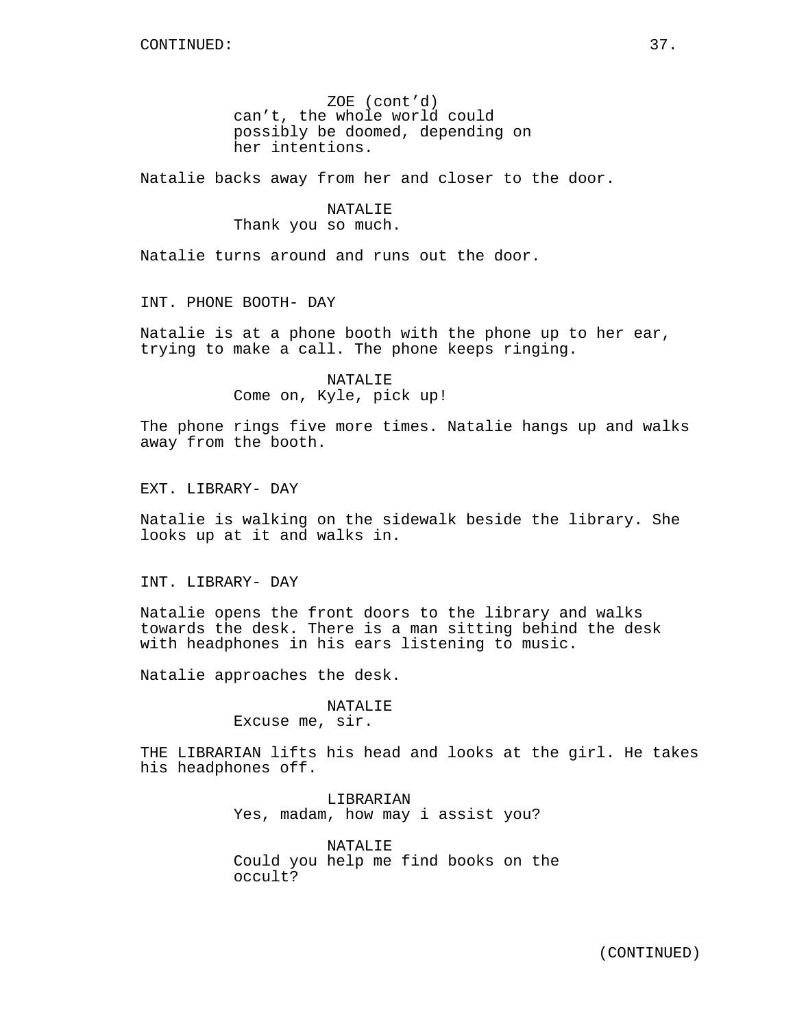ZOE (cont'd)
can't, the whole world could possibly be doomed, depending on her intentions.

Natalie backs away from her and closer to the door.

NATALIE
Thank you so much.

Natalie turns around and runs out the door.

INT. PHONE BOOTH- DAY

Natalie is at a phone booth with the phone up to her ear, trying to make a call. The phone keeps ringing.

NATALIE
Come on, Kyle, pick up!

The phone rings five more times. Natalie hangs up and walks away from the booth.

EXT. LIBRARY- DAY

Natalie is walking on the sidewalk beside the library. She looks up at it and walks in.

INT. LIBRARY- DAY

Natalie opens the front doors to the library and walks towards the desk. There is a man sitting behind the desk with headphones in his ears listening to music.

Natalie approaches the desk.

NATALIE
Excuse me, sir.

THE LIBRARIAN lifts his head and looks at the girl. He takes his headphones off.

LIBRARIAN
Yes, madam, how may i assist you?

NATALIE
Could you help me find books on the occult?

(CONTINUED)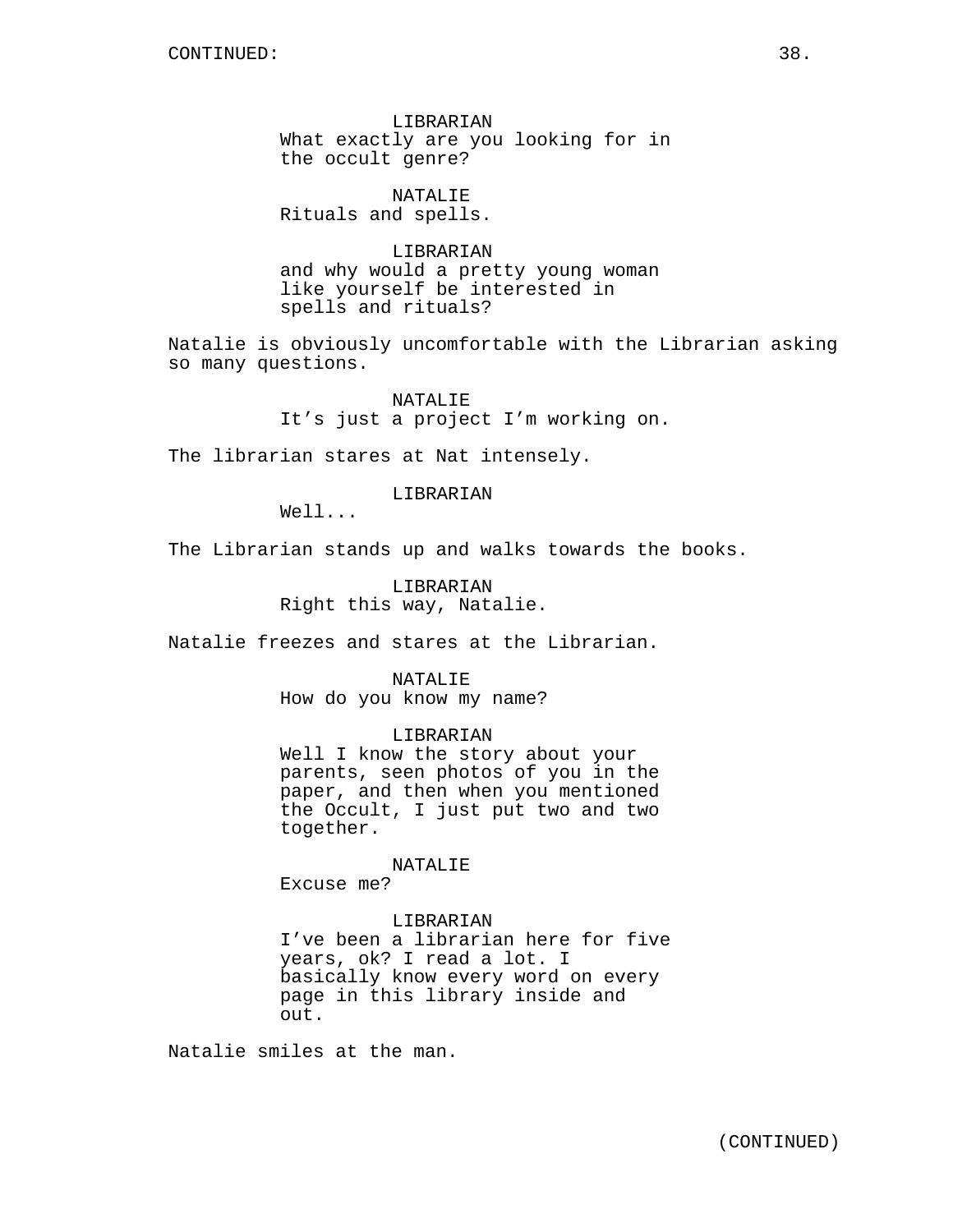LIBRARIAN
What exactly are you looking for in the occult genre?

NATALIE
Rituals and spells.

LIBRARIAN
and why would a pretty young woman like yourself be interested in spells and rituals?

Natalie is obviously uncomfortable with the Librarian asking so many questions.

NATALIE
It’s just a project I’m working on.

The librarian stares at Nat intensely.

LIBRARIAN
Well...

The Librarian stands up and walks towards the books.

LIBRARIAN
Right this way, Natalie.

Natalie freezes and stares at the Librarian.

NATALIE
How do you know my name?

LIBRARIAN
Well I know the story about your parents, seen photos of you in the paper, and then when you mentioned the Occult, I just put two and two together.

NATALIE
Excuse me?

LIBRARIAN
I’ve been a librarian here for five years, ok? I read a lot. I basically know every word on every page in this library inside and out.

Natalie smiles at the man.

(CONTINUED)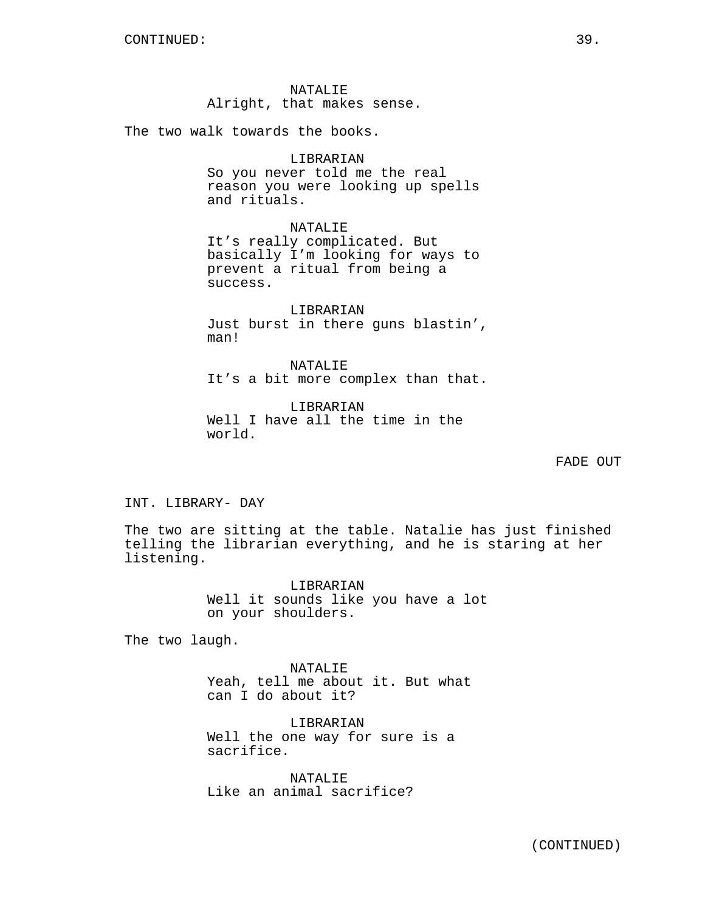CONTINUED:

NATALIE
Alright, that makes sense.

The two walk towards the books.

LIBRARIAN
So you never told me the real reason you were looking up spells and rituals.

NATALIE
It's really complicated. But basically I'm looking for ways to prevent a ritual from being a success.

LIBRARIAN
Just burst in there guns blastin', man!

NATALIE
It's a bit more complex than that.

LIBRARIAN
Well I have all the time in the world.

FADE OUT

INT. LIBRARY- DAY

The two are sitting at the table. Natalie has just finished telling the librarian everything, and he is staring at her listening.

LIBRARIAN
Well it sounds like you have a lot on your shoulders.

The two laugh.

NATALIE
Yeah, tell me about it. But what can I do about it?

LIBRARIAN
Well the one way for sure is a sacrifice.

NATALIE
Like an animal sacrifice?

(CONTINUED)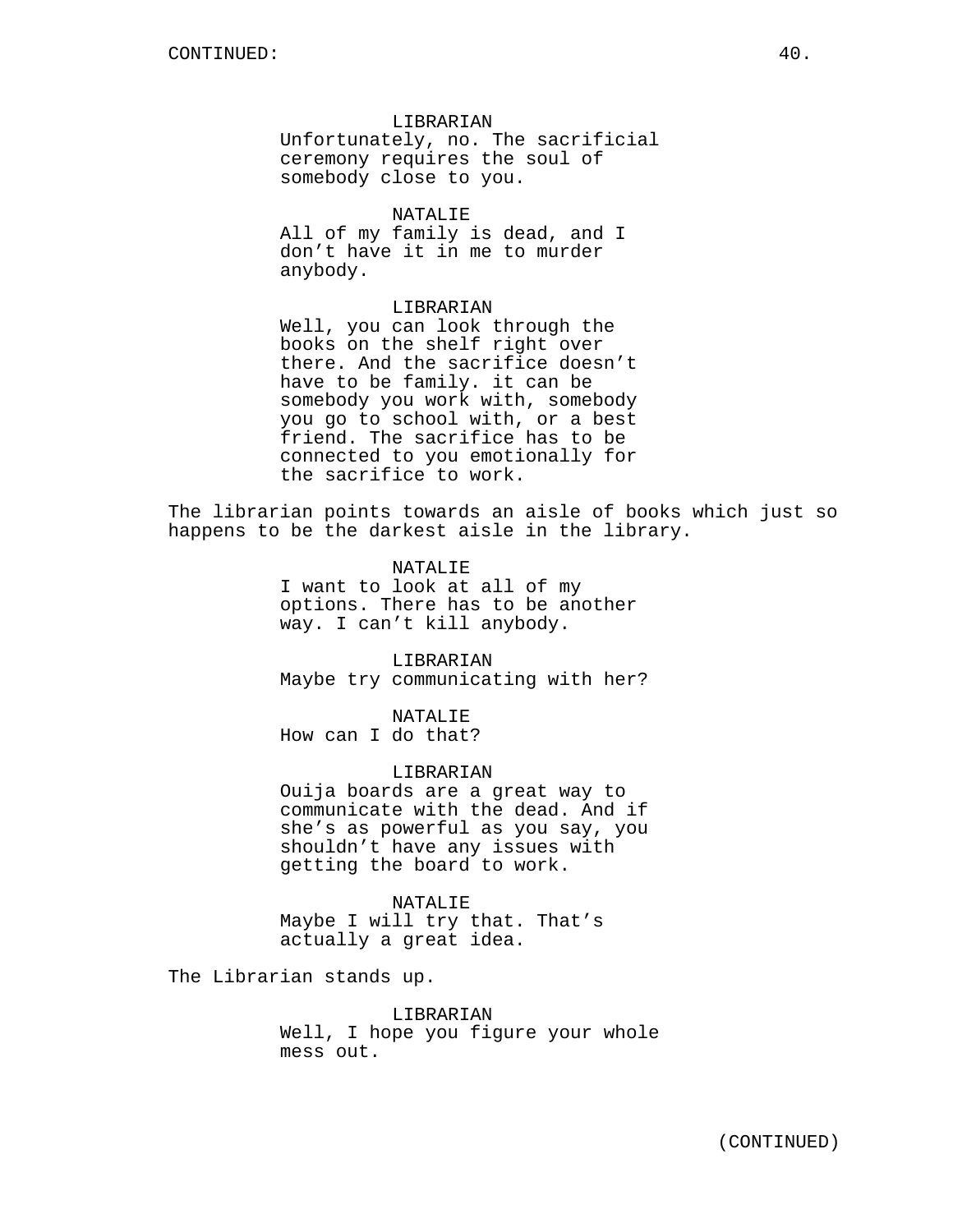CONTINUED:

LIBRARIAN
Unfortunately, no. The sacrificial ceremony requires the soul of somebody close to you.

NATALIE
All of my family is dead, and I don't have it in me to murder anybody.

LIBRARIAN
Well, you can look through the books on the shelf right over there. And the sacrifice doesn't have to be family. it can be somebody you work with, somebody you go to school with, or a best friend. The sacrifice has to be connected to you emotionally for the sacrifice to work.

The librarian points towards an aisle of books which just so happens to be the darkest aisle in the library.

NATALIE
I want to look at all of my options. There has to be another way. I can't kill anybody.

LIBRARIAN
Maybe try communicating with her?

NATALIE
How can I do that?

LIBRARIAN
Ouija boards are a great way to communicate with the dead. And if she's as powerful as you say, you shouldn't have any issues with getting the board to work.

NATALIE
Maybe I will try that. That's actually a great idea.

The Librarian stands up.

LIBRARIAN
Well, I hope you figure your whole mess out.

(CONTINUED)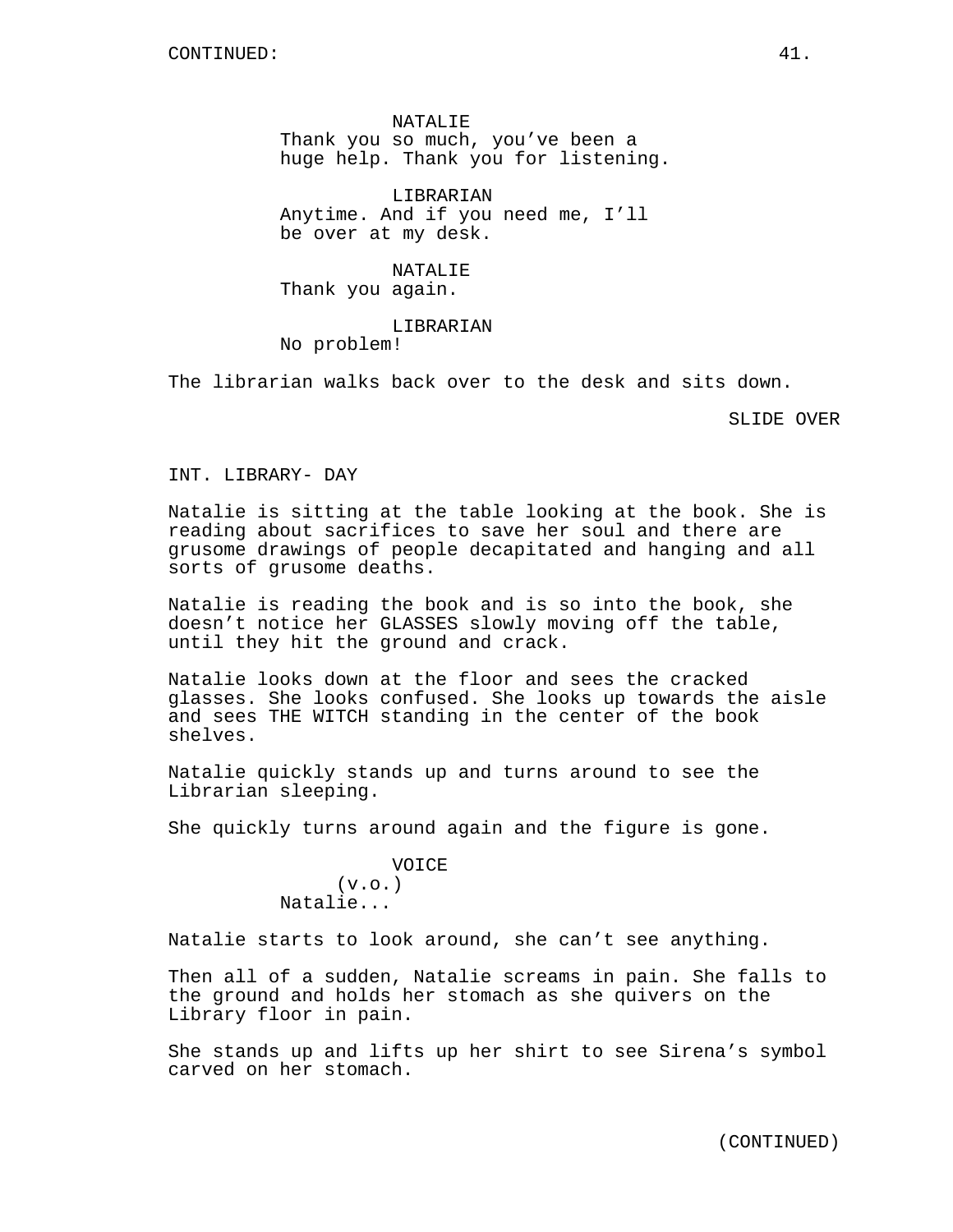NATALIE
Thank you so much, you've been a huge help. Thank you for listening.

LIBRARIAN
Anytime. And if you need me, I'll be over at my desk.

NATALIE
Thank you again.

LIBRARIAN
No problem!

The librarian walks back over to the desk and sits down.

SLIDE OVER

INT. LIBRARY- DAY

Natalie is sitting at the table looking at the book. She is reading about sacrifices to save her soul and there are grusome drawings of people decapitated and hanging and all sorts of grusome deaths.

Natalie is reading the book and is so into the book, she doesn't notice her GLASSES slowly moving off the table, until they hit the ground and crack.

Natalie looks down at the floor and sees the cracked glasses. She looks confused. She looks up towards the aisle and sees THE WITCH standing in the center of the book shelves.

Natalie quickly stands up and turns around to see the Librarian sleeping.

She quickly turns around again and the figure is gone.

VOICE
(v.o.)
Natalie...

Natalie starts to look around, she can't see anything.

Then all of a sudden, Natalie screams in pain. She falls to the ground and holds her stomach as she quivers on the Library floor in pain.

She stands up and lifts up her shirt to see Sirena's symbol carved on her stomach.

(CONTINUED)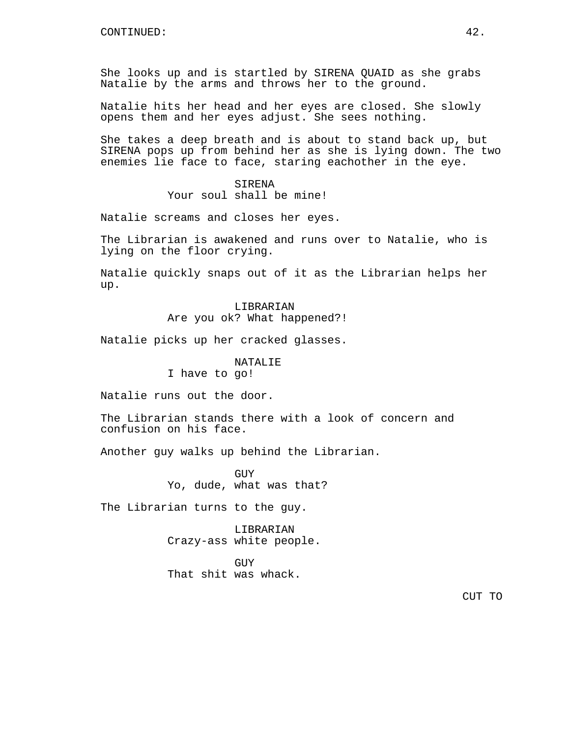CONTINUED:

She looks up and is startled by SIRENA QUAID as she grabs Natalie by the arms and throws her to the ground.

Natalie hits her head and her eyes are closed. She slowly opens them and her eyes adjust. She sees nothing.

She takes a deep breath and is about to stand back up, but SIRENA pops up from behind her as she is lying down. The two enemies lie face to face, staring eachother in the eye.

SIRENA
Your soul shall be mine!

Natalie screams and closes her eyes.

The Librarian is awakened and runs over to Natalie, who is lying on the floor crying.

Natalie quickly snaps out of it as the Librarian helps her up.

LIBRARIAN
Are you ok? What happened?!

Natalie picks up her cracked glasses.

NATALIE
I have to go!

Natalie runs out the door.

The Librarian stands there with a look of concern and confusion on his face.

Another guy walks up behind the Librarian.

GUY
Yo, dude, what was that?

The Librarian turns to the guy.

LIBRARIAN
Crazy-ass white people.

GUY
That shit was whack.

CUT TO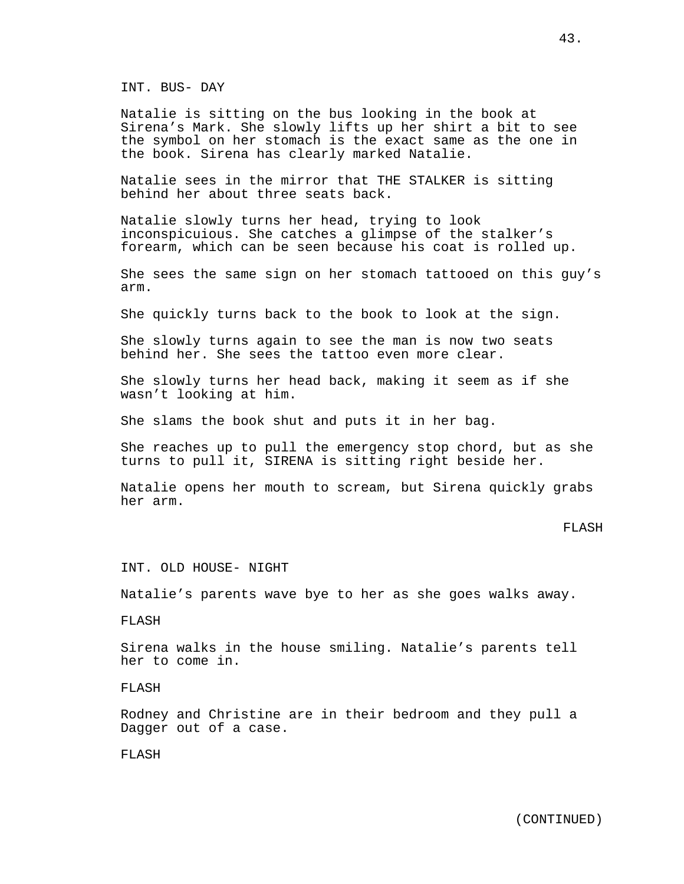INT. BUS- DAY

Natalie is sitting on the bus looking in the book at Sirena's Mark. She slowly lifts up her shirt a bit to see the symbol on her stomach is the exact same as the one in the book. Sirena has clearly marked Natalie.

Natalie sees in the mirror that THE STALKER is sitting behind her about three seats back.

Natalie slowly turns her head, trying to look inconspicuious. She catches a glimpse of the stalker's forearm, which can be seen because his coat is rolled up.

She sees the same sign on her stomach tattooed on this guy's arm.

She quickly turns back to the book to look at the sign.

She slowly turns again to see the man is now two seats behind her. She sees the tattoo even more clear.

She slowly turns her head back, making it seem as if she wasn't looking at him.

She slams the book shut and puts it in her bag.

She reaches up to pull the emergency stop chord, but as she turns to pull it, SIRENA is sitting right beside her.

Natalie opens her mouth to scream, but Sirena quickly grabs her arm.

FLASH

INT. OLD HOUSE- NIGHT

Natalie's parents wave bye to her as she goes walks away.

FLASH

Sirena walks in the house smiling. Natalie's parents tell her to come in.

FLASH

Rodney and Christine are in their bedroom and they pull a Dagger out of a case.

FLASH

(CONTINUED)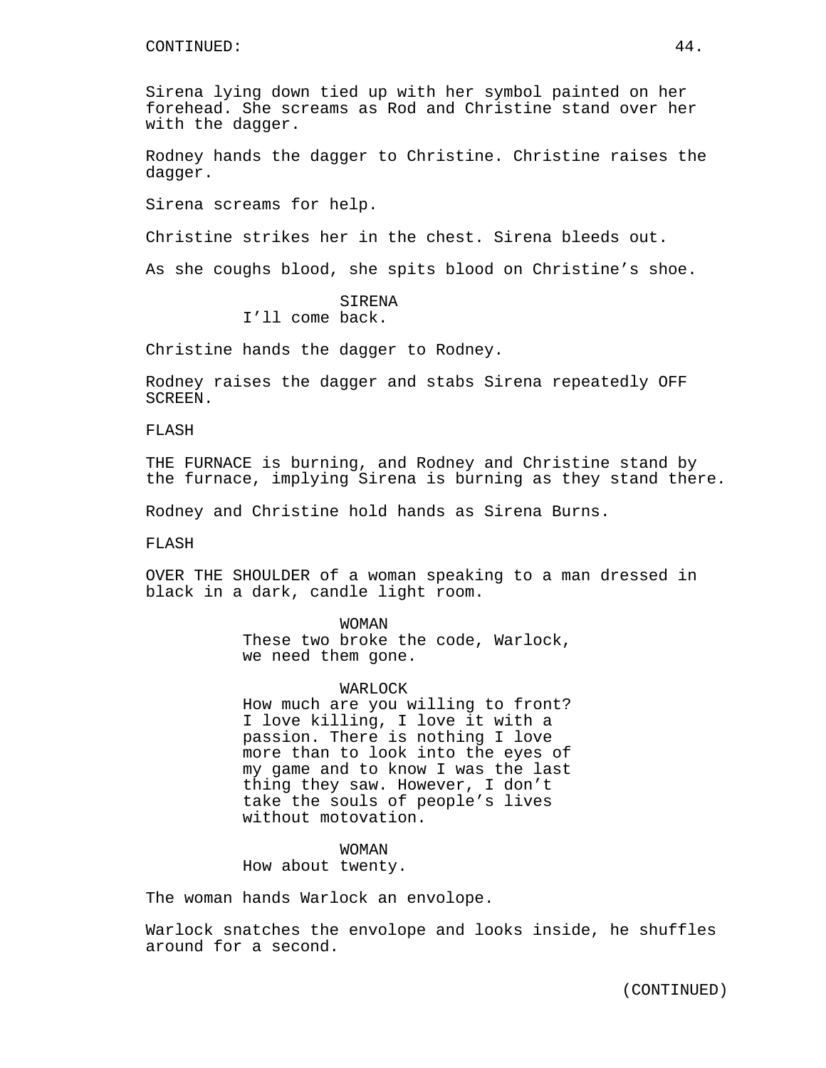CONTINUED:

Sirena lying down tied up with her symbol painted on her forehead. She screams as Rod and Christine stand over her with the dagger.

Rodney hands the dagger to Christine. Christine raises the dagger.

Sirena screams for help.

Christine strikes her in the chest. Sirena bleeds out.

As she coughs blood, she spits blood on Christine's shoe.

SIRENA
I'll come back.

Christine hands the dagger to Rodney.

Rodney raises the dagger and stabs Sirena repeatedly OFF SCREEN.

FLASH

THE FURNACE is burning, and Rodney and Christine stand by the furnace, implying Sirena is burning as they stand there.

Rodney and Christine hold hands as Sirena Burns.

FLASH

OVER THE SHOULDER of a woman speaking to a man dressed in black in a dark, candle light room.

WOMAN
These two broke the code, Warlock, we need them gone.

WARLOCK
How much are you willing to front? I love killing, I love it with a passion. There is nothing I love more than to look into the eyes of my game and to know I was the last thing they saw. However, I don't take the souls of people's lives without motovation.

WOMAN
How about twenty.

The woman hands Warlock an envolope.

Warlock snatches the envolope and looks inside, he shuffles around for a second.

(CONTINUED)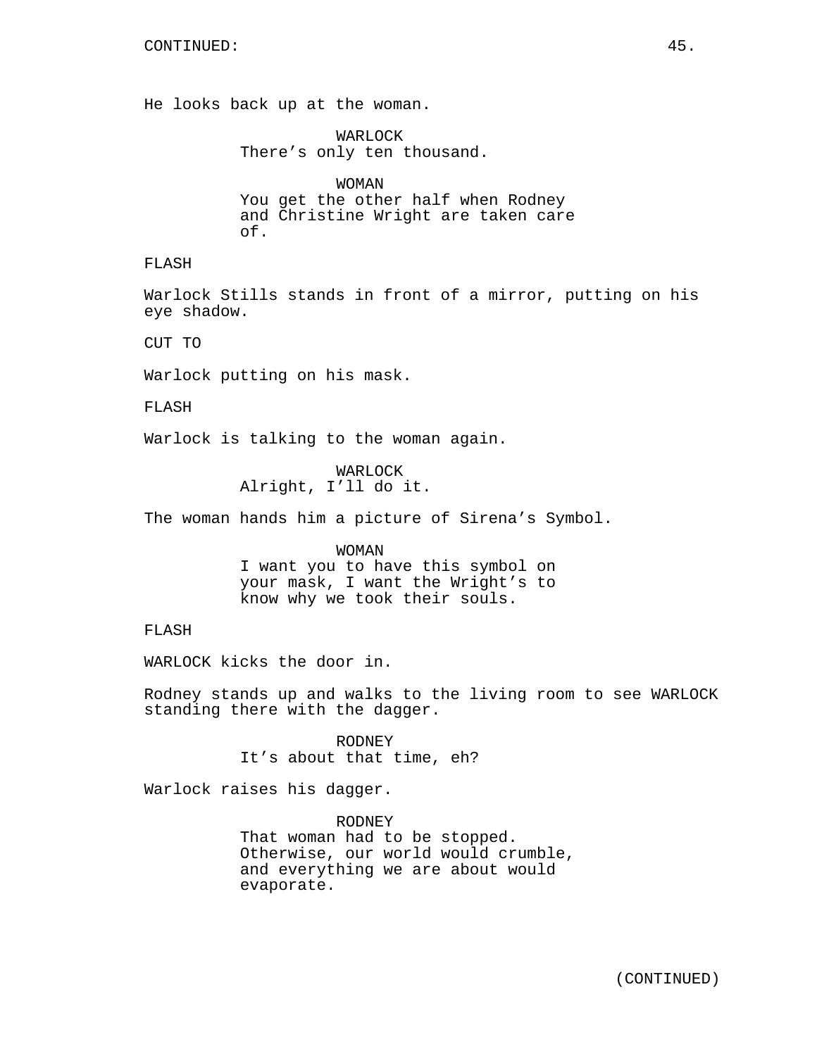CONTINUED:

He looks back up at the woman.

WARLOCK
There's only ten thousand.

WOMAN
You get the other half when Rodney and Christine Wright are taken care of.

FLASH

Warlock Stills stands in front of a mirror, putting on his eye shadow.

CUT TO

Warlock putting on his mask.

FLASH

Warlock is talking to the woman again.

WARLOCK
Alright, I'll do it.

The woman hands him a picture of Sirena's Symbol.

WOMAN
I want you to have this symbol on your mask, I want the Wright's to know why we took their souls.

FLASH

WARLOCK kicks the door in.

Rodney stands up and walks to the living room to see WARLOCK standing there with the dagger.

RODNEY
It's about that time, eh?

Warlock raises his dagger.

RODNEY
That woman had to be stopped. Otherwise, our world would crumble, and everything we are about would evaporate.

(CONTINUED)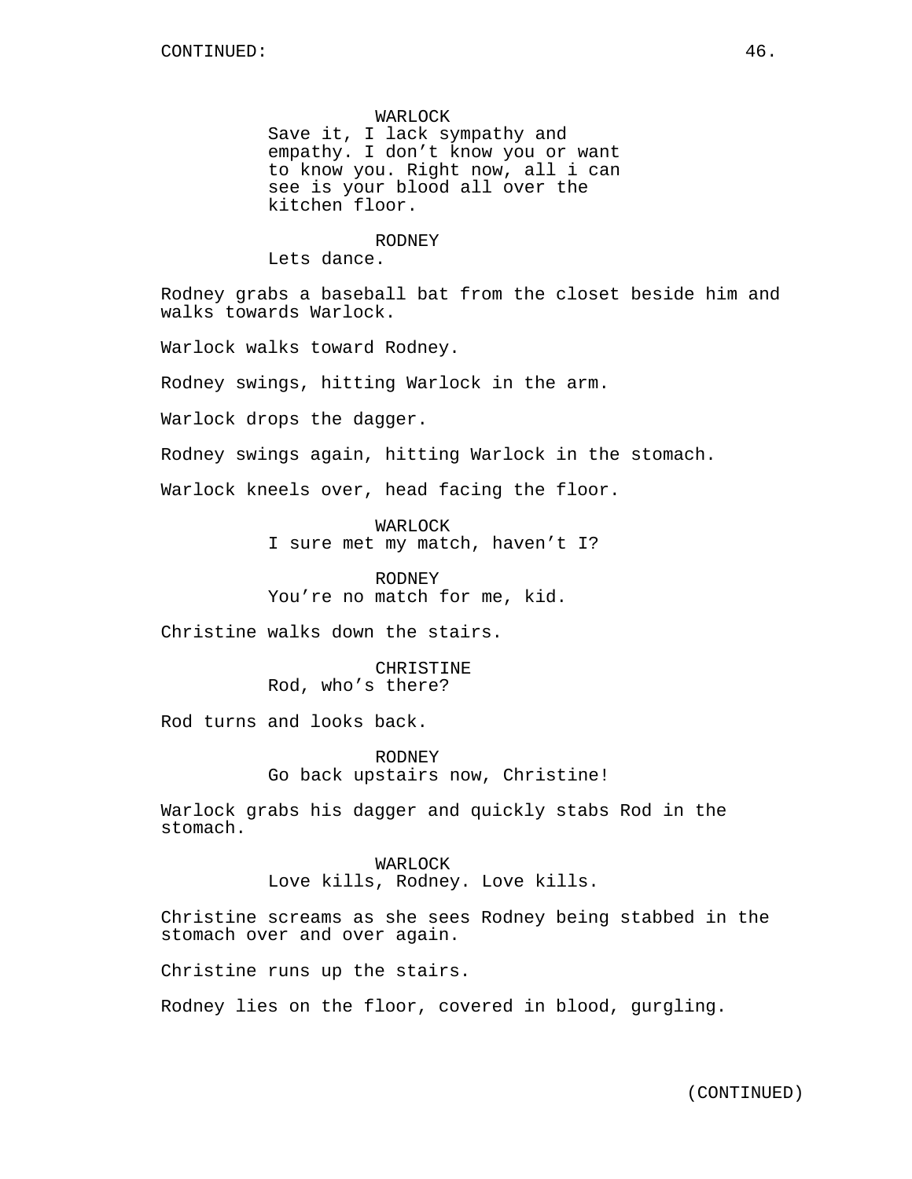WARLOCK
Save it, I lack sympathy and empathy. I don’t know you or want to know you. Right now, all i can see is your blood all over the kitchen floor.

RODNEY
Lets dance.

Rodney grabs a baseball bat from the closet beside him and walks towards Warlock.

Warlock walks toward Rodney.

Rodney swings, hitting Warlock in the arm.

Warlock drops the dagger.

Rodney swings again, hitting Warlock in the stomach.

Warlock kneels over, head facing the floor.

WARLOCK
I sure met my match, haven’t I?

RODNEY
You’re no match for me, kid.

Christine walks down the stairs.

CHRISTINE
Rod, who’s there?

Rod turns and looks back.

RODNEY
Go back upstairs now, Christine!

Warlock grabs his dagger and quickly stabs Rod in the stomach.

WARLOCK
Love kills, Rodney. Love kills.

Christine screams as she sees Rodney being stabbed in the stomach over and over again.

Christine runs up the stairs.

Rodney lies on the floor, covered in blood, gurgling.

(CONTINUED)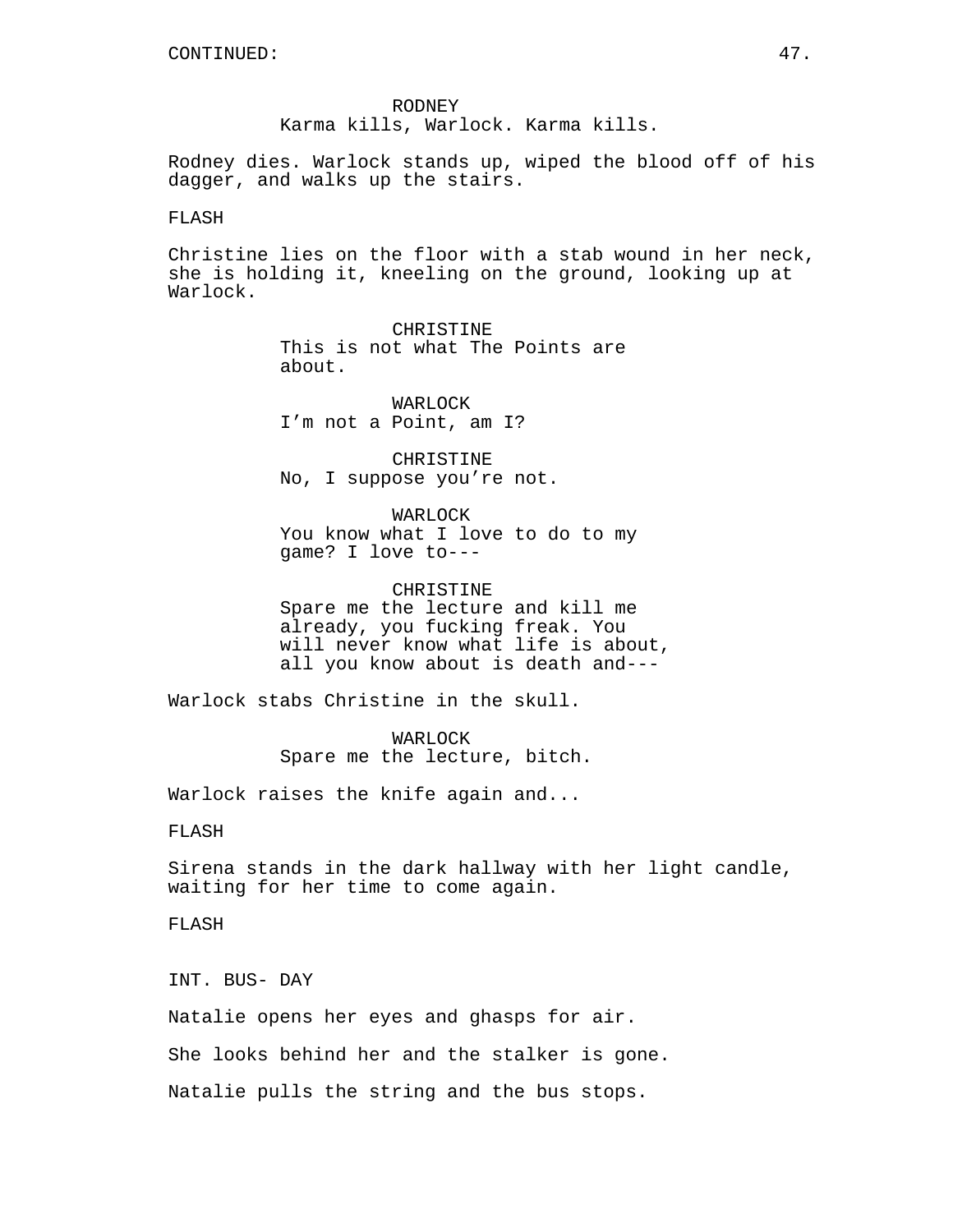RODNEY
Karma kills, Warlock. Karma kills.

Rodney dies. Warlock stands up, wiped the blood off of his dagger, and walks up the stairs.

FLASH

Christine lies on the floor with a stab wound in her neck, she is holding it, kneeling on the ground, looking up at Warlock.

CHRISTINE
This is not what The Points are about.

WARLOCK
I’m not a Point, am I?

CHRISTINE
No, I suppose you’re not.

WARLOCK
You know what I love to do to my game? I love to---

CHRISTINE
Spare me the lecture and kill me already, you fucking freak. You will never know what life is about, all you know about is death and---

Warlock stabs Christine in the skull.

WARLOCK
Spare me the lecture, bitch.

Warlock raises the knife again and...

FLASH

Sirena stands in the dark hallway with her light candle, waiting for her time to come again.

FLASH

INT. BUS- DAY

Natalie opens her eyes and ghasps for air.

She looks behind her and the stalker is gone.

Natalie pulls the string and the bus stops.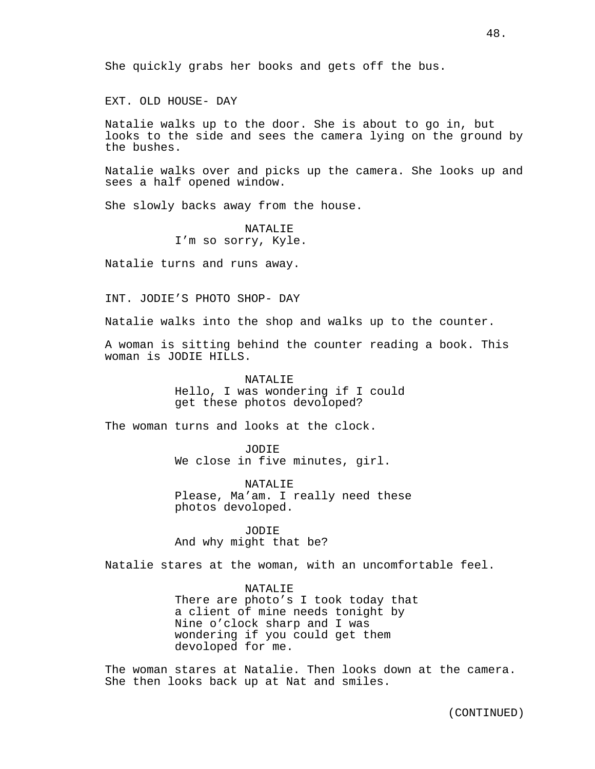She quickly grabs her books and gets off the bus.

EXT. OLD HOUSE- DAY

Natalie walks up to the door. She is about to go in, but looks to the side and sees the camera lying on the ground by the bushes.

Natalie walks over and picks up the camera. She looks up and sees a half opened window.

She slowly backs away from the house.

NATALIE
I'm so sorry, Kyle.

Natalie turns and runs away.

INT. JODIE'S PHOTO SHOP- DAY

Natalie walks into the shop and walks up to the counter.

A woman is sitting behind the counter reading a book. This woman is JODIE HILLS.

NATALIE
Hello, I was wondering if I could get these photos devoloped?

The woman turns and looks at the clock.

JODIE
We close in five minutes, girl.

NATALIE
Please, Ma'am. I really need these photos devoloped.

JODIE
And why might that be?

Natalie stares at the woman, with an uncomfortable feel.

NATALIE
There are photo's I took today that a client of mine needs tonight by Nine o'clock sharp and I was wondering if you could get them devoloped for me.

The woman stares at Natalie. Then looks down at the camera. She then looks back up at Nat and smiles.

(CONTINUED)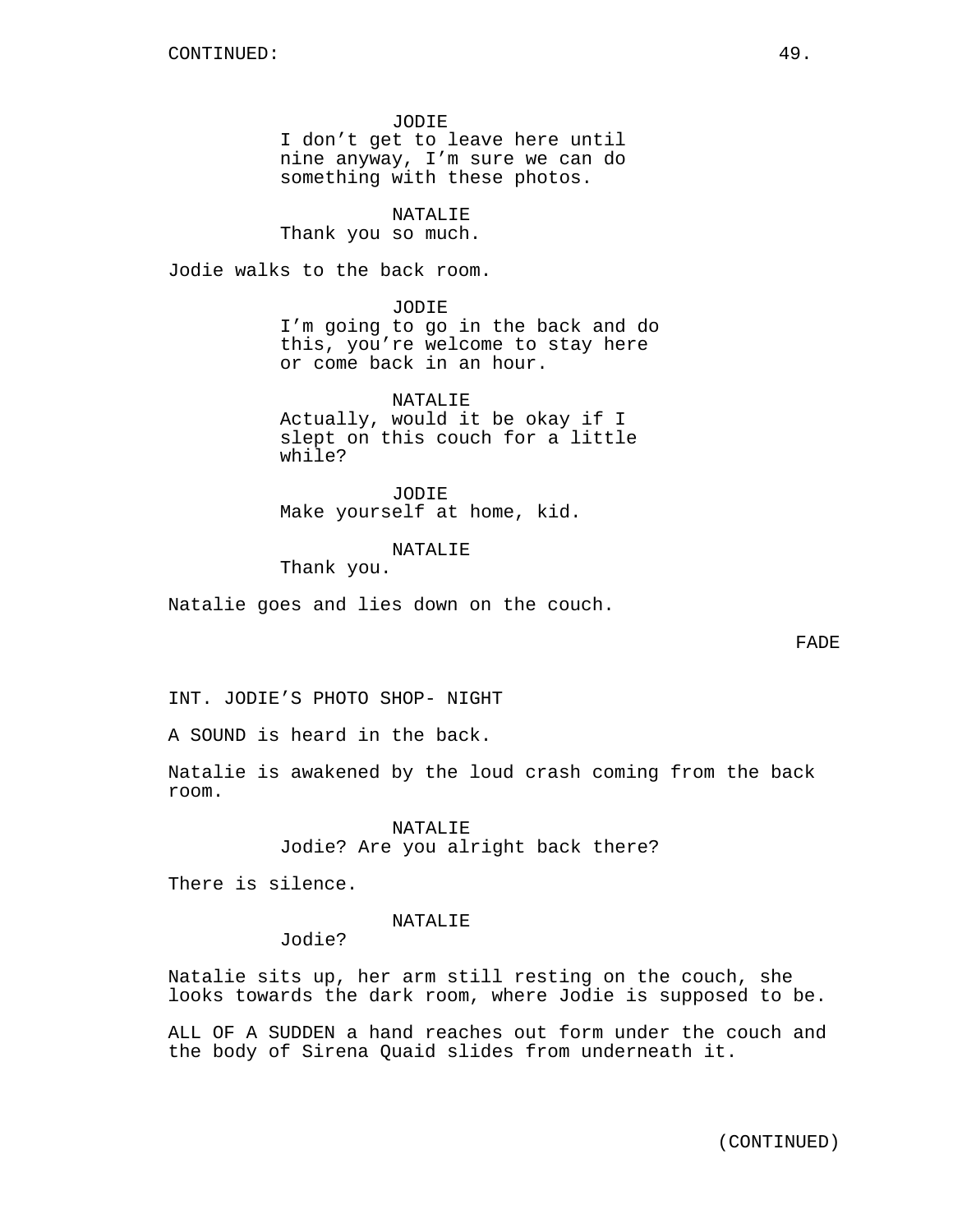CONTINUED:

JODIE
I don't get to leave here until nine anyway, I'm sure we can do something with these photos.

NATALIE
Thank you so much.

Jodie walks to the back room.

JODIE
I'm going to go in the back and do this, you're welcome to stay here or come back in an hour.

NATALIE
Actually, would it be okay if I slept on this couch for a little while?

JODIE
Make yourself at home, kid.

NATALIE
Thank you.

Natalie goes and lies down on the couch.

FADE

INT. JODIE'S PHOTO SHOP- NIGHT

A SOUND is heard in the back.

Natalie is awakened by the loud crash coming from the back room.

NATALIE
Jodie? Are you alright back there?

There is silence.

NATALIE
Jodie?

Natalie sits up, her arm still resting on the couch, she looks towards the dark room, where Jodie is supposed to be.

ALL OF A SUDDEN a hand reaches out form under the couch and the body of Sirena Quaid slides from underneath it.

(CONTINUED)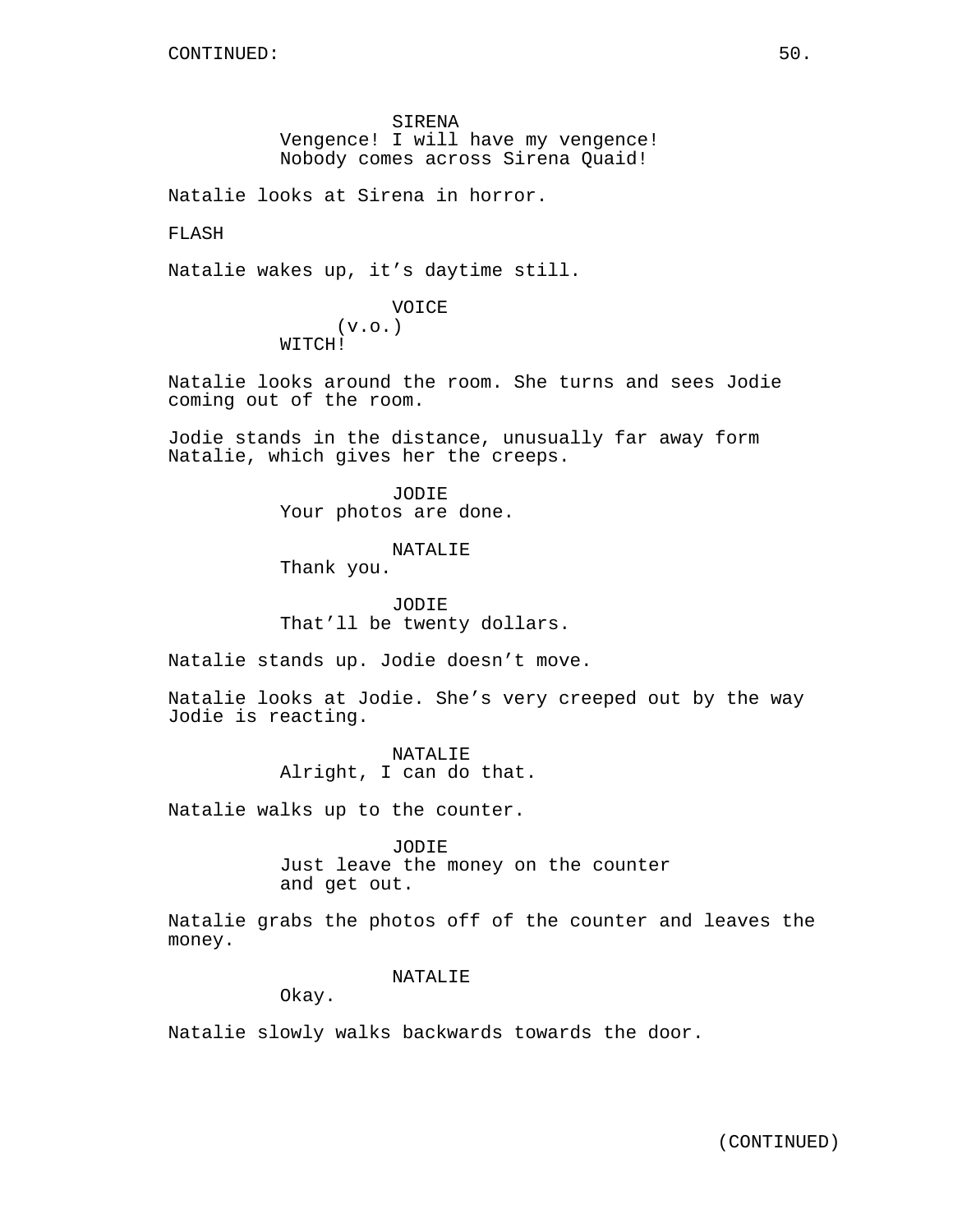CONTINUED:

SIRENA
Vengence! I will have my vengence! Nobody comes across Sirena Quaid!

Natalie looks at Sirena in horror.

FLASH

Natalie wakes up, it’s daytime still.

VOICE
(v.o.)
WITCH!

Natalie looks around the room. She turns and sees Jodie coming out of the room.

Jodie stands in the distance, unusually far away form Natalie, which gives her the creeps.

JODIE
Your photos are done.

NATALIE
Thank you.

JODIE
That’ll be twenty dollars.

Natalie stands up. Jodie doesn’t move.

Natalie looks at Jodie. She’s very creeped out by the way Jodie is reacting.

NATALIE
Alright, I can do that.

Natalie walks up to the counter.

JODIE
Just leave the money on the counter and get out.

Natalie grabs the photos off of the counter and leaves the money.

NATALIE
Okay.

Natalie slowly walks backwards towards the door.

(CONTINUED)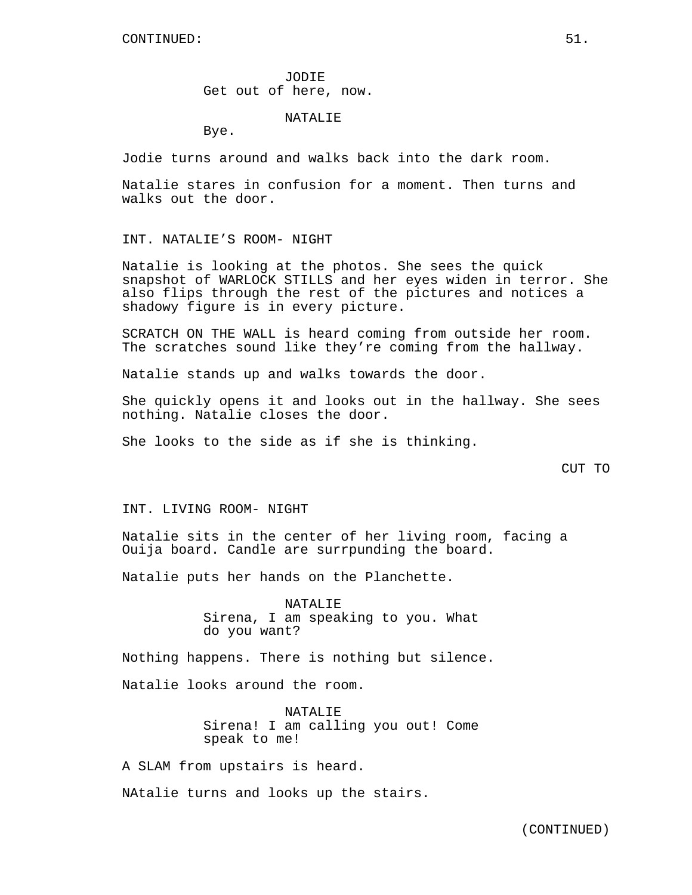CONTINUED:

JODIE
Get out of here, now.

NATALIE
Bye.

Jodie turns around and walks back into the dark room.

Natalie stares in confusion for a moment. Then turns and walks out the door.

INT. NATALIE'S ROOM- NIGHT

Natalie is looking at the photos. She sees the quick snapshot of WARLOCK STILLS and her eyes widen in terror. She also flips through the rest of the pictures and notices a shadowy figure is in every picture.

SCRATCH ON THE WALL is heard coming from outside her room. The scratches sound like they're coming from the hallway.

Natalie stands up and walks towards the door.

She quickly opens it and looks out in the hallway. She sees nothing. Natalie closes the door.

She looks to the side as if she is thinking.

CUT TO

INT. LIVING ROOM- NIGHT

Natalie sits in the center of her living room, facing a Ouija board. Candle are surrpunding the board.

Natalie puts her hands on the Planchette.

NATALIE
Sirena, I am speaking to you. What do you want?

Nothing happens. There is nothing but silence.

Natalie looks around the room.

NATALIE
Sirena! I am calling you out! Come speak to me!

A SLAM from upstairs is heard.

NAtalie turns and looks up the stairs.

(CONTINUED)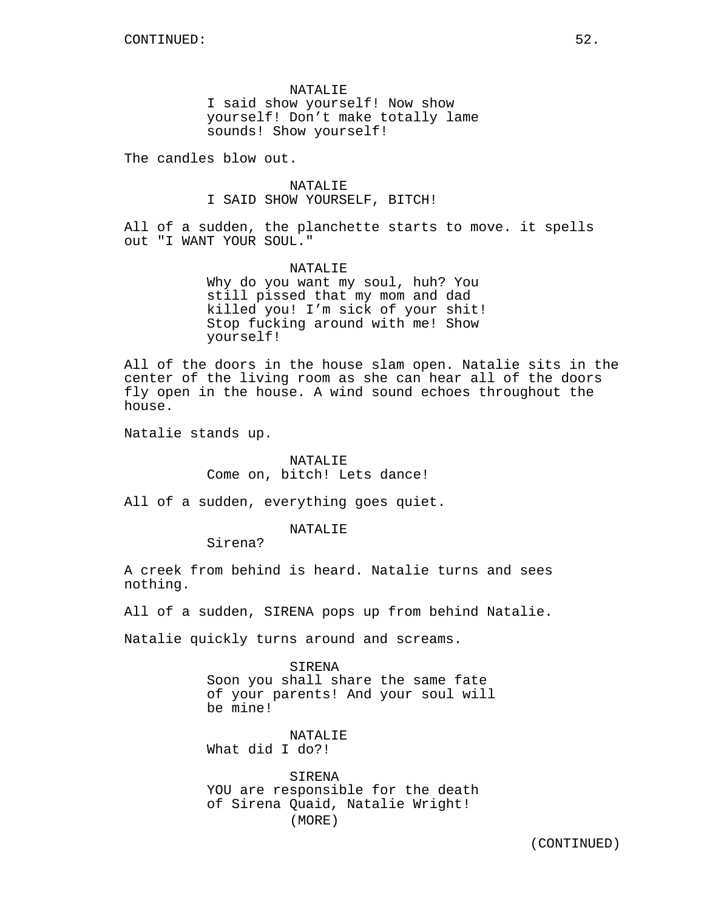CONTINUED:

NATALIE
I said show yourself! Now show yourself! Don’t make totally lame sounds! Show yourself!

The candles blow out.

NATALIE
I SAID SHOW YOURSELF, BITCH!

All of a sudden, the planchette starts to move. it spells out "I WANT YOUR SOUL."

NATALIE
Why do you want my soul, huh? You still pissed that my mom and dad killed you! I’m sick of your shit! Stop fucking around with me! Show yourself!

All of the doors in the house slam open. Natalie sits in the center of the living room as she can hear all of the doors fly open in the house. A wind sound echoes throughout the house.

Natalie stands up.

NATALIE
Come on, bitch! Lets dance!

All of a sudden, everything goes quiet.

NATALIE
Sirena?

A creek from behind is heard. Natalie turns and sees nothing.

All of a sudden, SIRENA pops up from behind Natalie.

Natalie quickly turns around and screams.

SIRENA
Soon you shall share the same fate of your parents! And your soul will be mine!

NATALIE
What did I do?!

SIRENA
YOU are responsible for the death of Sirena Quaid, Natalie Wright!
(MORE)

(CONTINUED)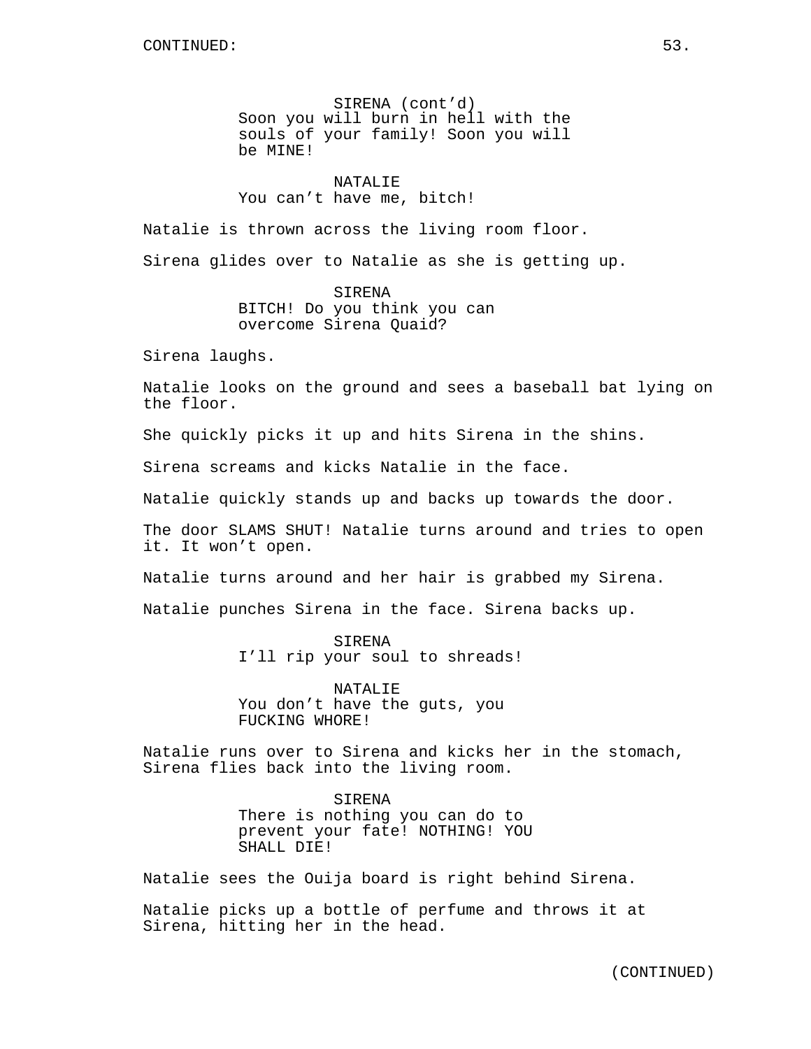CONTINUED:

SIRENA (cont'd)
Soon you will burn in hell with the souls of your family! Soon you will be MINE!

NATALIE
You can't have me, bitch!

Natalie is thrown across the living room floor.

Sirena glides over to Natalie as she is getting up.

SIRENA
BITCH! Do you think you can overcome Sirena Quaid?

Sirena laughs.

Natalie looks on the ground and sees a baseball bat lying on the floor.

She quickly picks it up and hits Sirena in the shins.

Sirena screams and kicks Natalie in the face.

Natalie quickly stands up and backs up towards the door.

The door SLAMS SHUT! Natalie turns around and tries to open it. It won't open.

Natalie turns around and her hair is grabbed my Sirena.

Natalie punches Sirena in the face. Sirena backs up.

SIRENA
I'll rip your soul to shreads!

NATALIE
You don't have the guts, you FUCKING WHORE!

Natalie runs over to Sirena and kicks her in the stomach, Sirena flies back into the living room.

SIRENA
There is nothing you can do to prevent your fate! NOTHING! YOU SHALL DIE!

Natalie sees the Ouija board is right behind Sirena.

Natalie picks up a bottle of perfume and throws it at Sirena, hitting her in the head.

(CONTINUED)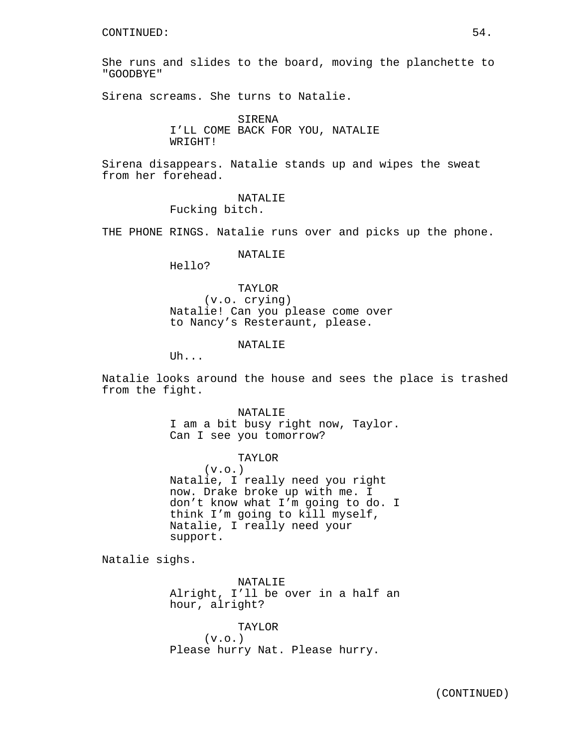CONTINUED:

She runs and slides to the board, moving the planchette to "GOODBYE"

Sirena screams. She turns to Natalie.

SIRENA
I'LL COME BACK FOR YOU, NATALIE WRIGHT!

Sirena disappears. Natalie stands up and wipes the sweat from her forehead.

NATALIE
Fucking bitch.

THE PHONE RINGS. Natalie runs over and picks up the phone.

NATALIE
Hello?

TAYLOR
(v.o. crying)
Natalie! Can you please come over to Nancy's Resteraunt, please.

NATALIE
Uh...

Natalie looks around the house and sees the place is trashed from the fight.

NATALIE
I am a bit busy right now, Taylor. Can I see you tomorrow?

TAYLOR
(v.o.)
Natalie, I really need you right now. Drake broke up with me. I don't know what I'm going to do. I think I'm going to kill myself, Natalie, I really need your support.

Natalie sighs.

NATALIE
Alright, I'll be over in a half an hour, alright?

TAYLOR
(v.o.)
Please hurry Nat. Please hurry.

(CONTINUED)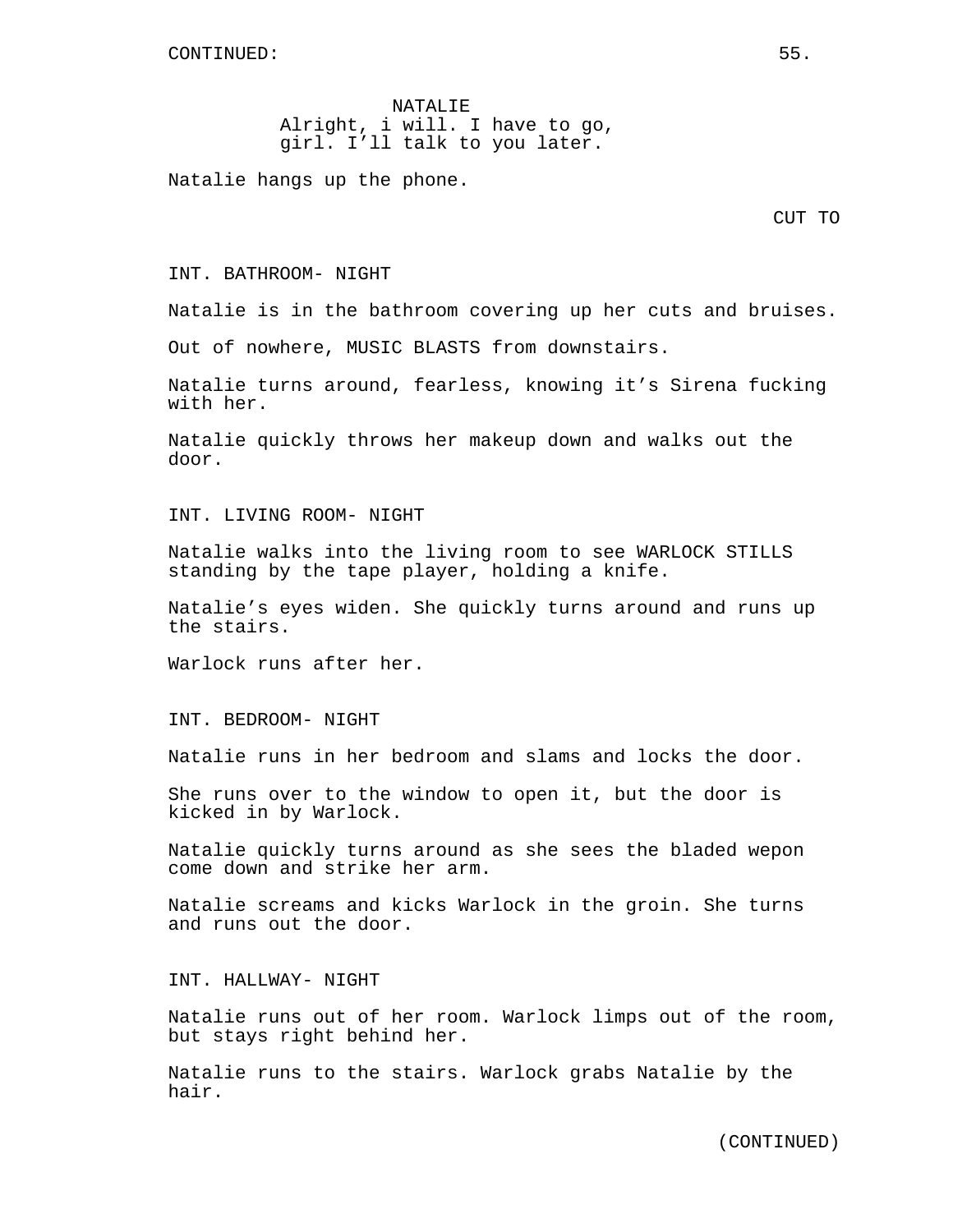NATALIE
Alright, i will. I have to go, girl. I'll talk to you later.

Natalie hangs up the phone.

CUT TO

INT. BATHROOM- NIGHT

Natalie is in the bathroom covering up her cuts and bruises.

Out of nowhere, MUSIC BLASTS from downstairs.

Natalie turns around, fearless, knowing it's Sirena fucking with her.

Natalie quickly throws her makeup down and walks out the door.

INT. LIVING ROOM- NIGHT

Natalie walks into the living room to see WARLOCK STILLS standing by the tape player, holding a knife.

Natalie's eyes widen. She quickly turns around and runs up the stairs.

Warlock runs after her.

INT. BEDROOM- NIGHT

Natalie runs in her bedroom and slams and locks the door.

She runs over to the window to open it, but the door is kicked in by Warlock.

Natalie quickly turns around as she sees the bladed wepon come down and strike her arm.

Natalie screams and kicks Warlock in the groin. She turns and runs out the door.

INT. HALLWAY- NIGHT

Natalie runs out of her room. Warlock limps out of the room, but stays right behind her.

Natalie runs to the stairs. Warlock grabs Natalie by the hair.

(CONTINUED)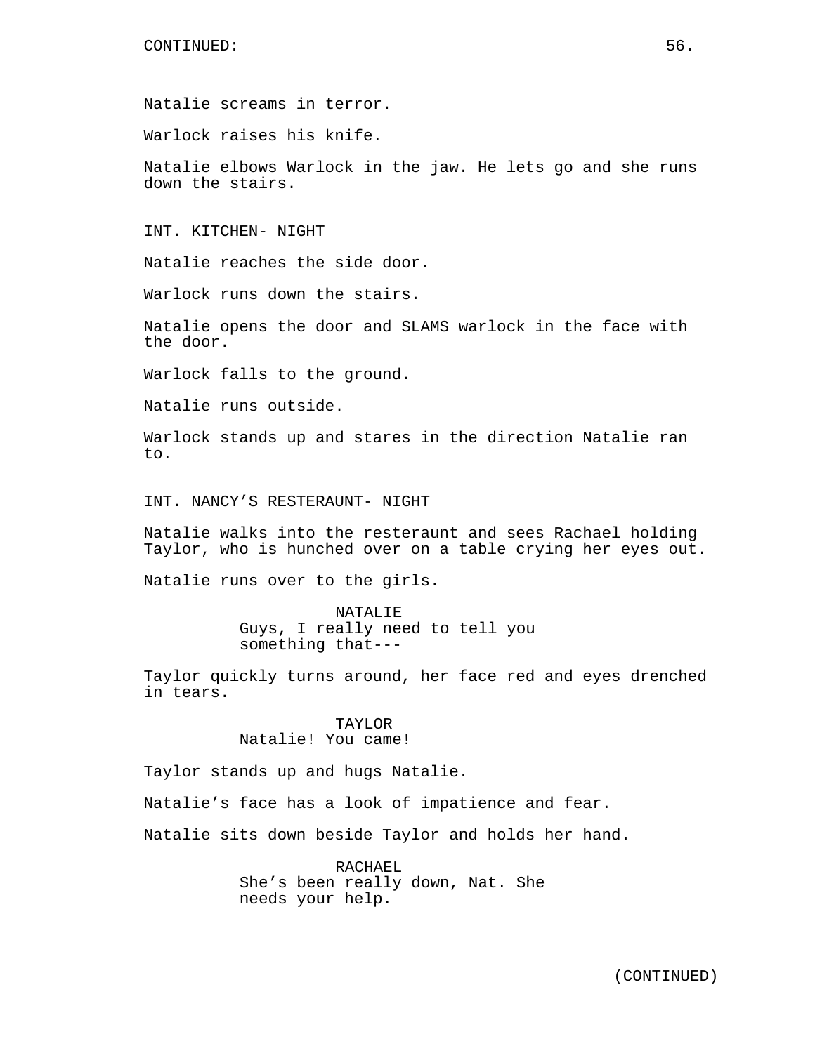Natalie screams in terror.

Warlock raises his knife.

Natalie elbows Warlock in the jaw. He lets go and she runs down the stairs.

INT. KITCHEN- NIGHT

Natalie reaches the side door.

Warlock runs down the stairs.

Natalie opens the door and SLAMS warlock in the face with the door.

Warlock falls to the ground.

Natalie runs outside.

Warlock stands up and stares in the direction Natalie ran to.

INT. NANCY'S RESTERAUNT- NIGHT

Natalie walks into the resteraunt and sees Rachael holding Taylor, who is hunched over on a table crying her eyes out.

Natalie runs over to the girls.

NATALIE
Guys, I really need to tell you something that---

Taylor quickly turns around, her face red and eyes drenched in tears.

TAYLOR
Natalie! You came!

Taylor stands up and hugs Natalie.

Natalie's face has a look of impatience and fear.

Natalie sits down beside Taylor and holds her hand.

RACHAEL
She's been really down, Nat. She needs your help.

(CONTINUED)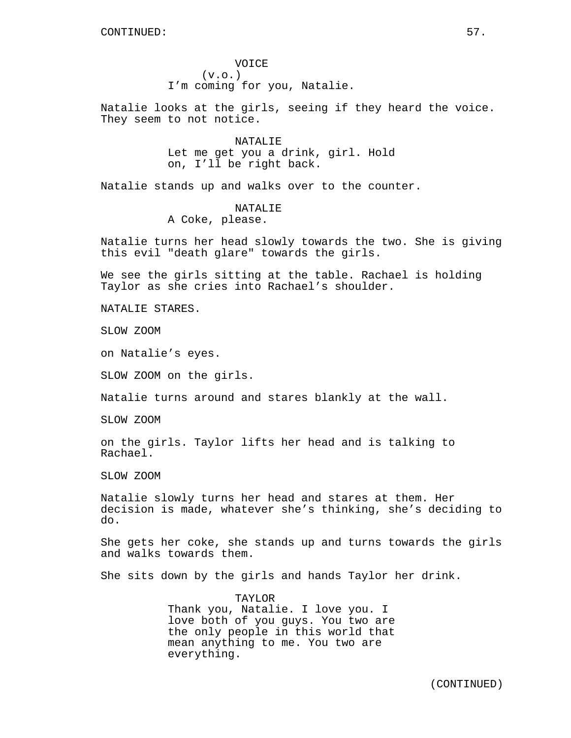VOICE
(v.o.)
I'm coming for you, Natalie.

Natalie looks at the girls, seeing if they heard the voice. They seem to not notice.

NATALIE
Let me get you a drink, girl. Hold on, I'll be right back.

Natalie stands up and walks over to the counter.

NATALIE
A Coke, please.

Natalie turns her head slowly towards the two. She is giving this evil "death glare" towards the girls.

We see the girls sitting at the table. Rachael is holding Taylor as she cries into Rachael's shoulder.

NATALIE STARES.

SLOW ZOOM

on Natalie's eyes.

SLOW ZOOM on the girls.

Natalie turns around and stares blankly at the wall.

SLOW ZOOM

on the girls. Taylor lifts her head and is talking to Rachael.

SLOW ZOOM

Natalie slowly turns her head and stares at them. Her decision is made, whatever she's thinking, she's deciding to do.

She gets her coke, she stands up and turns towards the girls and walks towards them.

She sits down by the girls and hands Taylor her drink.

TAYLOR
Thank you, Natalie. I love you. I love both of you guys. You two are the only people in this world that mean anything to me. You two are everything.

(CONTINUED)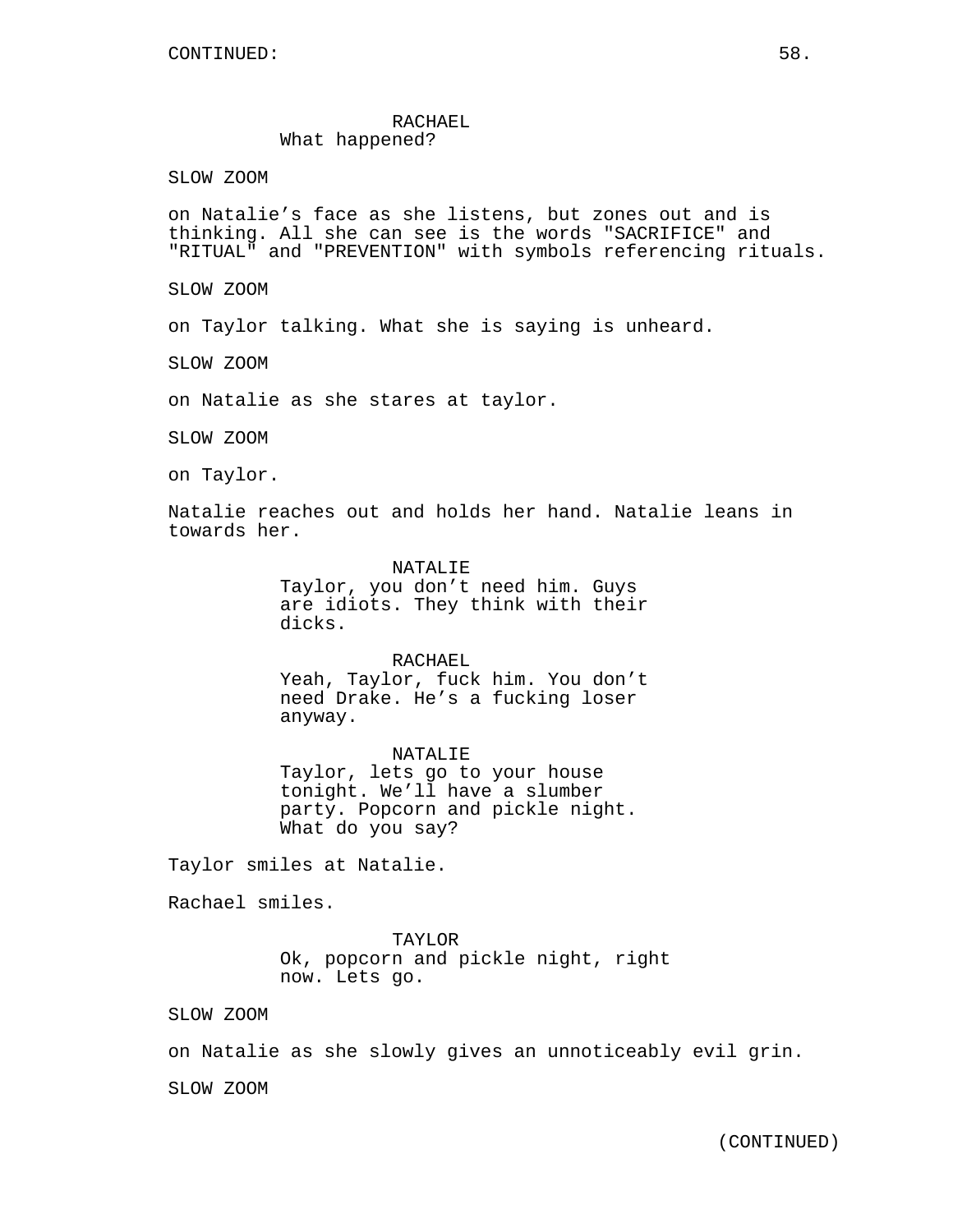CONTINUED:

RACHAEL
What happened?

SLOW ZOOM

on Natalie's face as she listens, but zones out and is thinking. All she can see is the words "SACRIFICE" and "RITUAL" and "PREVENTION" with symbols referencing rituals.

SLOW ZOOM

on Taylor talking. What she is saying is unheard.

SLOW ZOOM

on Natalie as she stares at taylor.

SLOW ZOOM

on Taylor.

Natalie reaches out and holds her hand. Natalie leans in towards her.

NATALIE
Taylor, you don't need him. Guys are idiots. They think with their dicks.

RACHAEL
Yeah, Taylor, fuck him. You don't need Drake. He's a fucking loser anyway.

NATALIE
Taylor, lets go to your house tonight. We'll have a slumber party. Popcorn and pickle night. What do you say?

Taylor smiles at Natalie.

Rachael smiles.

TAYLOR
Ok, popcorn and pickle night, right now. Lets go.

SLOW ZOOM

on Natalie as she slowly gives an unnoticeably evil grin.

SLOW ZOOM

(CONTINUED)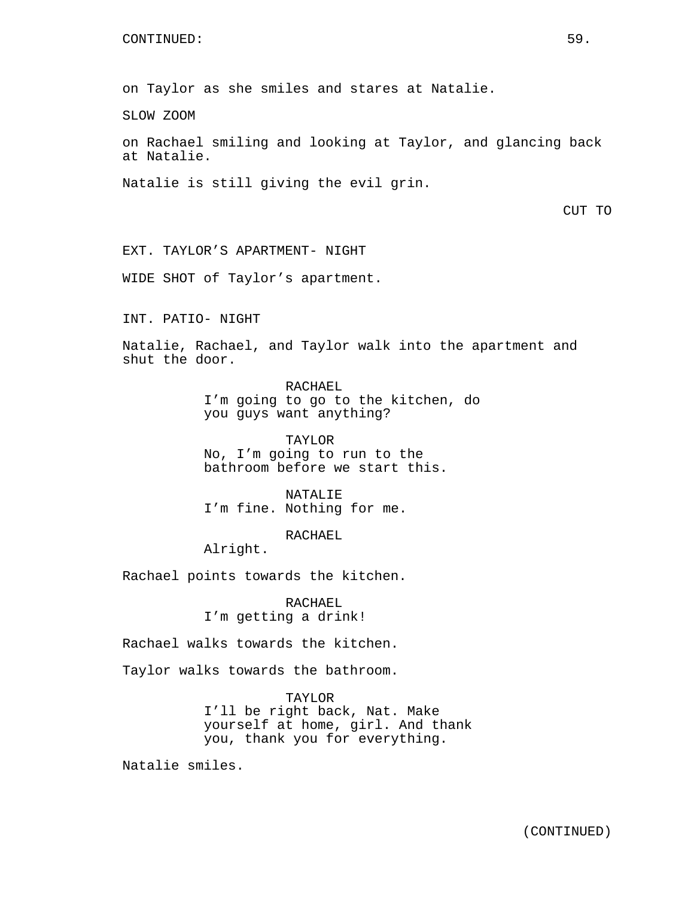CONTINUED:

on Taylor as she smiles and stares at Natalie.

SLOW ZOOM

on Rachael smiling and looking at Taylor, and glancing back at Natalie.

Natalie is still giving the evil grin.

CUT TO

EXT. TAYLOR'S APARTMENT- NIGHT

WIDE SHOT of Taylor's apartment.

INT. PATIO- NIGHT

Natalie, Rachael, and Taylor walk into the apartment and shut the door.

RACHAEL
I'm going to go to the kitchen, do you guys want anything?

TAYLOR
No, I'm going to run to the bathroom before we start this.

NATALIE
I'm fine. Nothing for me.

RACHAEL
Alright.

Rachael points towards the kitchen.

RACHAEL
I'm getting a drink!

Rachael walks towards the kitchen.

Taylor walks towards the bathroom.

TAYLOR
I'll be right back, Nat. Make yourself at home, girl. And thank you, thank you for everything.

Natalie smiles.

(CONTINUED)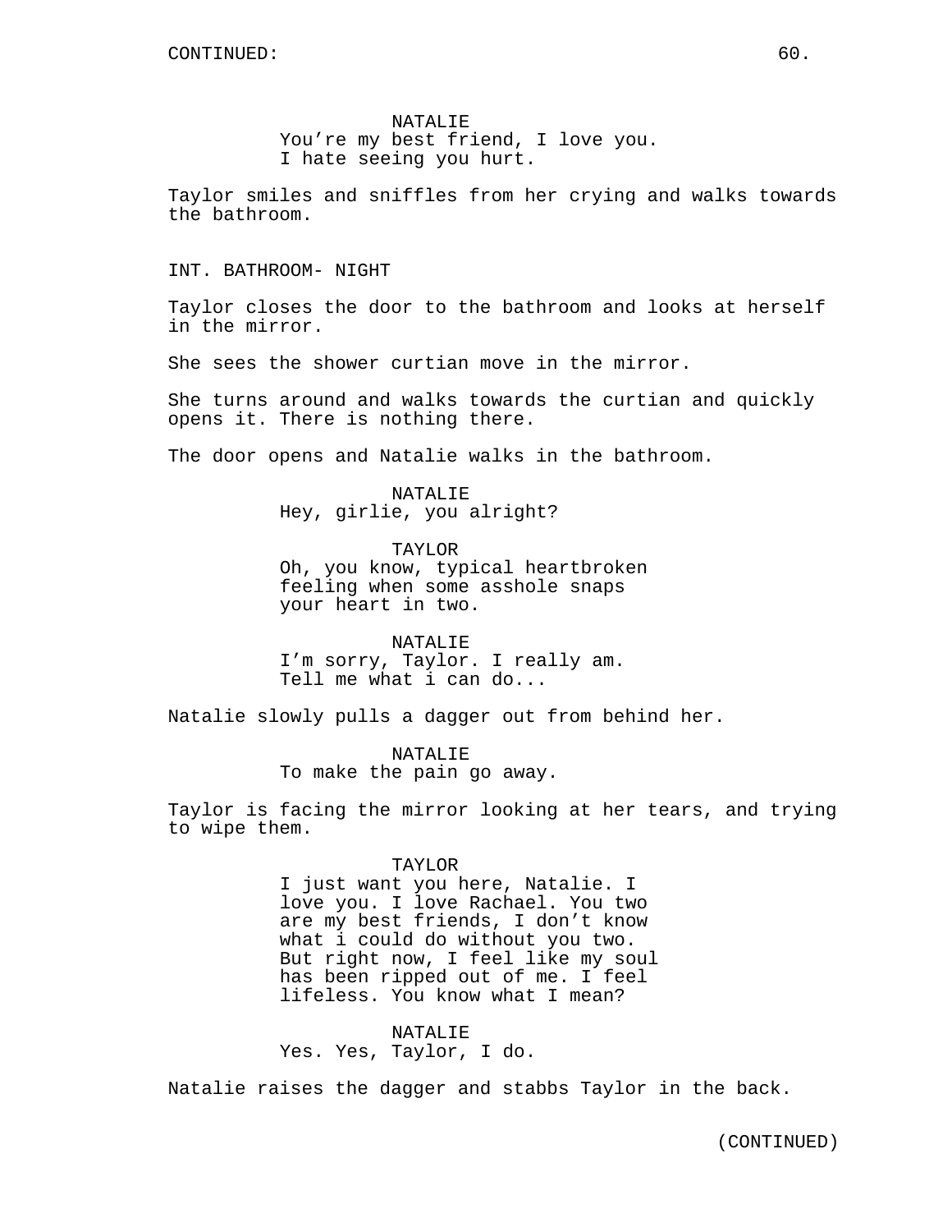CONTINUED:

NATALIE
You’re my best friend, I love you.
I hate seeing you hurt.

Taylor smiles and sniffles from her crying and walks towards the bathroom.

INT. BATHROOM- NIGHT

Taylor closes the door to the bathroom and looks at herself in the mirror.

She sees the shower curtian move in the mirror.

She turns around and walks towards the curtian and quickly opens it. There is nothing there.

The door opens and Natalie walks in the bathroom.

NATALIE
Hey, girlie, you alright?

TAYLOR
Oh, you know, typical heartbroken
feeling when some asshole snaps
your heart in two.

NATALIE
I’m sorry, Taylor. I really am.
Tell me what i can do...

Natalie slowly pulls a dagger out from behind her.

NATALIE
To make the pain go away.

Taylor is facing the mirror looking at her tears, and trying to wipe them.

TAYLOR
I just want you here, Natalie. I
love you. I love Rachael. You two
are my best friends, I don’t know
what i could do without you two.
But right now, I feel like my soul
has been ripped out of me. I feel
lifeless. You know what I mean?

NATALIE
Yes. Yes, Taylor, I do.

Natalie raises the dagger and stabbs Taylor in the back.

(CONTINUED)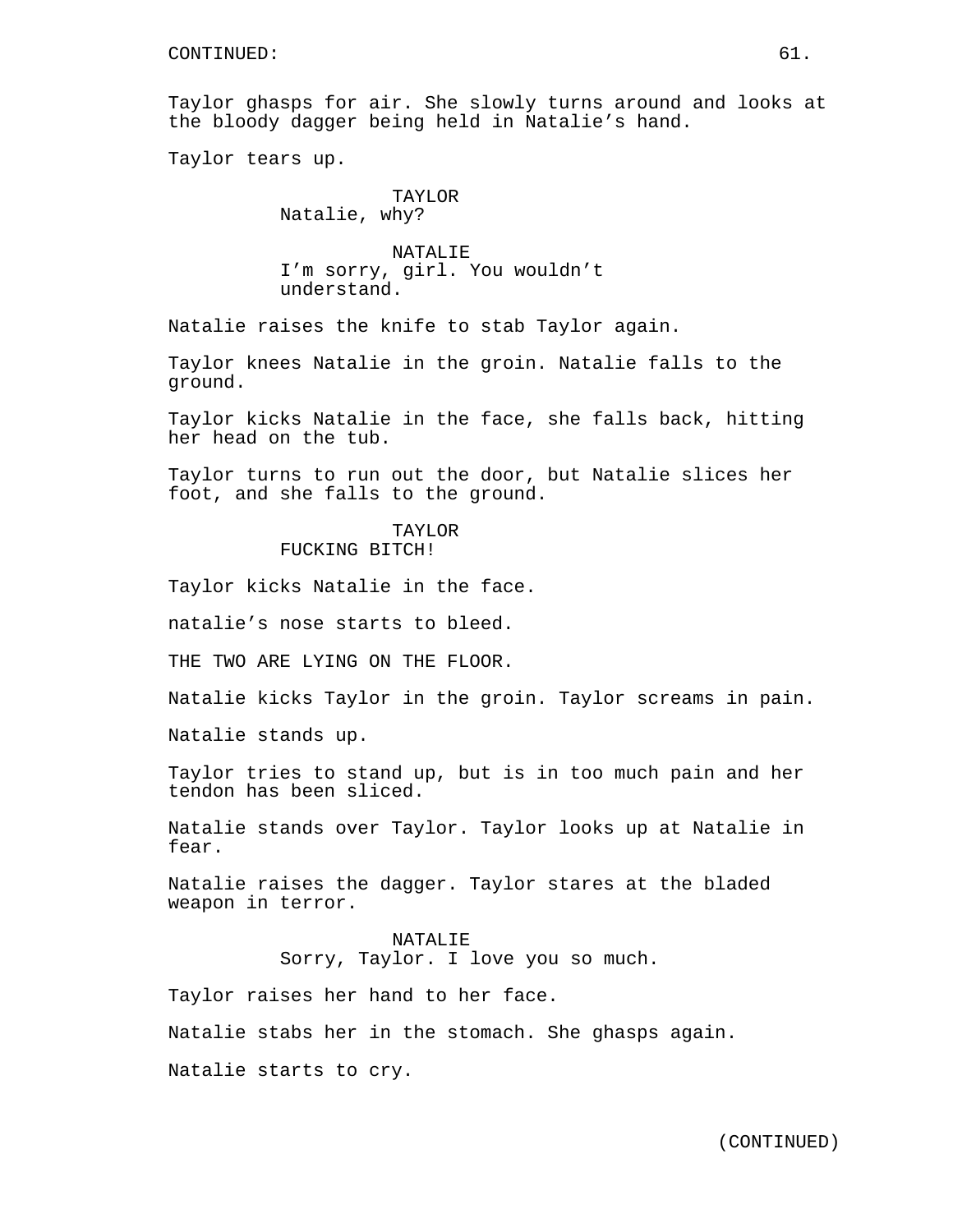CONTINUED:

Taylor ghasps for air. She slowly turns around and looks at the bloody dagger being held in Natalie's hand.

Taylor tears up.

TAYLOR
Natalie, why?

NATALIE
I'm sorry, girl. You wouldn't understand.

Natalie raises the knife to stab Taylor again.

Taylor knees Natalie in the groin. Natalie falls to the ground.

Taylor kicks Natalie in the face, she falls back, hitting her head on the tub.

Taylor turns to run out the door, but Natalie slices her foot, and she falls to the ground.

TAYLOR
FUCKING BITCH!

Taylor kicks Natalie in the face.

natalie's nose starts to bleed.

THE TWO ARE LYING ON THE FLOOR.

Natalie kicks Taylor in the groin. Taylor screams in pain.

Natalie stands up.

Taylor tries to stand up, but is in too much pain and her tendon has been sliced.

Natalie stands over Taylor. Taylor looks up at Natalie in fear.

Natalie raises the dagger. Taylor stares at the bladed weapon in terror.

NATALIE
Sorry, Taylor. I love you so much.

Taylor raises her hand to her face.

Natalie stabs her in the stomach. She ghasps again.

Natalie starts to cry.

(CONTINUED)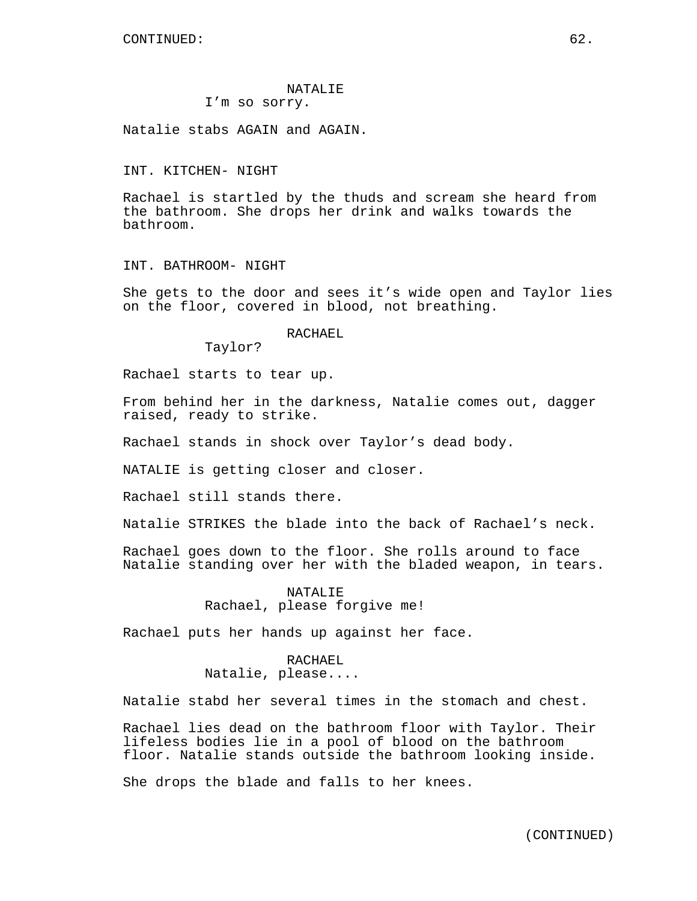NATALIE
I’m so sorry.

Natalie stabs AGAIN and AGAIN.

INT. KITCHEN- NIGHT

Rachael is startled by the thuds and scream she heard from the bathroom. She drops her drink and walks towards the bathroom.

INT. BATHROOM- NIGHT

She gets to the door and sees it’s wide open and Taylor lies on the floor, covered in blood, not breathing.

RACHAEL
Taylor?

Rachael starts to tear up.

From behind her in the darkness, Natalie comes out, dagger raised, ready to strike.

Rachael stands in shock over Taylor’s dead body.

NATALIE is getting closer and closer.

Rachael still stands there.

Natalie STRIKES the blade into the back of Rachael’s neck.

Rachael goes down to the floor. She rolls around to face Natalie standing over her with the bladed weapon, in tears.

NATALIE
Rachael, please forgive me!

Rachael puts her hands up against her face.

RACHAEL
Natalie, please....

Natalie stabd her several times in the stomach and chest.

Rachael lies dead on the bathroom floor with Taylor. Their lifeless bodies lie in a pool of blood on the bathroom floor. Natalie stands outside the bathroom looking inside.

She drops the blade and falls to her knees.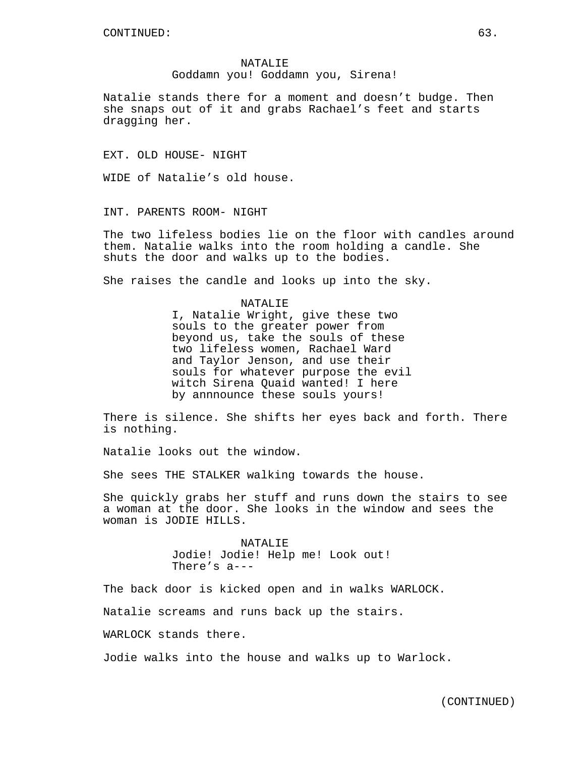CONTINUED:

NATALIE
Goddamn you! Goddamn you, Sirena!

Natalie stands there for a moment and doesn't budge. Then she snaps out of it and grabs Rachael's feet and starts dragging her.

EXT. OLD HOUSE- NIGHT

WIDE of Natalie's old house.

INT. PARENTS ROOM- NIGHT

The two lifeless bodies lie on the floor with candles around them. Natalie walks into the room holding a candle. She shuts the door and walks up to the bodies.

She raises the candle and looks up into the sky.

NATALIE
I, Natalie Wright, give these two souls to the greater power from beyond us, take the souls of these two lifeless women, Rachael Ward and Taylor Jenson, and use their souls for whatever purpose the evil witch Sirena Quaid wanted! I here by annnounce these souls yours!

There is silence. She shifts her eyes back and forth. There is nothing.

Natalie looks out the window.

She sees THE STALKER walking towards the house.

She quickly grabs her stuff and runs down the stairs to see a woman at the door. She looks in the window and sees the woman is JODIE HILLS.

NATALIE
Jodie! Jodie! Help me! Look out! There's a---

The back door is kicked open and in walks WARLOCK.

Natalie screams and runs back up the stairs.

WARLOCK stands there.

Jodie walks into the house and walks up to Warlock.

(CONTINUED)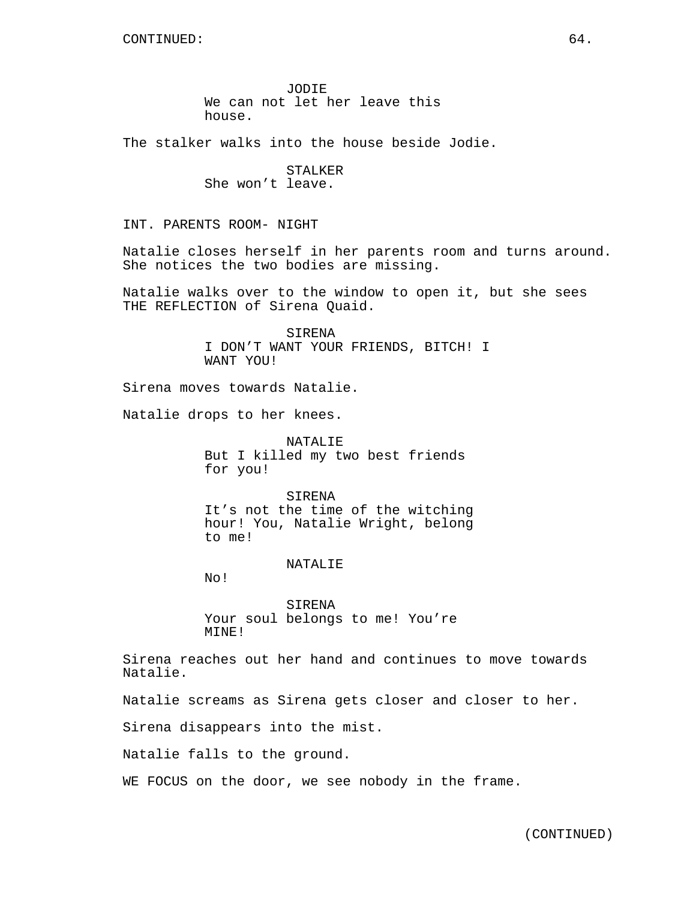CONTINUED:

JODIE
We can not let her leave this house.

The stalker walks into the house beside Jodie.

STALKER
She won't leave.

INT. PARENTS ROOM- NIGHT

Natalie closes herself in her parents room and turns around. She notices the two bodies are missing.

Natalie walks over to the window to open it, but she sees THE REFLECTION of Sirena Quaid.

SIRENA
I DON'T WANT YOUR FRIENDS, BITCH! I WANT YOU!

Sirena moves towards Natalie.

Natalie drops to her knees.

NATALIE
But I killed my two best friends for you!

SIRENA
It's not the time of the witching hour! You, Natalie Wright, belong to me!

NATALIE
No!

SIRENA
Your soul belongs to me! You're MINE!

Sirena reaches out her hand and continues to move towards Natalie.

Natalie screams as Sirena gets closer and closer to her.

Sirena disappears into the mist.

Natalie falls to the ground.

WE FOCUS on the door, we see nobody in the frame.

(CONTINUED)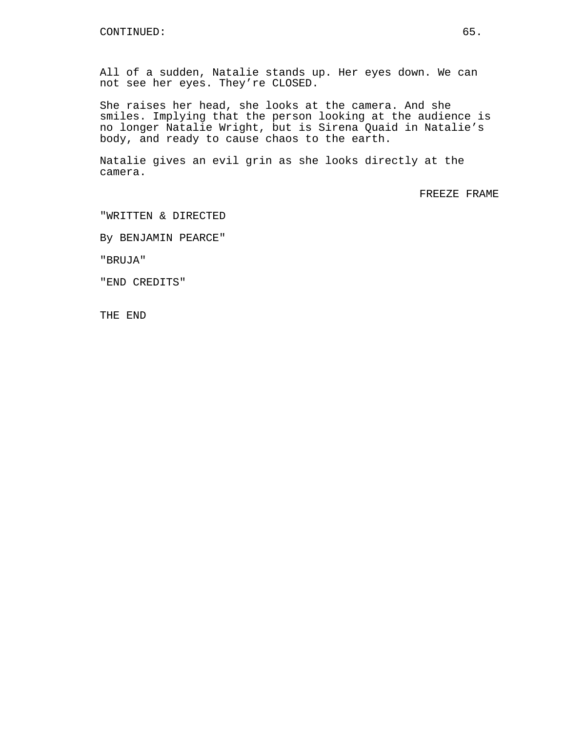CONTINUED:

All of a sudden, Natalie stands up. Her eyes down. We can not see her eyes. They’re CLOSED.

She raises her head, she looks at the camera. And she smiles. Implying that the person looking at the audience is no longer Natalie Wright, but is Sirena Quaid in Natalie’s body, and ready to cause chaos to the earth.

Natalie gives an evil grin as she looks directly at the camera.

FREEZE FRAME

"WRITTEN & DIRECTED

By BENJAMIN PEARCE"

"BRUJA"

"END CREDITS"

THE END